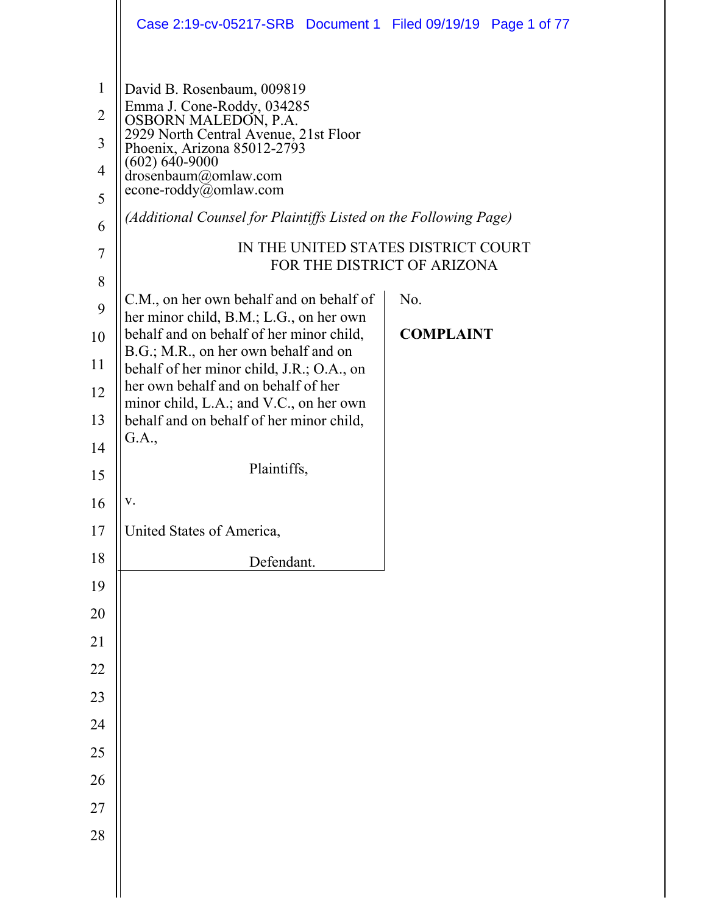David B. Rosenbaum, 009819
Emma J. Cone-Roddy, 034285
OSBORN MALEDON, P.A.
2929 North Central Avenue, 21st Floor
Phoenix, Arizona 85012-2793
(602) 640-9000
drosenbaum@omlaw.com
econe-roddy@omlaw.com

*(Additional Counsel for Plaintiffs Listed on the Following Page)*

IN THE UNITED STATES DISTRICT COURT
FOR THE DISTRICT OF ARIZONA

| | |
|---|---|
| C.M., on her own behalf and on behalf of her minor child, B.M.; L.G., on her own behalf and on behalf of her minor child, B.G.; M.R., on her own behalf and on behalf of her minor child, J.R.; O.A., on her own behalf and on behalf of her minor child, L.A.; and V.C., on her own behalf and on behalf of her minor child, G.A.,<br><br>Plaintiffs,<br><br>v.<br><br>United States of America,<br><br>Defendant. | No.<br><br>**COMPLAINT** |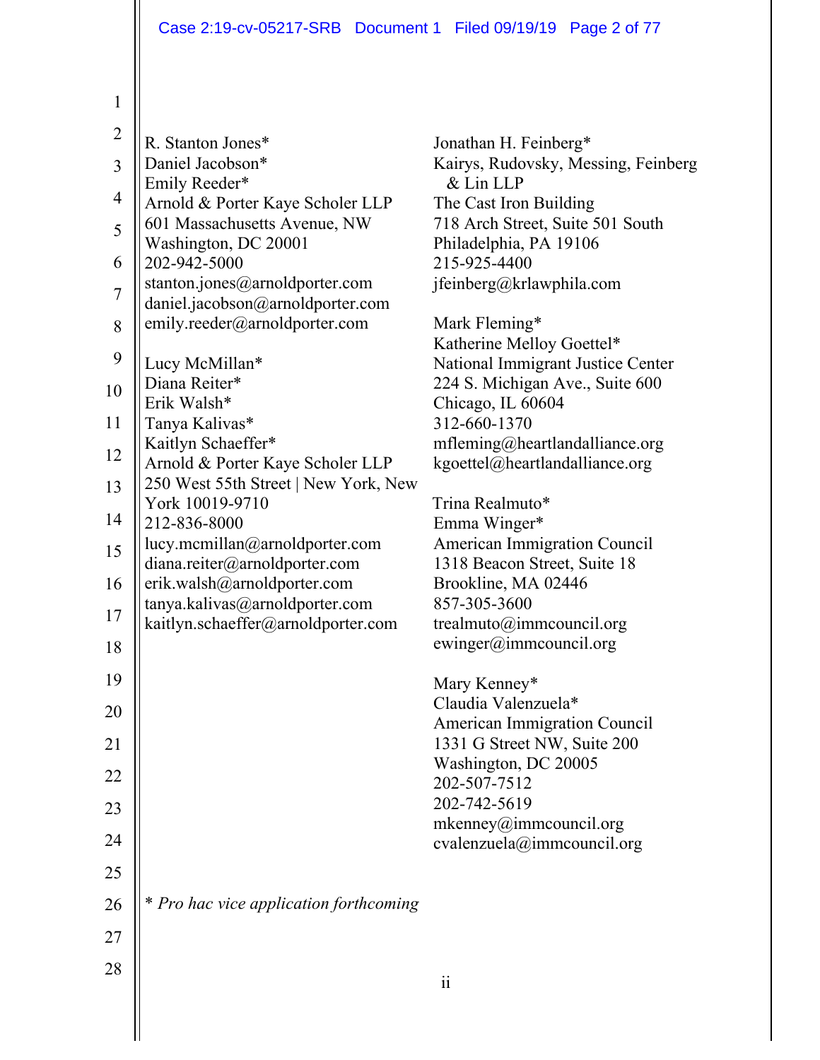R. Stanton Jones*
Daniel Jacobson*
Emily Reeder*
Arnold & Porter Kaye Scholer LLP
601 Massachusetts Avenue, NW
Washington, DC 20001
202-942-5000
stanton.jones@arnoldporter.com
daniel.jacobson@arnoldporter.com
emily.reeder@arnoldporter.com

Lucy McMillan*
Diana Reiter*
Erik Walsh*
Tanya Kalivas*
Kaitlyn Schaeffer*
Arnold & Porter Kaye Scholer LLP
250 West 55th Street | New York, New York 10019-9710
212-836-8000
lucy.mcmillan@arnoldporter.com
diana.reiter@arnoldporter.com
erik.walsh@arnoldporter.com
tanya.kalivas@arnoldporter.com
kaitlyn.schaeffer@arnoldporter.com

Jonathan H. Feinberg*
Kairys, Rudovsky, Messing, Feinberg & Lin LLP
The Cast Iron Building
718 Arch Street, Suite 501 South
Philadelphia, PA 19106
215-925-4400
jfeinberg@krlawphila.com

Mark Fleming*
Katherine Melloy Goettel*
National Immigrant Justice Center
224 S. Michigan Ave., Suite 600
Chicago, IL 60604
312-660-1370
mfleming@heartlandalliance.org
kgoettel@heartlandalliance.org

Trina Realmuto*
Emma Winger*
American Immigration Council
1318 Beacon Street, Suite 18
Brookline, MA 02446
857-305-3600
trealmuto@immcouncil.org
ewinger@immcouncil.org

Mary Kenney*
Claudia Valenzuela*
American Immigration Council
1331 G Street NW, Suite 200
Washington, DC 20005
202-507-7512
202-742-5619
mkenney@immcouncil.org
cvalenzuela@immcouncil.org

\* *Pro hac vice application forthcoming*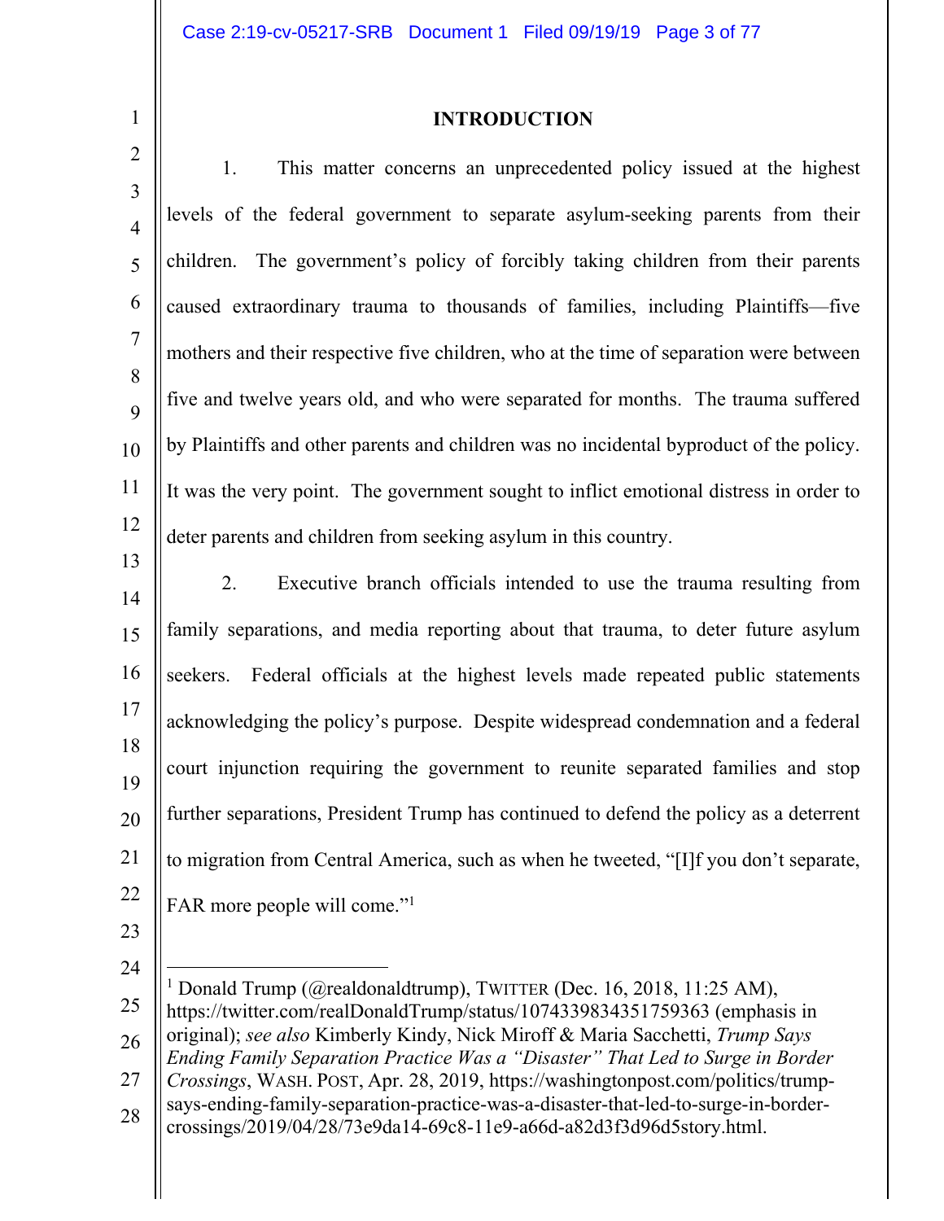## INTRODUCTION

1. This matter concerns an unprecedented policy issued at the highest levels of the federal government to separate asylum-seeking parents from their children. The government's policy of forcibly taking children from their parents caused extraordinary trauma to thousands of families, including Plaintiffs—five mothers and their respective five children, who at the time of separation were between five and twelve years old, and who were separated for months. The trauma suffered by Plaintiffs and other parents and children was no incidental byproduct of the policy. It was the very point. The government sought to inflict emotional distress in order to deter parents and children from seeking asylum in this country.

2. Executive branch officials intended to use the trauma resulting from family separations, and media reporting about that trauma, to deter future asylum seekers. Federal officials at the highest levels made repeated public statements acknowledging the policy's purpose. Despite widespread condemnation and a federal court injunction requiring the government to reunite separated families and stop further separations, President Trump has continued to defend the policy as a deterrent to migration from Central America, such as when he tweeted, "[I]f you don't separate, FAR more people will come."[1]

---

[1] Donald Trump (@realdonaldtrump), TWITTER (Dec. 16, 2018, 11:25 AM), https://twitter.com/realDonaldTrump/status/1074339834351759363 (emphasis in original); *see also* Kimberly Kindy, Nick Miroff & Maria Sacchetti, *Trump Says Ending Family Separation Practice Was a "Disaster" That Led to Surge in Border Crossings*, WASH. POST, Apr. 28, 2019, https://washingtonpost.com/politics/trump-says-ending-family-separation-practice-was-a-disaster-that-led-to-surge-in-border-crossings/2019/04/28/73e9da14-69c8-11e9-a66d-a82d3f3d96d5story.html.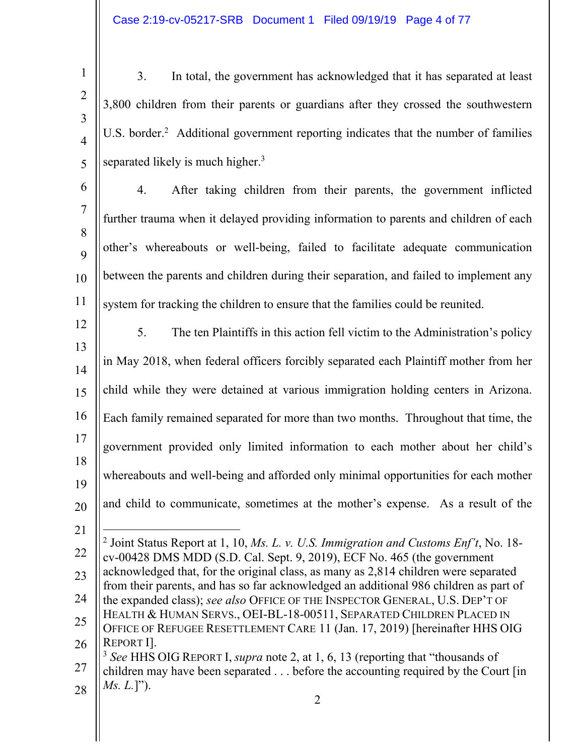3. In total, the government has acknowledged that it has separated at least 3,800 children from their parents or guardians after they crossed the southwestern U.S. border.[2] Additional government reporting indicates that the number of families separated likely is much higher.[3]

4. After taking children from their parents, the government inflicted further trauma when it delayed providing information to parents and children of each other's whereabouts or well-being, failed to facilitate adequate communication between the parents and children during their separation, and failed to implement any system for tracking the children to ensure that the families could be reunited.

5. The ten Plaintiffs in this action fell victim to the Administration's policy in May 2018, when federal officers forcibly separated each Plaintiff mother from her child while they were detained at various immigration holding centers in Arizona. Each family remained separated for more than two months. Throughout that time, the government provided only limited information to each mother about her child's whereabouts and well-being and afforded only minimal opportunities for each mother and child to communicate, sometimes at the mother's expense. As a result of the

---

[2] Joint Status Report at 1, 10, *Ms. L. v. U.S. Immigration and Customs Enf't*, No. 18-cv-00428 DMS MDD (S.D. Cal. Sept. 9, 2019), ECF No. 465 (the government acknowledged that, for the original class, as many as 2,814 children were separated from their parents, and has so far acknowledged an additional 986 children as part of the expanded class); *see also* OFFICE OF THE INSPECTOR GENERAL, U.S. DEP'T OF HEALTH & HUMAN SERVS., OEI-BL-18-00511, SEPARATED CHILDREN PLACED IN OFFICE OF REFUGEE RESETTLEMENT CARE 11 (Jan. 17, 2019) [hereinafter HHS OIG REPORT I].

[3] *See* HHS OIG REPORT I, *supra* note 2, at 1, 6, 13 (reporting that "thousands of children may have been separated . . . before the accounting required by the Court [in *Ms. L.*]").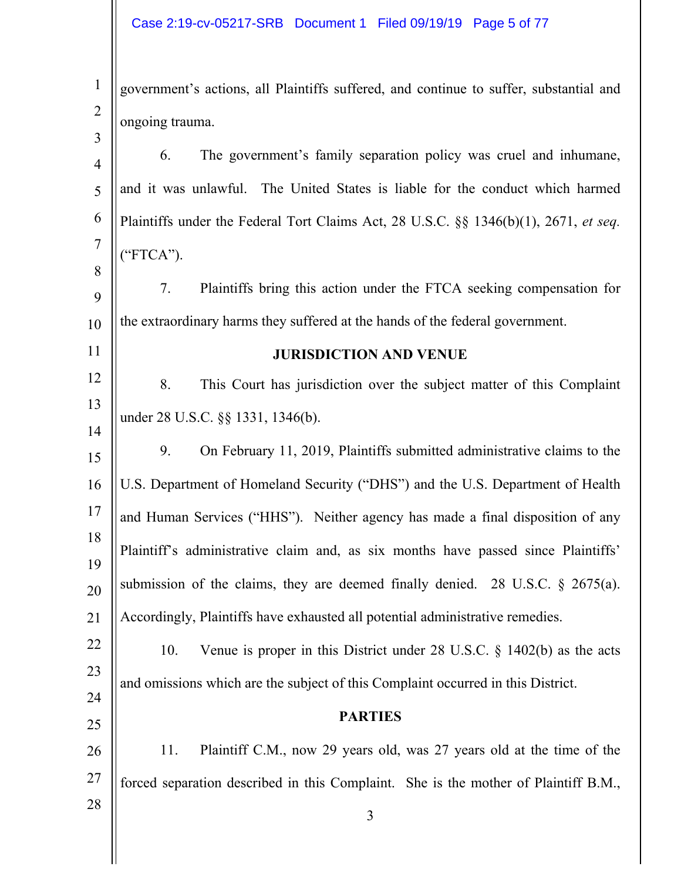government's actions, all Plaintiffs suffered, and continue to suffer, substantial and ongoing trauma.

6. The government's family separation policy was cruel and inhumane, and it was unlawful. The United States is liable for the conduct which harmed Plaintiffs under the Federal Tort Claims Act, 28 U.S.C. §§ 1346(b)(1), 2671, *et seq.* ("FTCA").

7. Plaintiffs bring this action under the FTCA seeking compensation for the extraordinary harms they suffered at the hands of the federal government.

## JURISDICTION AND VENUE

8. This Court has jurisdiction over the subject matter of this Complaint under 28 U.S.C. §§ 1331, 1346(b).

9. On February 11, 2019, Plaintiffs submitted administrative claims to the U.S. Department of Homeland Security ("DHS") and the U.S. Department of Health and Human Services ("HHS"). Neither agency has made a final disposition of any Plaintiff's administrative claim and, as six months have passed since Plaintiffs' submission of the claims, they are deemed finally denied. 28 U.S.C. § 2675(a). Accordingly, Plaintiffs have exhausted all potential administrative remedies.

10. Venue is proper in this District under 28 U.S.C. § 1402(b) as the acts and omissions which are the subject of this Complaint occurred in this District.

## PARTIES

11. Plaintiff C.M., now 29 years old, was 27 years old at the time of the forced separation described in this Complaint. She is the mother of Plaintiff B.M.,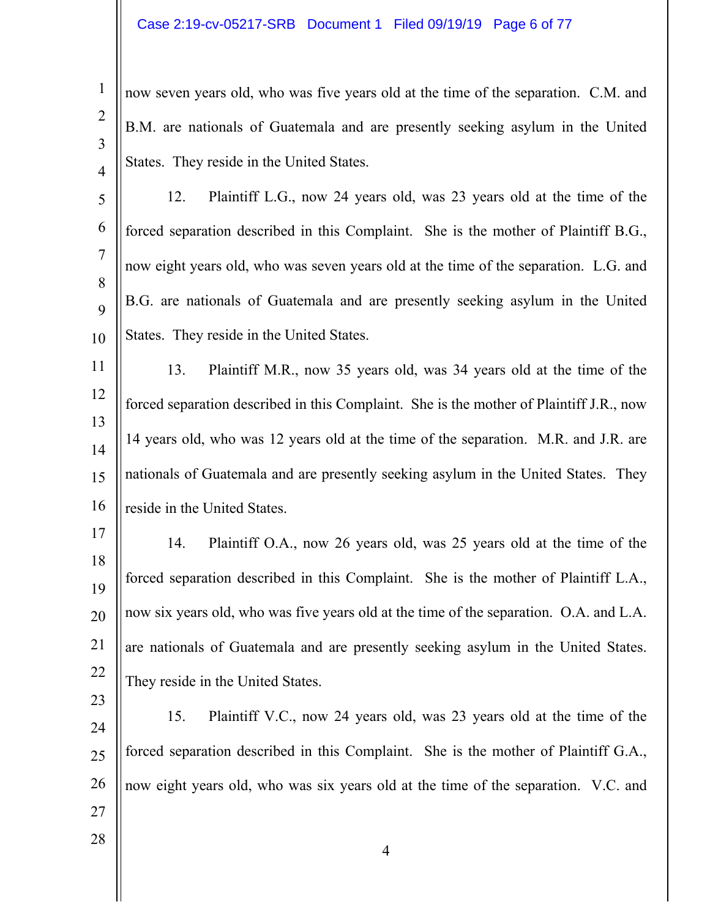now seven years old, who was five years old at the time of the separation. C.M. and B.M. are nationals of Guatemala and are presently seeking asylum in the United States. They reside in the United States.

12. Plaintiff L.G., now 24 years old, was 23 years old at the time of the forced separation described in this Complaint. She is the mother of Plaintiff B.G., now eight years old, who was seven years old at the time of the separation. L.G. and B.G. are nationals of Guatemala and are presently seeking asylum in the United States. They reside in the United States.

13. Plaintiff M.R., now 35 years old, was 34 years old at the time of the forced separation described in this Complaint. She is the mother of Plaintiff J.R., now 14 years old, who was 12 years old at the time of the separation. M.R. and J.R. are nationals of Guatemala and are presently seeking asylum in the United States. They reside in the United States.

14. Plaintiff O.A., now 26 years old, was 25 years old at the time of the forced separation described in this Complaint. She is the mother of Plaintiff L.A., now six years old, who was five years old at the time of the separation. O.A. and L.A. are nationals of Guatemala and are presently seeking asylum in the United States. They reside in the United States.

15. Plaintiff V.C., now 24 years old, was 23 years old at the time of the forced separation described in this Complaint. She is the mother of Plaintiff G.A., now eight years old, who was six years old at the time of the separation. V.C. and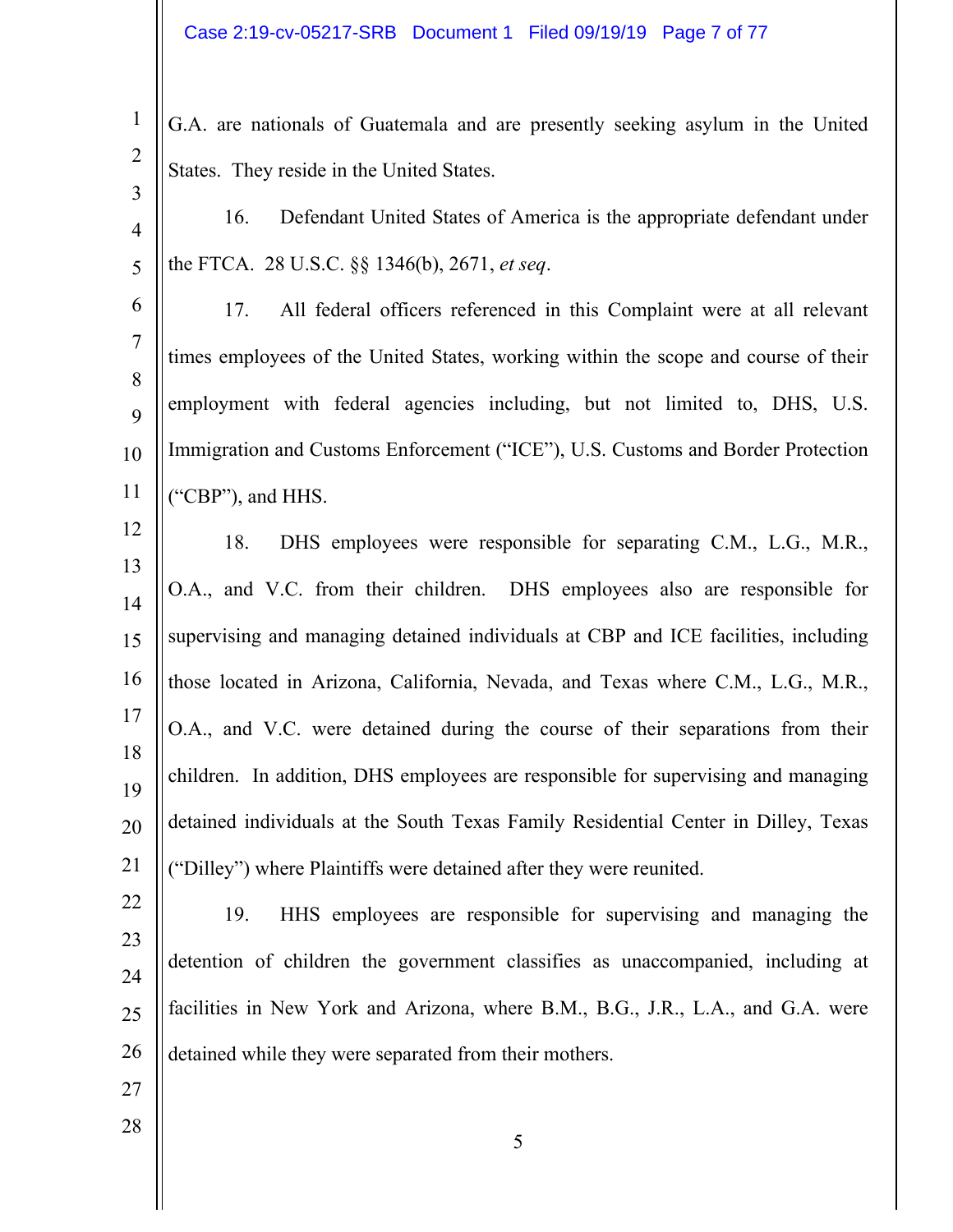G.A. are nationals of Guatemala and are presently seeking asylum in the United States. They reside in the United States.

16. Defendant United States of America is the appropriate defendant under the FTCA. 28 U.S.C. §§ 1346(b), 2671, *et seq*.

17. All federal officers referenced in this Complaint were at all relevant times employees of the United States, working within the scope and course of their employment with federal agencies including, but not limited to, DHS, U.S. Immigration and Customs Enforcement ("ICE"), U.S. Customs and Border Protection ("CBP"), and HHS.

18. DHS employees were responsible for separating C.M., L.G., M.R., O.A., and V.C. from their children. DHS employees also are responsible for supervising and managing detained individuals at CBP and ICE facilities, including those located in Arizona, California, Nevada, and Texas where C.M., L.G., M.R., O.A., and V.C. were detained during the course of their separations from their children. In addition, DHS employees are responsible for supervising and managing detained individuals at the South Texas Family Residential Center in Dilley, Texas ("Dilley") where Plaintiffs were detained after they were reunited.

19. HHS employees are responsible for supervising and managing the detention of children the government classifies as unaccompanied, including at facilities in New York and Arizona, where B.M., B.G., J.R., L.A., and G.A. were detained while they were separated from their mothers.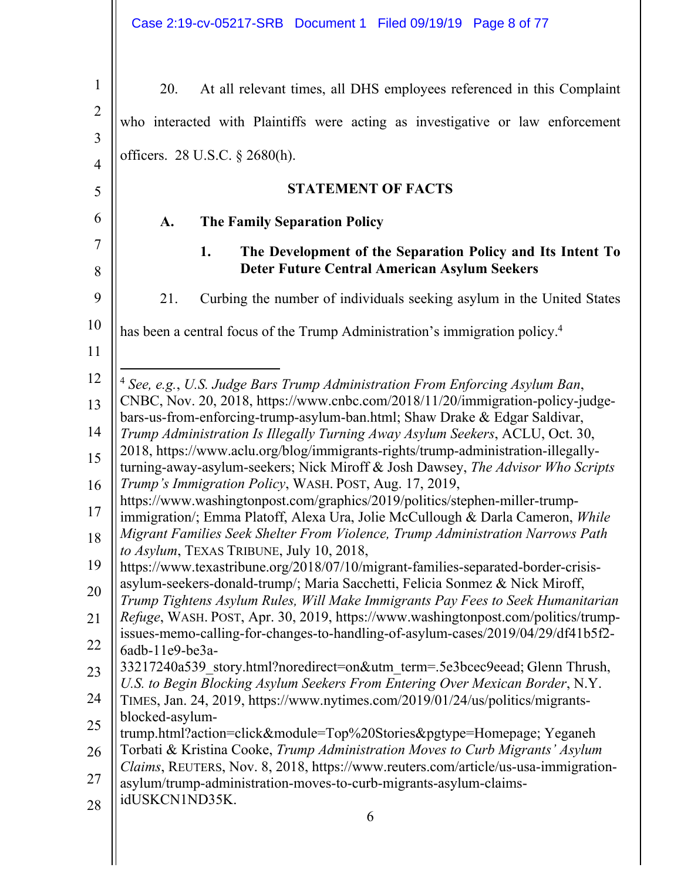20. At all relevant times, all DHS employees referenced in this Complaint who interacted with Plaintiffs were acting as investigative or law enforcement officers. 28 U.S.C. § 2680(h).

## STATEMENT OF FACTS

### A. The Family Separation Policy

#### 1. The Development of the Separation Policy and Its Intent To Deter Future Central American Asylum Seekers

21. Curbing the number of individuals seeking asylum in the United States has been a central focus of the Trump Administration's immigration policy.[4]

---

[4] *See, e.g.*, *U.S. Judge Bars Trump Administration From Enforcing Asylum Ban*, CNBC, Nov. 20, 2018, https://www.cnbc.com/2018/11/20/immigration-policy-judge-bars-us-from-enforcing-trump-asylum-ban.html; Shaw Drake & Edgar Saldivar, *Trump Administration Is Illegally Turning Away Asylum Seekers*, ACLU, Oct. 30, 2018, https://www.aclu.org/blog/immigrants-rights/trump-administration-illegally-turning-away-asylum-seekers; Nick Miroff & Josh Dawsey, *The Advisor Who Scripts Trump's Immigration Policy*, WASH. POST, Aug. 17, 2019, https://www.washingtonpost.com/graphics/2019/politics/stephen-miller-trump-immigration/; Emma Platoff, Alexa Ura, Jolie McCullough & Darla Cameron, *While Migrant Families Seek Shelter From Violence, Trump Administration Narrows Path to Asylum*, TEXAS TRIBUNE, July 10, 2018, https://www.texastribune.org/2018/07/10/migrant-families-separated-border-crisis-asylum-seekers-donald-trump/; Maria Sacchetti, Felicia Sonmez & Nick Miroff, *Trump Tightens Asylum Rules, Will Make Immigrants Pay Fees to Seek Humanitarian Refuge*, WASH. POST, Apr. 30, 2019, https://www.washingtonpost.com/politics/trump-issues-memo-calling-for-changes-to-handling-of-asylum-cases/2019/04/29/df41b5f2-6adb-11e9-be3a-33217240a539_story.html?noredirect=on&utm_term=.5e3bcec9eead; Glenn Thrush, *U.S. to Begin Blocking Asylum Seekers From Entering Over Mexican Border*, N.Y. TIMES, Jan. 24, 2019, https://www.nytimes.com/2019/01/24/us/politics/migrants-blocked-asylum-trump.html?action=click&module=Top%20Stories&pgtype=Homepage; Yeganeh Torbati & Kristina Cooke, *Trump Administration Moves to Curb Migrants' Asylum Claims*, REUTERS, Nov. 8, 2018, https://www.reuters.com/article/us-usa-immigration-asylum/trump-administration-moves-to-curb-migrants-asylum-claims-idUSKCN1ND35K.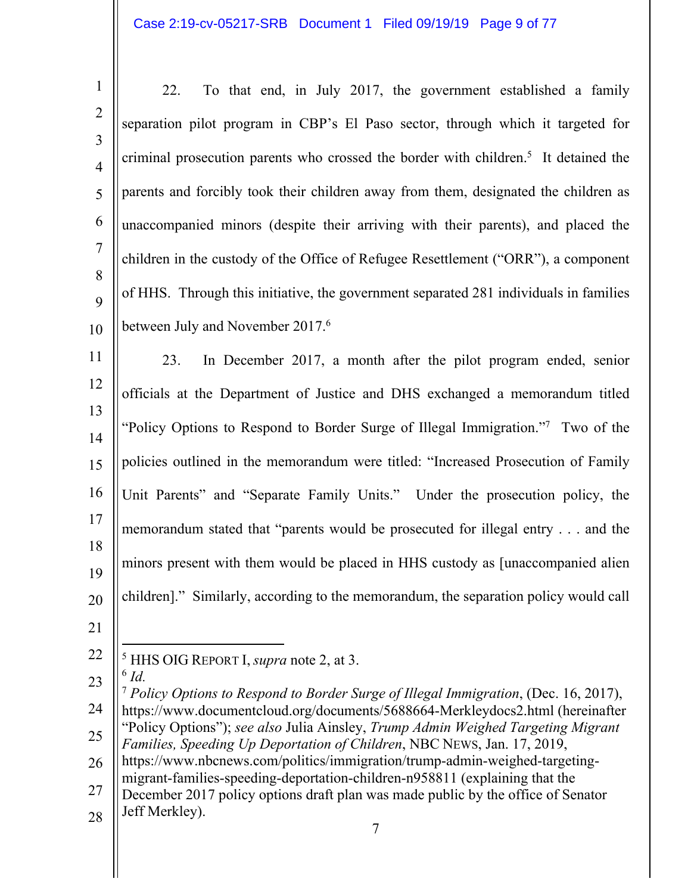22. To that end, in July 2017, the government established a family separation pilot program in CBP's El Paso sector, through which it targeted for criminal prosecution parents who crossed the border with children.[5] It detained the parents and forcibly took their children away from them, designated the children as unaccompanied minors (despite their arriving with their parents), and placed the children in the custody of the Office of Refugee Resettlement ("ORR"), a component of HHS. Through this initiative, the government separated 281 individuals in families between July and November 2017.[6]

23. In December 2017, a month after the pilot program ended, senior officials at the Department of Justice and DHS exchanged a memorandum titled "Policy Options to Respond to Border Surge of Illegal Immigration."[7] Two of the policies outlined in the memorandum were titled: "Increased Prosecution of Family Unit Parents" and "Separate Family Units." Under the prosecution policy, the memorandum stated that "parents would be prosecuted for illegal entry . . . and the minors present with them would be placed in HHS custody as [unaccompanied alien children]." Similarly, according to the memorandum, the separation policy would call

---

[5] HHS OIG REPORT I, *supra* note 2, at 3.

[6] *Id.*

[7] *Policy Options to Respond to Border Surge of Illegal Immigration*, (Dec. 16, 2017), https://www.documentcloud.org/documents/5688664-Merkleydocs2.html (hereinafter "Policy Options"); *see also* Julia Ainsley, *Trump Admin Weighed Targeting Migrant Families, Speeding Up Deportation of Children*, NBC NEWS, Jan. 17, 2019, https://www.nbcnews.com/politics/immigration/trump-admin-weighed-targeting-migrant-families-speeding-deportation-children-n958811 (explaining that the December 2017 policy options draft plan was made public by the office of Senator Jeff Merkley).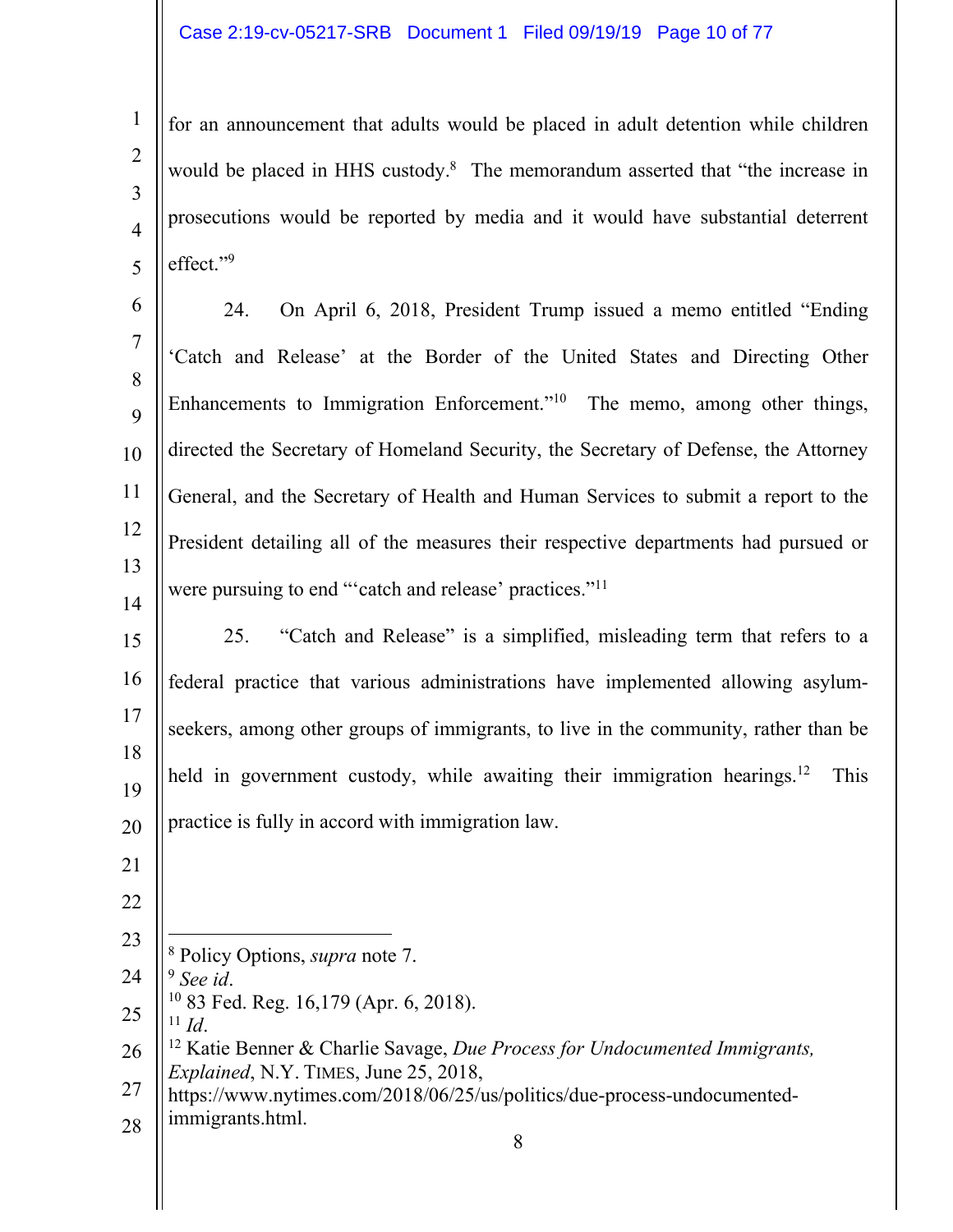for an announcement that adults would be placed in adult detention while children would be placed in HHS custody.[8] The memorandum asserted that "the increase in prosecutions would be reported by media and it would have substantial deterrent effect."[9]

24. On April 6, 2018, President Trump issued a memo entitled "Ending 'Catch and Release' at the Border of the United States and Directing Other Enhancements to Immigration Enforcement."[10] The memo, among other things, directed the Secretary of Homeland Security, the Secretary of Defense, the Attorney General, and the Secretary of Health and Human Services to submit a report to the President detailing all of the measures their respective departments had pursued or were pursuing to end "'catch and release' practices."[11]

25. "Catch and Release" is a simplified, misleading term that refers to a federal practice that various administrations have implemented allowing asylum-seekers, among other groups of immigrants, to live in the community, rather than be held in government custody, while awaiting their immigration hearings.[12] This practice is fully in accord with immigration law.

---

[8] Policy Options, *supra* note 7.

[9] *See id*.

[10] 83 Fed. Reg. 16,179 (Apr. 6, 2018).

[11] *Id*.

[12] Katie Benner & Charlie Savage, *Due Process for Undocumented Immigrants, Explained*, N.Y. TIMES, June 25, 2018, https://www.nytimes.com/2018/06/25/us/politics/due-process-undocumented-immigrants.html.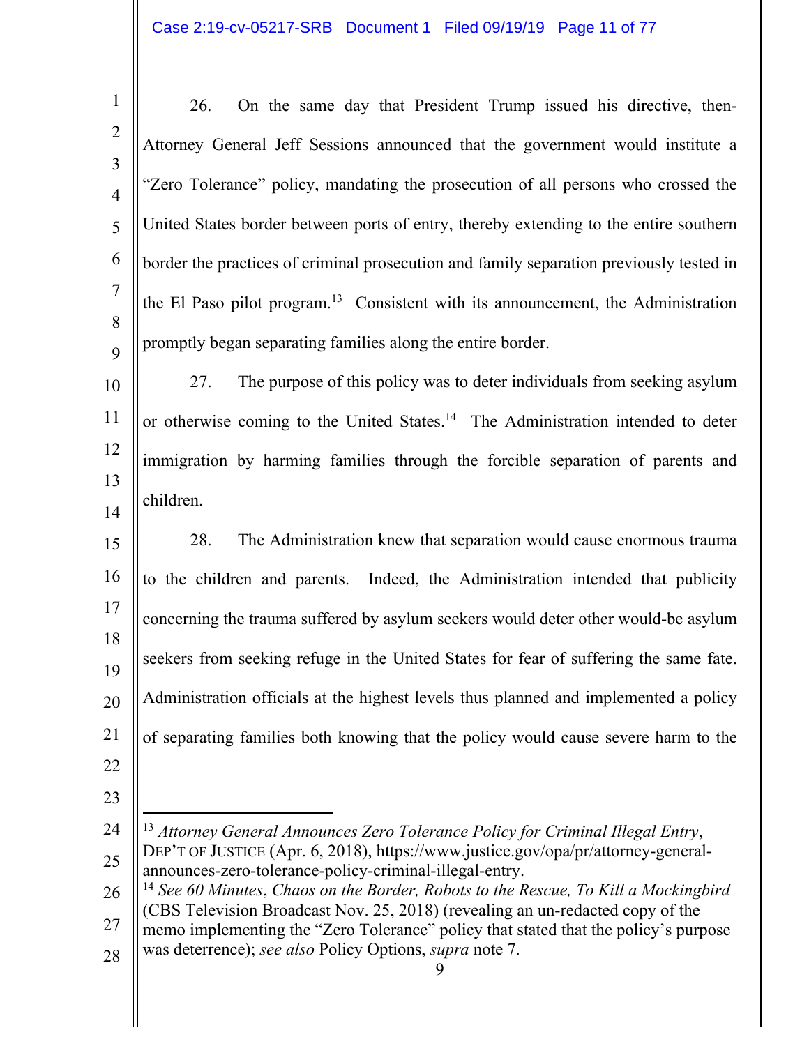26. On the same day that President Trump issued his directive, then-Attorney General Jeff Sessions announced that the government would institute a "Zero Tolerance" policy, mandating the prosecution of all persons who crossed the United States border between ports of entry, thereby extending to the entire southern border the practices of criminal prosecution and family separation previously tested in the El Paso pilot program.[13] Consistent with its announcement, the Administration promptly began separating families along the entire border.

27. The purpose of this policy was to deter individuals from seeking asylum or otherwise coming to the United States.[14] The Administration intended to deter immigration by harming families through the forcible separation of parents and children.

28. The Administration knew that separation would cause enormous trauma to the children and parents. Indeed, the Administration intended that publicity concerning the trauma suffered by asylum seekers would deter other would-be asylum seekers from seeking refuge in the United States for fear of suffering the same fate. Administration officials at the highest levels thus planned and implemented a policy of separating families both knowing that the policy would cause severe harm to the

---

[13] *Attorney General Announces Zero Tolerance Policy for Criminal Illegal Entry*, DEP'T OF JUSTICE (Apr. 6, 2018), https://www.justice.gov/opa/pr/attorney-general-announces-zero-tolerance-policy-criminal-illegal-entry.

[14] *See 60 Minutes*, *Chaos on the Border, Robots to the Rescue, To Kill a Mockingbird* (CBS Television Broadcast Nov. 25, 2018) (revealing an un-redacted copy of the memo implementing the "Zero Tolerance" policy that stated that the policy's purpose was deterrence); *see also* Policy Options, *supra* note 7.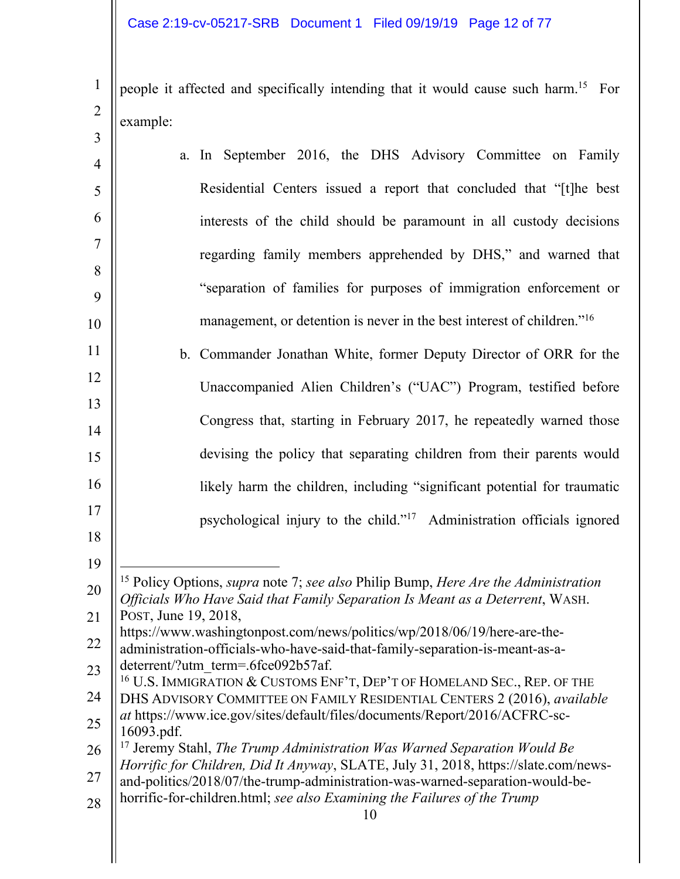people it affected and specifically intending that it would cause such harm.[15] For example:

a. In September 2016, the DHS Advisory Committee on Family Residential Centers issued a report that concluded that "[t]he best interests of the child should be paramount in all custody decisions regarding family members apprehended by DHS," and warned that "separation of families for purposes of immigration enforcement or management, or detention is never in the best interest of children."[16]

b. Commander Jonathan White, former Deputy Director of ORR for the Unaccompanied Alien Children's ("UAC") Program, testified before Congress that, starting in February 2017, he repeatedly warned those devising the policy that separating children from their parents would likely harm the children, including "significant potential for traumatic psychological injury to the child."[17] Administration officials ignored

---

[15] Policy Options, *supra* note 7; *see also* Philip Bump, *Here Are the Administration Officials Who Have Said that Family Separation Is Meant as a Deterrent*, WASH. POST, June 19, 2018, https://www.washingtonpost.com/news/politics/wp/2018/06/19/here-are-the-administration-officials-who-have-said-that-family-separation-is-meant-as-a-deterrent/?utm_term=.6fce092b57af.

[16] U.S. IMMIGRATION & CUSTOMS ENF'T, DEP'T OF HOMELAND SEC., REP. OF THE DHS ADVISORY COMMITTEE ON FAMILY RESIDENTIAL CENTERS 2 (2016), *available at* https://www.ice.gov/sites/default/files/documents/Report/2016/ACFRC-sc-16093.pdf.

[17] Jeremy Stahl, *The Trump Administration Was Warned Separation Would Be Horrific for Children, Did It Anyway*, SLATE, July 31, 2018, https://slate.com/news-and-politics/2018/07/the-trump-administration-was-warned-separation-would-be-horrific-for-children.html; *see also Examining the Failures of the Trump*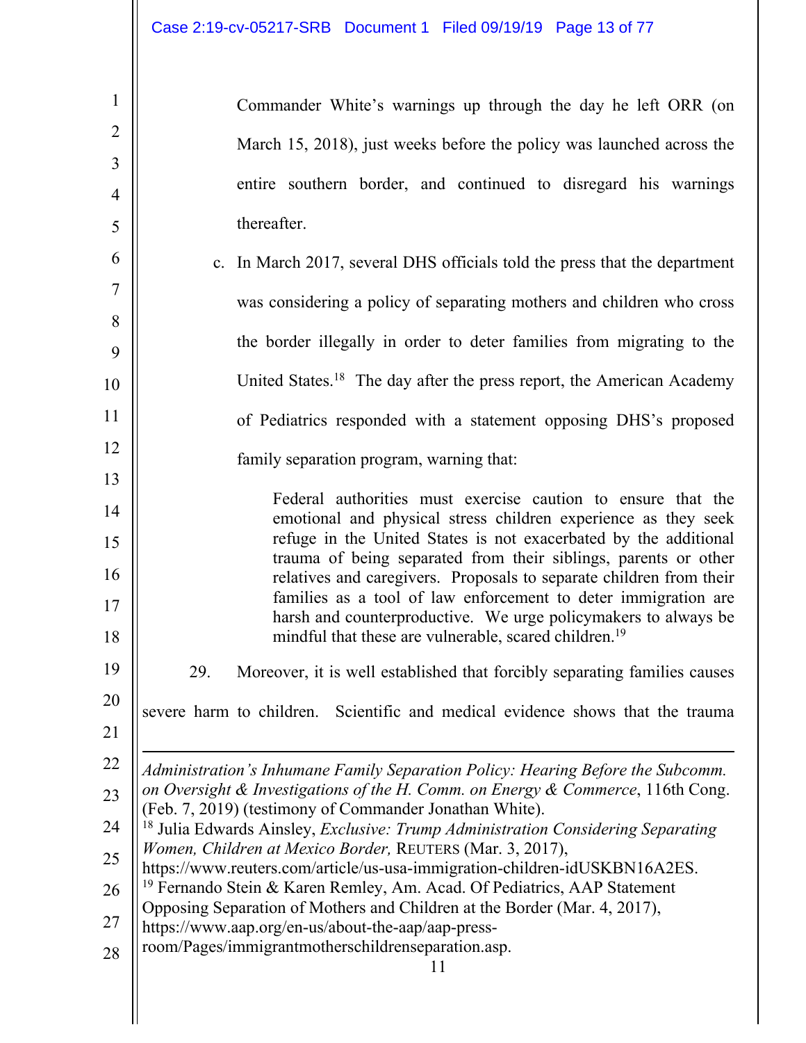Commander White's warnings up through the day he left ORR (on March 15, 2018), just weeks before the policy was launched across the entire southern border, and continued to disregard his warnings thereafter.

c. In March 2017, several DHS officials told the press that the department was considering a policy of separating mothers and children who cross the border illegally in order to deter families from migrating to the United States.[18] The day after the press report, the American Academy of Pediatrics responded with a statement opposing DHS's proposed family separation program, warning that:

> Federal authorities must exercise caution to ensure that the emotional and physical stress children experience as they seek refuge in the United States is not exacerbated by the additional trauma of being separated from their siblings, parents or other relatives and caregivers. Proposals to separate children from their families as a tool of law enforcement to deter immigration are harsh and counterproductive. We urge policymakers to always be mindful that these are vulnerable, scared children.[19]

29. Moreover, it is well established that forcibly separating families causes severe harm to children. Scientific and medical evidence shows that the trauma

---

*Administration's Inhumane Family Separation Policy: Hearing Before the Subcomm. on Oversight & Investigations of the H. Comm. on Energy & Commerce*, 116th Cong. (Feb. 7, 2019) (testimony of Commander Jonathan White).

[18] Julia Edwards Ainsley, *Exclusive: Trump Administration Considering Separating Women, Children at Mexico Border,* REUTERS (Mar. 3, 2017), https://www.reuters.com/article/us-usa-immigration-children-idUSKBN16A2ES.

[19] Fernando Stein & Karen Remley, Am. Acad. Of Pediatrics, AAP Statement Opposing Separation of Mothers and Children at the Border (Mar. 4, 2017), https://www.aap.org/en-us/about-the-aap/aap-press-room/Pages/immigrantmotherschildrenseparation.asp.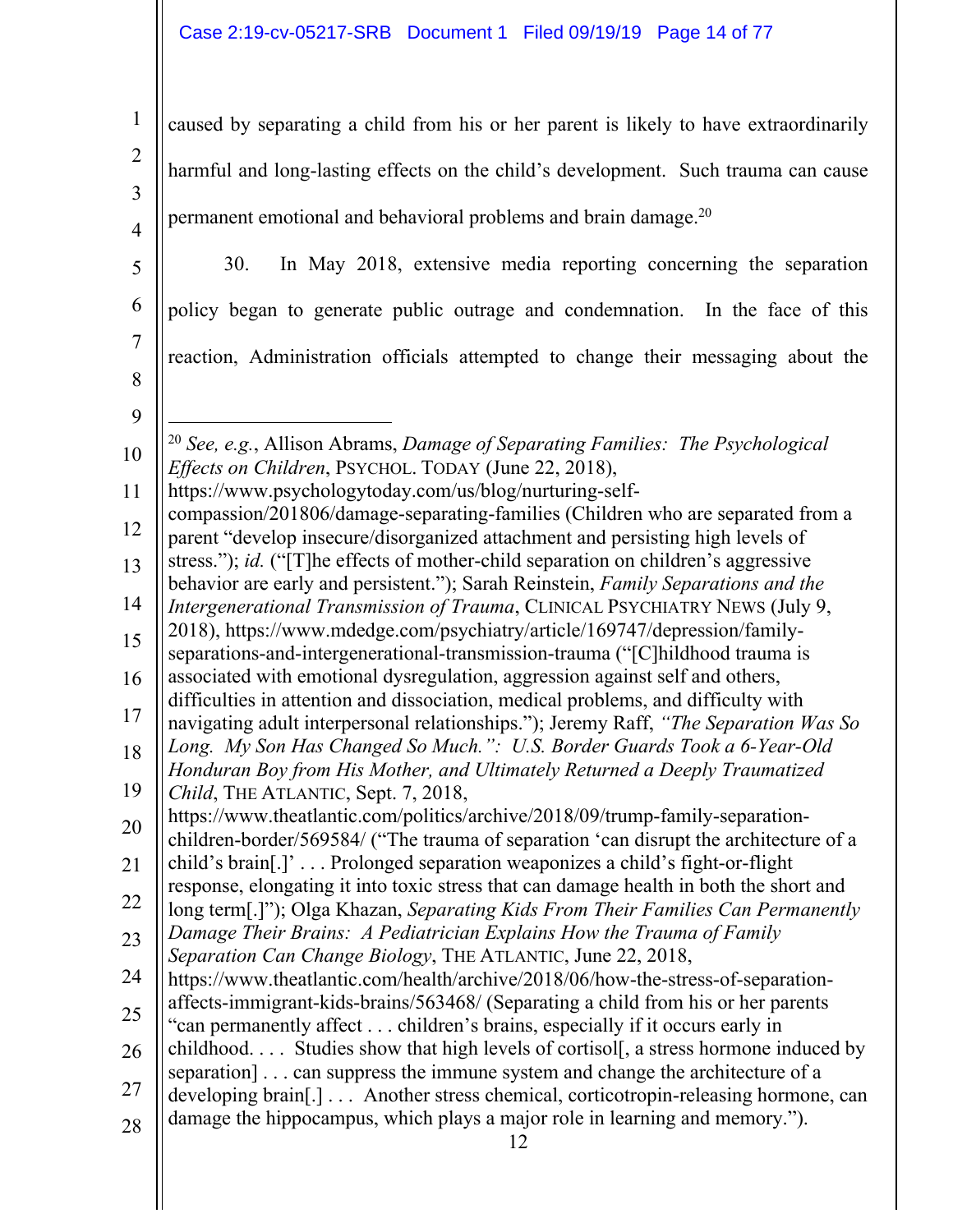caused by separating a child from his or her parent is likely to have extraordinarily harmful and long-lasting effects on the child's development. Such trauma can cause permanent emotional and behavioral problems and brain damage.[20]

30. In May 2018, extensive media reporting concerning the separation policy began to generate public outrage and condemnation. In the face of this reaction, Administration officials attempted to change their messaging about the

---

[20] *See, e.g.*, Allison Abrams, *Damage of Separating Families: The Psychological Effects on Children*, PSYCHOL. TODAY (June 22, 2018), https://www.psychologytoday.com/us/blog/nurturing-self-compassion/201806/damage-separating-families (Children who are separated from a parent "develop insecure/disorganized attachment and persisting high levels of stress."); *id.* ("[T]he effects of mother-child separation on children's aggressive behavior are early and persistent."); Sarah Reinstein, *Family Separations and the Intergenerational Transmission of Trauma*, CLINICAL PSYCHIATRY NEWS (July 9, 2018), https://www.mdedge.com/psychiatry/article/169747/depression/family-separations-and-intergenerational-transmission-trauma ("[C]hildhood trauma is associated with emotional dysregulation, aggression against self and others, difficulties in attention and dissociation, medical problems, and difficulty with navigating adult interpersonal relationships."); Jeremy Raff, *"The Separation Was So Long. My Son Has Changed So Much.": U.S. Border Guards Took a 6-Year-Old Honduran Boy from His Mother, and Ultimately Returned a Deeply Traumatized Child*, THE ATLANTIC, Sept. 7, 2018, https://www.theatlantic.com/politics/archive/2018/09/trump-family-separation-children-border/569584/ ("The trauma of separation 'can disrupt the architecture of a child's brain[.]' . . . Prolonged separation weaponizes a child's fight-or-flight response, elongating it into toxic stress that can damage health in both the short and long term[.]"); Olga Khazan, *Separating Kids From Their Families Can Permanently Damage Their Brains: A Pediatrician Explains How the Trauma of Family Separation Can Change Biology*, THE ATLANTIC, June 22, 2018, https://www.theatlantic.com/health/archive/2018/06/how-the-stress-of-separation-affects-immigrant-kids-brains/563468/ (Separating a child from his or her parents "can permanently affect . . . children's brains, especially if it occurs early in childhood. . . . Studies show that high levels of cortisol[, a stress hormone induced by separation] . . . can suppress the immune system and change the architecture of a developing brain[.] . . . Another stress chemical, corticotropin-releasing hormone, can damage the hippocampus, which plays a major role in learning and memory.").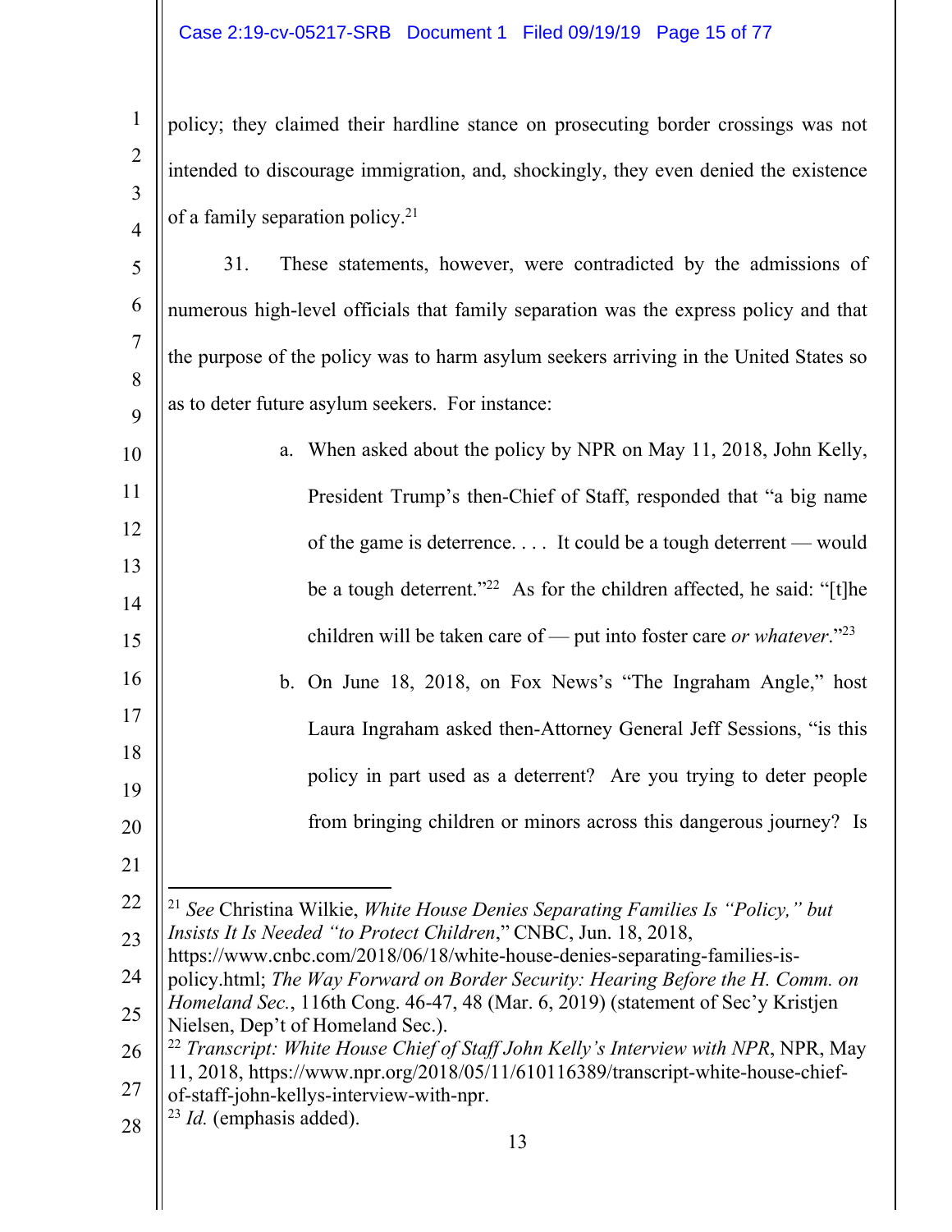policy; they claimed their hardline stance on prosecuting border crossings was not intended to discourage immigration, and, shockingly, they even denied the existence of a family separation policy.[21]

31. These statements, however, were contradicted by the admissions of numerous high-level officials that family separation was the express policy and that the purpose of the policy was to harm asylum seekers arriving in the United States so as to deter future asylum seekers. For instance:

a. When asked about the policy by NPR on May 11, 2018, John Kelly, President Trump's then-Chief of Staff, responded that "a big name of the game is deterrence. . . . It could be a tough deterrent — would be a tough deterrent."[22] As for the children affected, he said: "[t]he children will be taken care of — put into foster care *or whatever*."[23]

b. On June 18, 2018, on Fox News's "The Ingraham Angle," host Laura Ingraham asked then-Attorney General Jeff Sessions, "is this policy in part used as a deterrent? Are you trying to deter people from bringing children or minors across this dangerous journey? Is

---

[21] *See* Christina Wilkie, *White House Denies Separating Families Is "Policy," but Insists It Is Needed "to Protect Children*," CNBC, Jun. 18, 2018, https://www.cnbc.com/2018/06/18/white-house-denies-separating-families-is-policy.html; *The Way Forward on Border Security: Hearing Before the H. Comm. on Homeland Sec.*, 116th Cong. 46-47, 48 (Mar. 6, 2019) (statement of Sec'y Kristjen Nielsen, Dep't of Homeland Sec.).

[22] *Transcript: White House Chief of Staff John Kelly's Interview with NPR*, NPR, May 11, 2018, https://www.npr.org/2018/05/11/610116389/transcript-white-house-chief-of-staff-john-kellys-interview-with-npr.

[23] *Id.* (emphasis added).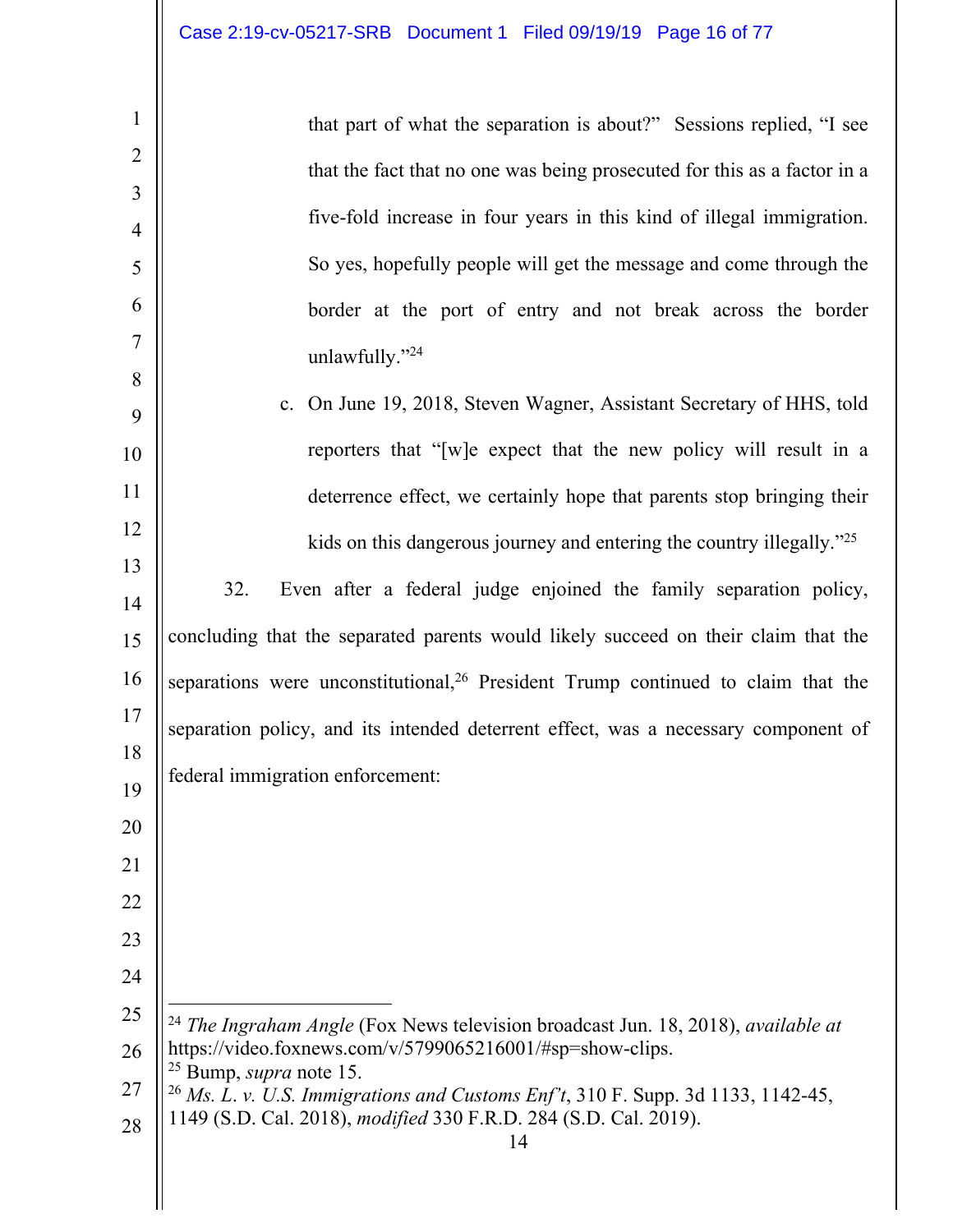that part of what the separation is about?" Sessions replied, "I see that the fact that no one was being prosecuted for this as a factor in a five-fold increase in four years in this kind of illegal immigration. So yes, hopefully people will get the message and come through the border at the port of entry and not break across the border unlawfully."[24]

c. On June 19, 2018, Steven Wagner, Assistant Secretary of HHS, told reporters that "[w]e expect that the new policy will result in a deterrence effect, we certainly hope that parents stop bringing their kids on this dangerous journey and entering the country illegally."[25]

32. Even after a federal judge enjoined the family separation policy, concluding that the separated parents would likely succeed on their claim that the separations were unconstitutional,[26] President Trump continued to claim that the separation policy, and its intended deterrent effect, was a necessary component of federal immigration enforcement:

---

[24] *The Ingraham Angle* (Fox News television broadcast Jun. 18, 2018), *available at* https://video.foxnews.com/v/5799065216001/#sp=show-clips.

[25] Bump, *supra* note 15.

[26] *Ms. L. v. U.S. Immigrations and Customs Enf't*, 310 F. Supp. 3d 1133, 1142-45, 1149 (S.D. Cal. 2018), *modified* 330 F.R.D. 284 (S.D. Cal. 2019).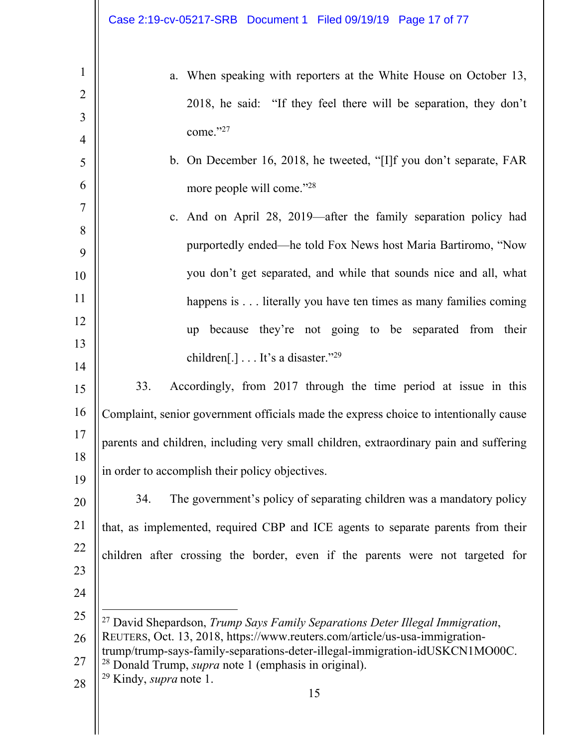a. When speaking with reporters at the White House on October 13, 2018, he said: "If they feel there will be separation, they don't come."[27]

b. On December 16, 2018, he tweeted, "[I]f you don't separate, FAR more people will come."[28]

c. And on April 28, 2019—after the family separation policy had purportedly ended—he told Fox News host Maria Bartiromo, "Now you don't get separated, and while that sounds nice and all, what happens is . . . literally you have ten times as many families coming up because they're not going to be separated from their children[.] . . . It's a disaster."[29]

33. Accordingly, from 2017 through the time period at issue in this Complaint, senior government officials made the express choice to intentionally cause parents and children, including very small children, extraordinary pain and suffering in order to accomplish their policy objectives.

34. The government's policy of separating children was a mandatory policy that, as implemented, required CBP and ICE agents to separate parents from their children after crossing the border, even if the parents were not targeted for

---

[27] David Shepardson, *Trump Says Family Separations Deter Illegal Immigration*, REUTERS, Oct. 13, 2018, https://www.reuters.com/article/us-usa-immigration-trump/trump-says-family-separations-deter-illegal-immigration-idUSKCN1MO00C.

[28] Donald Trump, *supra* note 1 (emphasis in original).

[29] Kindy, *supra* note 1.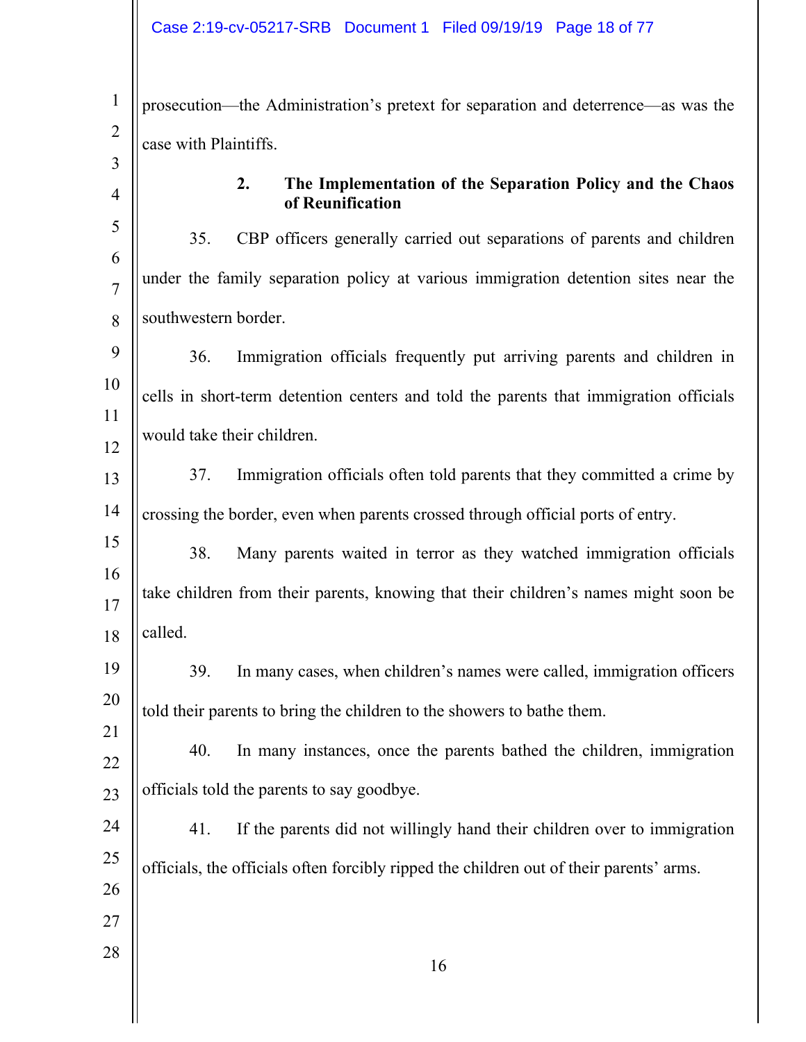prosecution—the Administration's pretext for separation and deterrence—as was the case with Plaintiffs.

### 2. The Implementation of the Separation Policy and the Chaos of Reunification

35. CBP officers generally carried out separations of parents and children under the family separation policy at various immigration detention sites near the southwestern border.

36. Immigration officials frequently put arriving parents and children in cells in short-term detention centers and told the parents that immigration officials would take their children.

37. Immigration officials often told parents that they committed a crime by crossing the border, even when parents crossed through official ports of entry.

38. Many parents waited in terror as they watched immigration officials take children from their parents, knowing that their children's names might soon be called.

39. In many cases, when children's names were called, immigration officers told their parents to bring the children to the showers to bathe them.

40. In many instances, once the parents bathed the children, immigration officials told the parents to say goodbye.

41. If the parents did not willingly hand their children over to immigration officials, the officials often forcibly ripped the children out of their parents' arms.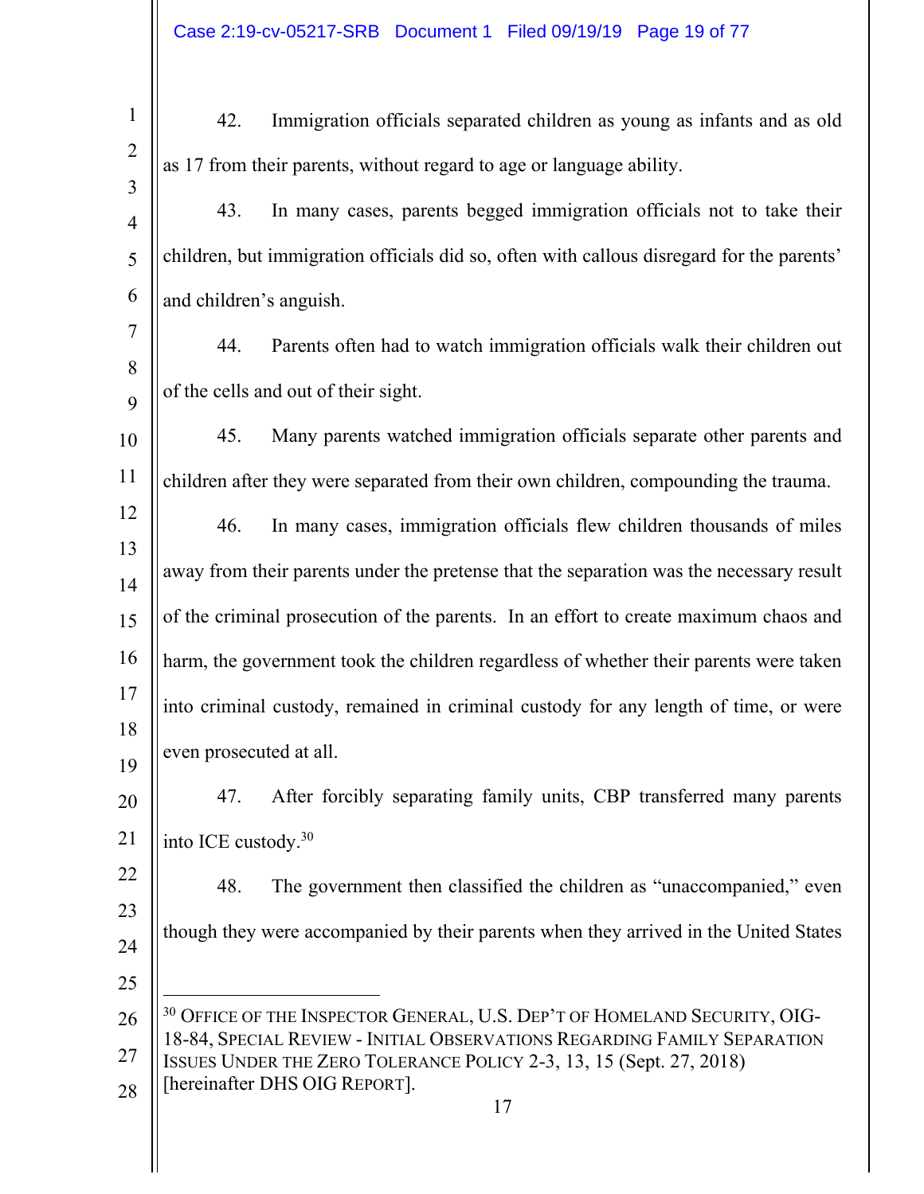42. Immigration officials separated children as young as infants and as old as 17 from their parents, without regard to age or language ability.

43. In many cases, parents begged immigration officials not to take their children, but immigration officials did so, often with callous disregard for the parents' and children's anguish.

44. Parents often had to watch immigration officials walk their children out of the cells and out of their sight.

45. Many parents watched immigration officials separate other parents and children after they were separated from their own children, compounding the trauma.

46. In many cases, immigration officials flew children thousands of miles away from their parents under the pretense that the separation was the necessary result of the criminal prosecution of the parents. In an effort to create maximum chaos and harm, the government took the children regardless of whether their parents were taken into criminal custody, remained in criminal custody for any length of time, or were even prosecuted at all.

47. After forcibly separating family units, CBP transferred many parents into ICE custody.[30]

48. The government then classified the children as "unaccompanied," even though they were accompanied by their parents when they arrived in the United States

---

[30] OFFICE OF THE INSPECTOR GENERAL, U.S. DEP'T OF HOMELAND SECURITY, OIG-18-84, SPECIAL REVIEW - INITIAL OBSERVATIONS REGARDING FAMILY SEPARATION ISSUES UNDER THE ZERO TOLERANCE POLICY 2-3, 13, 15 (Sept. 27, 2018) [hereinafter DHS OIG REPORT].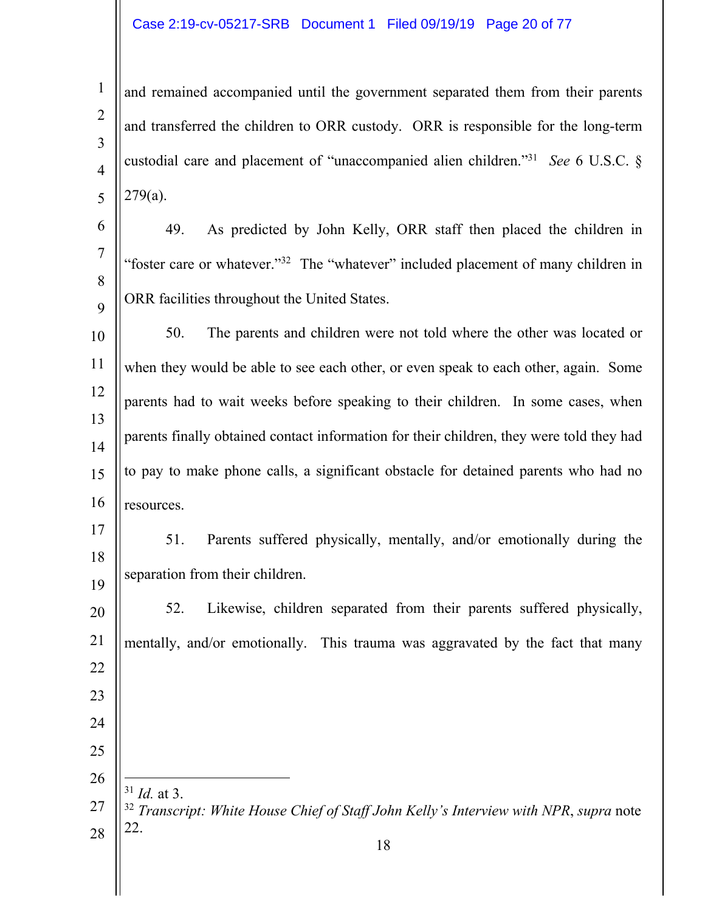and remained accompanied until the government separated them from their parents and transferred the children to ORR custody. ORR is responsible for the long-term custodial care and placement of "unaccompanied alien children."[31] *See* 6 U.S.C. § 279(a).

49. As predicted by John Kelly, ORR staff then placed the children in "foster care or whatever."[32] The "whatever" included placement of many children in ORR facilities throughout the United States.

50. The parents and children were not told where the other was located or when they would be able to see each other, or even speak to each other, again. Some parents had to wait weeks before speaking to their children. In some cases, when parents finally obtained contact information for their children, they were told they had to pay to make phone calls, a significant obstacle for detained parents who had no resources.

51. Parents suffered physically, mentally, and/or emotionally during the separation from their children.

52. Likewise, children separated from their parents suffered physically, mentally, and/or emotionally. This trauma was aggravated by the fact that many

---

[31] *Id.* at 3.

[32] *Transcript: White House Chief of Staff John Kelly's Interview with NPR*, *supra* note 22.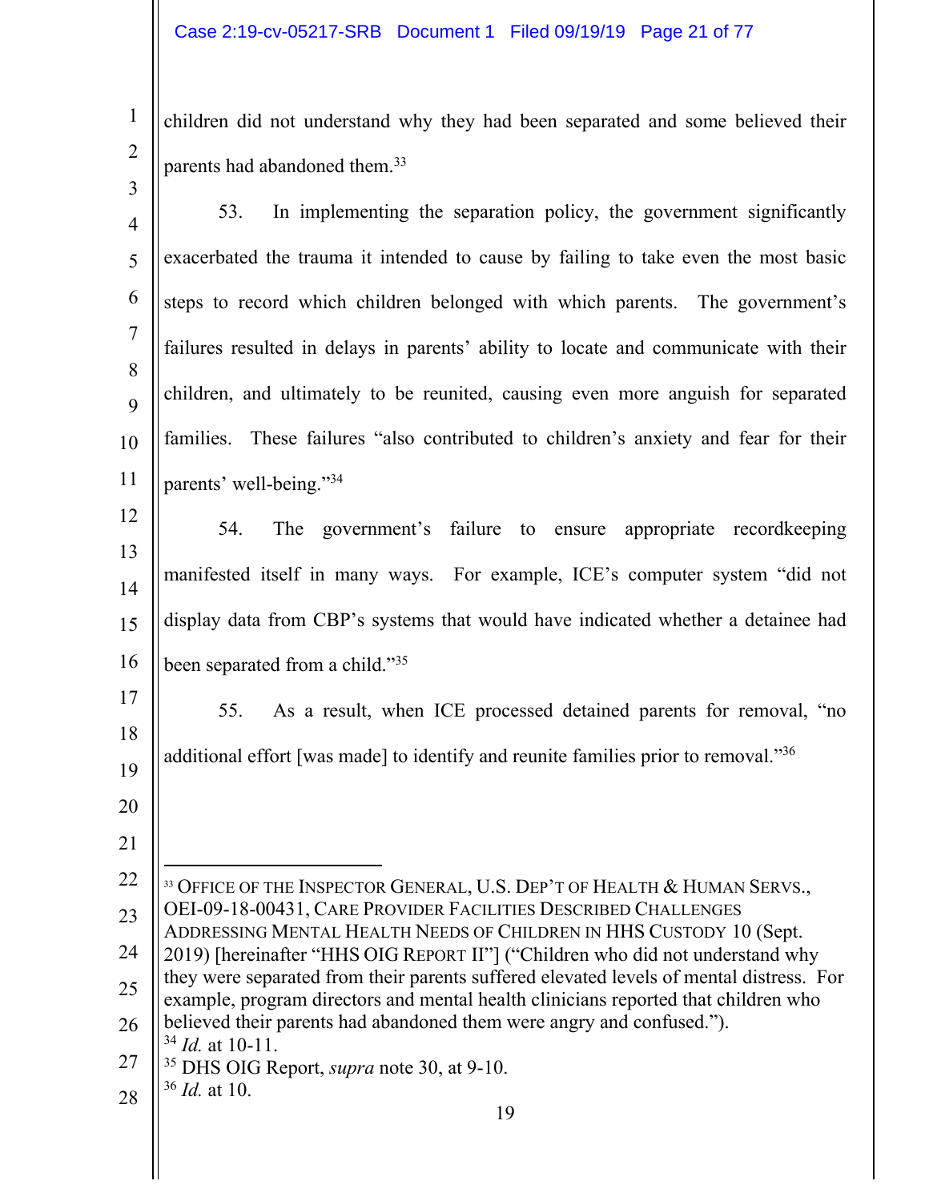children did not understand why they had been separated and some believed their parents had abandoned them.[33]

53. In implementing the separation policy, the government significantly exacerbated the trauma it intended to cause by failing to take even the most basic steps to record which children belonged with which parents. The government's failures resulted in delays in parents' ability to locate and communicate with their children, and ultimately to be reunited, causing even more anguish for separated families. These failures "also contributed to children's anxiety and fear for their parents' well-being."[34]

54. The government's failure to ensure appropriate recordkeeping manifested itself in many ways. For example, ICE's computer system "did not display data from CBP's systems that would have indicated whether a detainee had been separated from a child."[35]

55. As a result, when ICE processed detained parents for removal, "no additional effort [was made] to identify and reunite families prior to removal."[36]

---

[33] OFFICE OF THE INSPECTOR GENERAL, U.S. DEP'T OF HEALTH & HUMAN SERVS., OEI-09-18-00431, CARE PROVIDER FACILITIES DESCRIBED CHALLENGES ADDRESSING MENTAL HEALTH NEEDS OF CHILDREN IN HHS CUSTODY 10 (Sept. 2019) [hereinafter "HHS OIG REPORT II"] ("Children who did not understand why they were separated from their parents suffered elevated levels of mental distress. For example, program directors and mental health clinicians reported that children who believed their parents had abandoned them were angry and confused.").

[34] *Id.* at 10-11.

[35] DHS OIG Report, *supra* note 30, at 9-10.

[36] *Id.* at 10.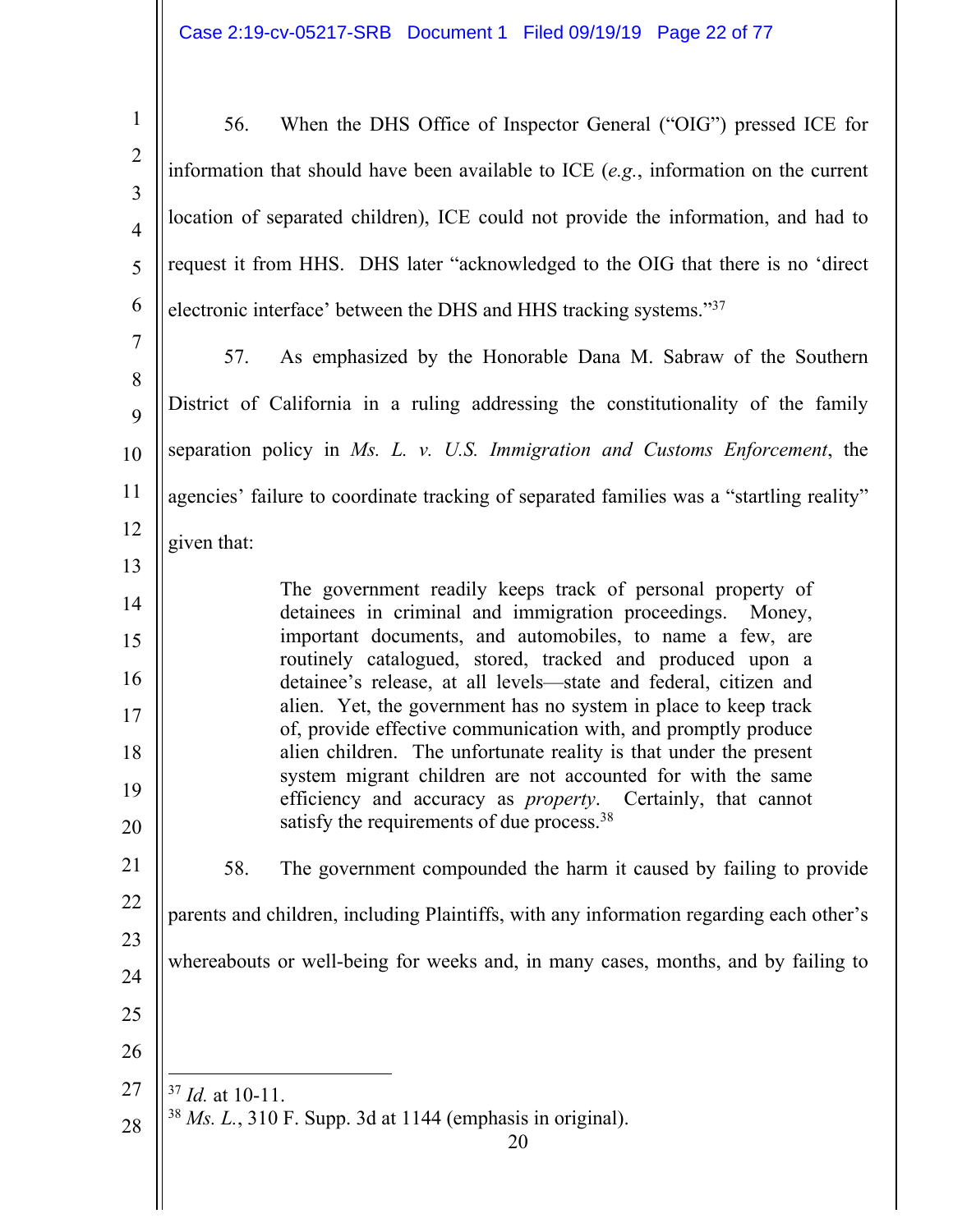56. When the DHS Office of Inspector General ("OIG") pressed ICE for information that should have been available to ICE (*e.g.*, information on the current location of separated children), ICE could not provide the information, and had to request it from HHS. DHS later "acknowledged to the OIG that there is no 'direct electronic interface' between the DHS and HHS tracking systems."[37]

57. As emphasized by the Honorable Dana M. Sabraw of the Southern District of California in a ruling addressing the constitutionality of the family separation policy in *Ms. L. v. U.S. Immigration and Customs Enforcement*, the agencies' failure to coordinate tracking of separated families was a "startling reality" given that:

> The government readily keeps track of personal property of detainees in criminal and immigration proceedings. Money, important documents, and automobiles, to name a few, are routinely catalogued, stored, tracked and produced upon a detainee's release, at all levels—state and federal, citizen and alien. Yet, the government has no system in place to keep track of, provide effective communication with, and promptly produce alien children. The unfortunate reality is that under the present system migrant children are not accounted for with the same efficiency and accuracy as *property*. Certainly, that cannot satisfy the requirements of due process.[38]

58. The government compounded the harm it caused by failing to provide parents and children, including Plaintiffs, with any information regarding each other's whereabouts or well-being for weeks and, in many cases, months, and by failing to

---

[37] *Id.* at 10-11.

[38] *Ms. L.*, 310 F. Supp. 3d at 1144 (emphasis in original).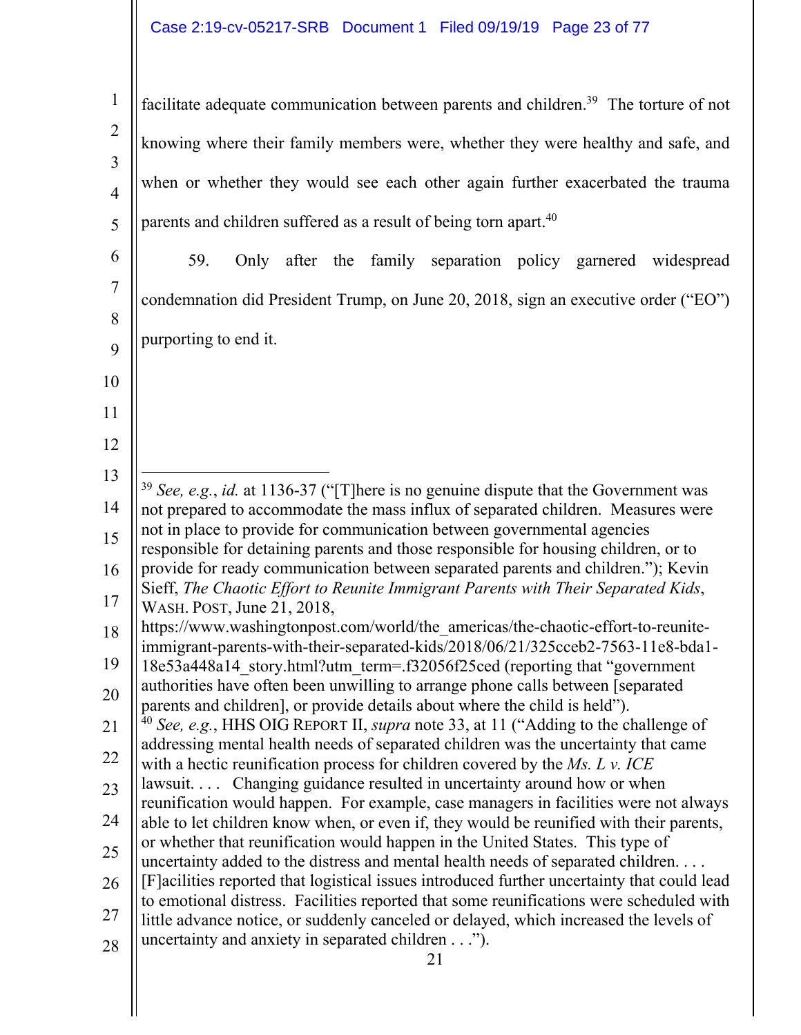facilitate adequate communication between parents and children.[39] The torture of not knowing where their family members were, whether they were healthy and safe, and when or whether they would see each other again further exacerbated the trauma parents and children suffered as a result of being torn apart.[40]

59. Only after the family separation policy garnered widespread condemnation did President Trump, on June 20, 2018, sign an executive order ("EO") purporting to end it.

---

[39] *See, e.g.*, *id.* at 1136-37 ("[T]here is no genuine dispute that the Government was not prepared to accommodate the mass influx of separated children. Measures were not in place to provide for communication between governmental agencies responsible for detaining parents and those responsible for housing children, or to provide for ready communication between separated parents and children."); Kevin Sieff, *The Chaotic Effort to Reunite Immigrant Parents with Their Separated Kids*, WASH. POST, June 21, 2018, https://www.washingtonpost.com/world/the_americas/the-chaotic-effort-to-reunite-immigrant-parents-with-their-separated-kids/2018/06/21/325cceb2-7563-11e8-bda1-18e53a448a14_story.html?utm_term=.f32056f25ced (reporting that "government authorities have often been unwilling to arrange phone calls between [separated parents and children], or provide details about where the child is held").

[40] *See, e.g.*, HHS OIG REPORT II, *supra* note 33, at 11 ("Adding to the challenge of addressing mental health needs of separated children was the uncertainty that came with a hectic reunification process for children covered by the *Ms. L v. ICE* lawsuit. . . . Changing guidance resulted in uncertainty around how or when reunification would happen. For example, case managers in facilities were not always able to let children know when, or even if, they would be reunified with their parents, or whether that reunification would happen in the United States. This type of uncertainty added to the distress and mental health needs of separated children. . . . [F]acilities reported that logistical issues introduced further uncertainty that could lead to emotional distress. Facilities reported that some reunifications were scheduled with little advance notice, or suddenly canceled or delayed, which increased the levels of uncertainty and anxiety in separated children . . .").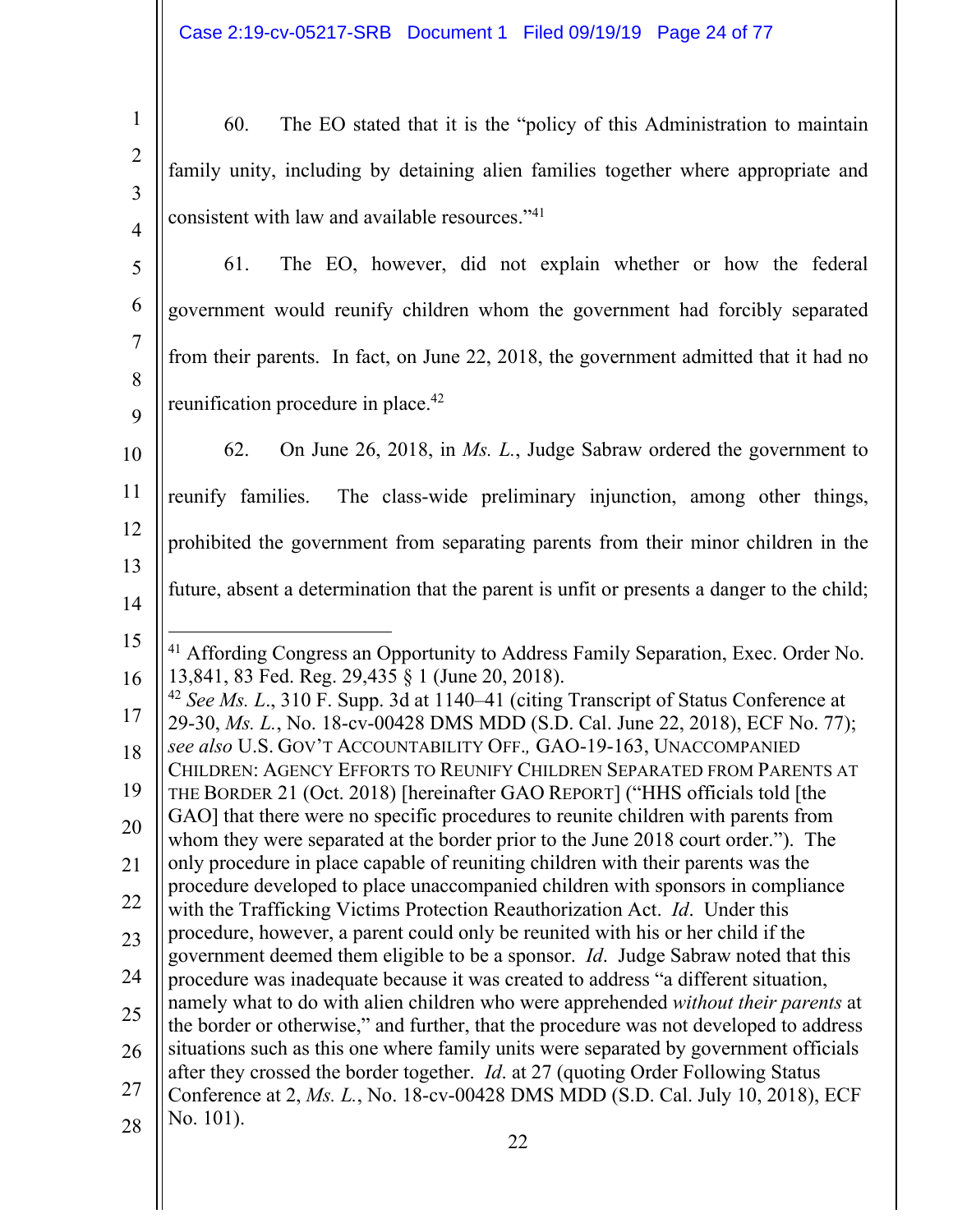60. The EO stated that it is the "policy of this Administration to maintain family unity, including by detaining alien families together where appropriate and consistent with law and available resources."[41]

61. The EO, however, did not explain whether or how the federal government would reunify children whom the government had forcibly separated from their parents. In fact, on June 22, 2018, the government admitted that it had no reunification procedure in place.[42]

62. On June 26, 2018, in *Ms. L.*, Judge Sabraw ordered the government to reunify families. The class-wide preliminary injunction, among other things, prohibited the government from separating parents from their minor children in the future, absent a determination that the parent is unfit or presents a danger to the child;

---

[41] Affording Congress an Opportunity to Address Family Separation, Exec. Order No. 13,841, 83 Fed. Reg. 29,435 § 1 (June 20, 2018).

[42] *See Ms. L.*, 310 F. Supp. 3d at 1140–41 (citing Transcript of Status Conference at 29-30, *Ms. L.*, No. 18-cv-00428 DMS MDD (S.D. Cal. June 22, 2018), ECF No. 77); *see also* U.S. GOV'T ACCOUNTABILITY OFF., GAO-19-163, UNACCOMPANIED CHILDREN: AGENCY EFFORTS TO REUNIFY CHILDREN SEPARATED FROM PARENTS AT THE BORDER 21 (Oct. 2018) [hereinafter GAO REPORT] ("HHS officials told [the GAO] that there were no specific procedures to reunite children with parents from whom they were separated at the border prior to the June 2018 court order."). The only procedure in place capable of reuniting children with their parents was the procedure developed to place unaccompanied children with sponsors in compliance with the Trafficking Victims Protection Reauthorization Act. *Id*. Under this procedure, however, a parent could only be reunited with his or her child if the government deemed them eligible to be a sponsor. *Id*. Judge Sabraw noted that this procedure was inadequate because it was created to address "a different situation, namely what to do with alien children who were apprehended *without their parents* at the border or otherwise," and further, that the procedure was not developed to address situations such as this one where family units were separated by government officials after they crossed the border together. *Id*. at 27 (quoting Order Following Status Conference at 2, *Ms. L.*, No. 18-cv-00428 DMS MDD (S.D. Cal. July 10, 2018), ECF No. 101).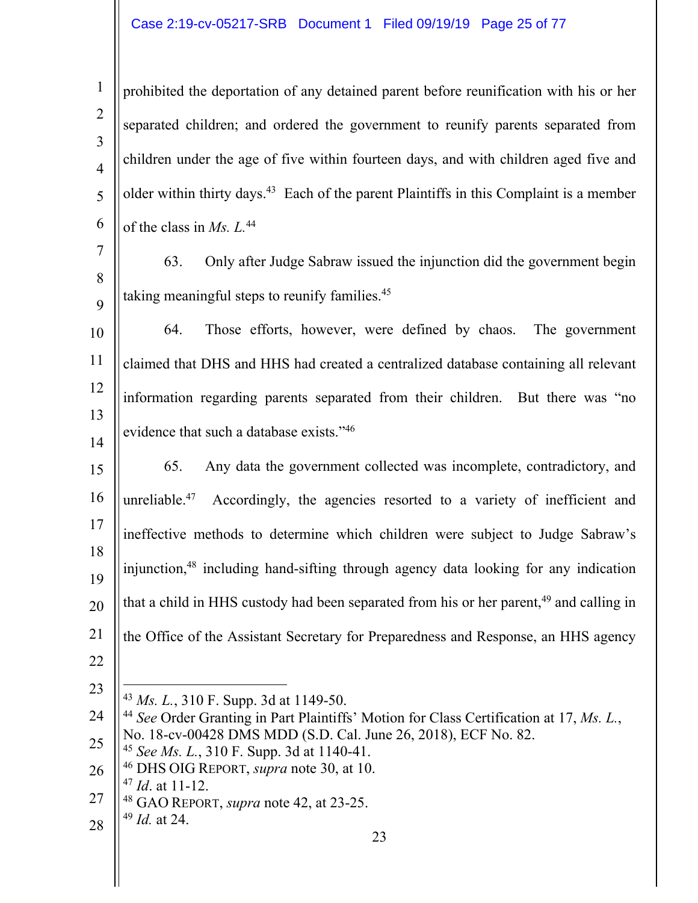prohibited the deportation of any detained parent before reunification with his or her separated children; and ordered the government to reunify parents separated from children under the age of five within fourteen days, and with children aged five and older within thirty days.[43] Each of the parent Plaintiffs in this Complaint is a member of the class in *Ms. L.*[44]

63. Only after Judge Sabraw issued the injunction did the government begin taking meaningful steps to reunify families.[45]

64. Those efforts, however, were defined by chaos. The government claimed that DHS and HHS had created a centralized database containing all relevant information regarding parents separated from their children. But there was "no evidence that such a database exists."[46]

65. Any data the government collected was incomplete, contradictory, and unreliable.[47] Accordingly, the agencies resorted to a variety of inefficient and ineffective methods to determine which children were subject to Judge Sabraw's injunction,[48] including hand-sifting through agency data looking for any indication that a child in HHS custody had been separated from his or her parent,[49] and calling in the Office of the Assistant Secretary for Preparedness and Response, an HHS agency

---

[43] *Ms. L.*, 310 F. Supp. 3d at 1149-50.

[44] *See* Order Granting in Part Plaintiffs' Motion for Class Certification at 17, *Ms. L.*, No. 18-cv-00428 DMS MDD (S.D. Cal. June 26, 2018), ECF No. 82.

[45] *See Ms. L.*, 310 F. Supp. 3d at 1140-41.

[46] DHS OIG REPORT, *supra* note 30, at 10.

[47] *Id*. at 11-12.

[48] GAO REPORT, *supra* note 42, at 23-25.

[49] *Id.* at 24.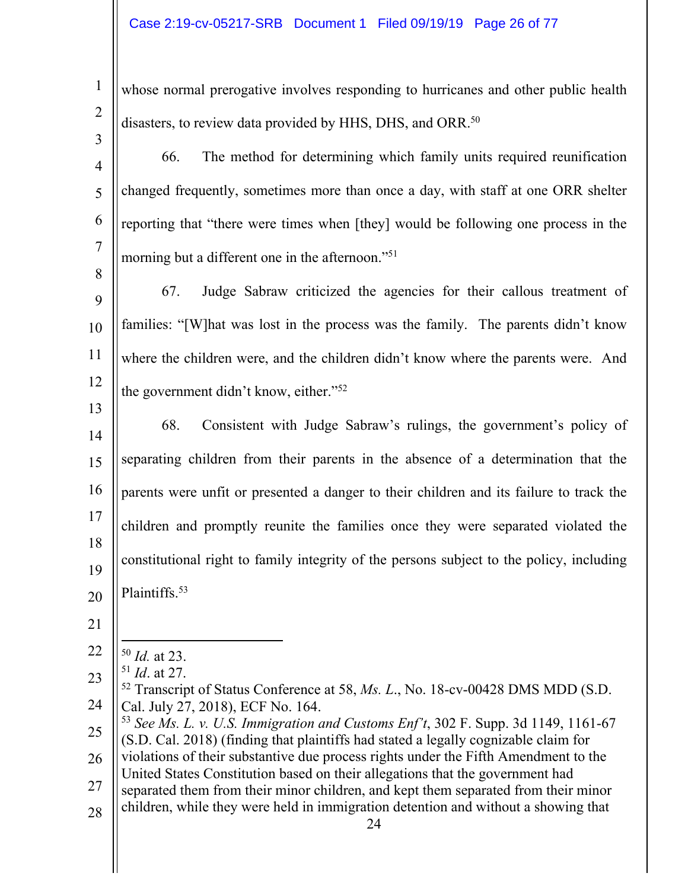whose normal prerogative involves responding to hurricanes and other public health disasters, to review data provided by HHS, DHS, and ORR.[50]

66. The method for determining which family units required reunification changed frequently, sometimes more than once a day, with staff at one ORR shelter reporting that "there were times when [they] would be following one process in the morning but a different one in the afternoon."[51]

67. Judge Sabraw criticized the agencies for their callous treatment of families: "[W]hat was lost in the process was the family. The parents didn't know where the children were, and the children didn't know where the parents were. And the government didn't know, either."[52]

68. Consistent with Judge Sabraw's rulings, the government's policy of separating children from their parents in the absence of a determination that the parents were unfit or presented a danger to their children and its failure to track the children and promptly reunite the families once they were separated violated the constitutional right to family integrity of the persons subject to the policy, including Plaintiffs.[53]

---

[50] *Id.* at 23.

[51] *Id*. at 27.

[52] Transcript of Status Conference at 58, *Ms. L.*, No. 18-cv-00428 DMS MDD (S.D. Cal. July 27, 2018), ECF No. 164.

[53] *See Ms. L. v. U.S. Immigration and Customs Enf't*, 302 F. Supp. 3d 1149, 1161-67 (S.D. Cal. 2018) (finding that plaintiffs had stated a legally cognizable claim for violations of their substantive due process rights under the Fifth Amendment to the United States Constitution based on their allegations that the government had separated them from their minor children, and kept them separated from their minor children, while they were held in immigration detention and without a showing that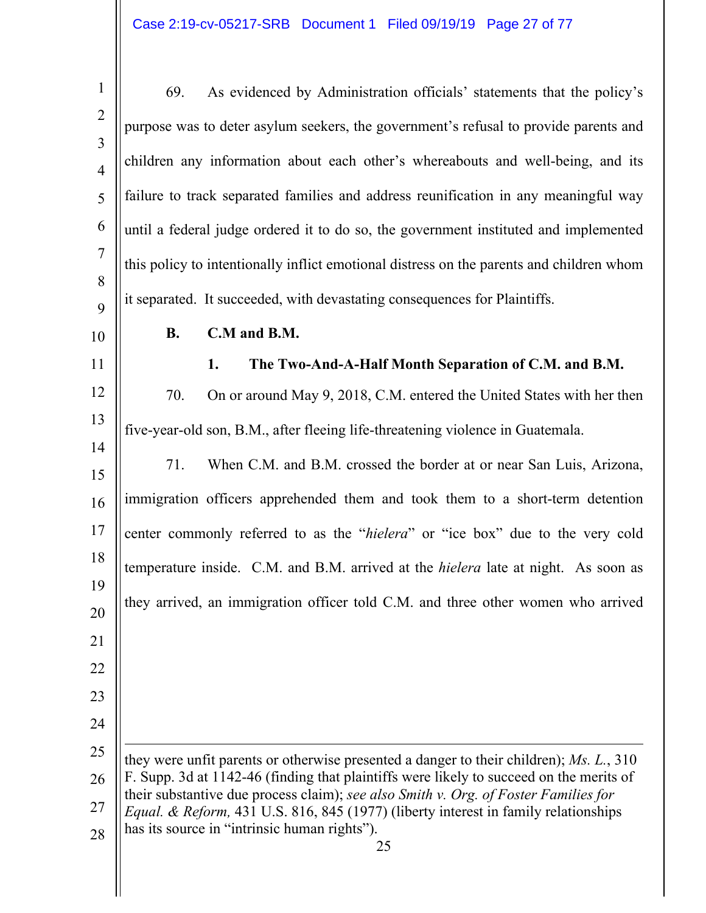69. As evidenced by Administration officials' statements that the policy's purpose was to deter asylum seekers, the government's refusal to provide parents and children any information about each other's whereabouts and well-being, and its failure to track separated families and address reunification in any meaningful way until a federal judge ordered it to do so, the government instituted and implemented this policy to intentionally inflict emotional distress on the parents and children whom it separated. It succeeded, with devastating consequences for Plaintiffs.

### B. C.M and B.M.

#### 1. The Two-And-A-Half Month Separation of C.M. and B.M.

70. On or around May 9, 2018, C.M. entered the United States with her then five-year-old son, B.M., after fleeing life-threatening violence in Guatemala.

71. When C.M. and B.M. crossed the border at or near San Luis, Arizona, immigration officers apprehended them and took them to a short-term detention center commonly referred to as the "*hielera*" or "ice box" due to the very cold temperature inside. C.M. and B.M. arrived at the *hielera* late at night. As soon as they arrived, an immigration officer told C.M. and three other women who arrived

---

they were unfit parents or otherwise presented a danger to their children); *Ms. L.*, 310 F. Supp. 3d at 1142-46 (finding that plaintiffs were likely to succeed on the merits of their substantive due process claim); *see also Smith v. Org. of Foster Families for Equal. & Reform,* 431 U.S. 816, 845 (1977) (liberty interest in family relationships has its source in "intrinsic human rights").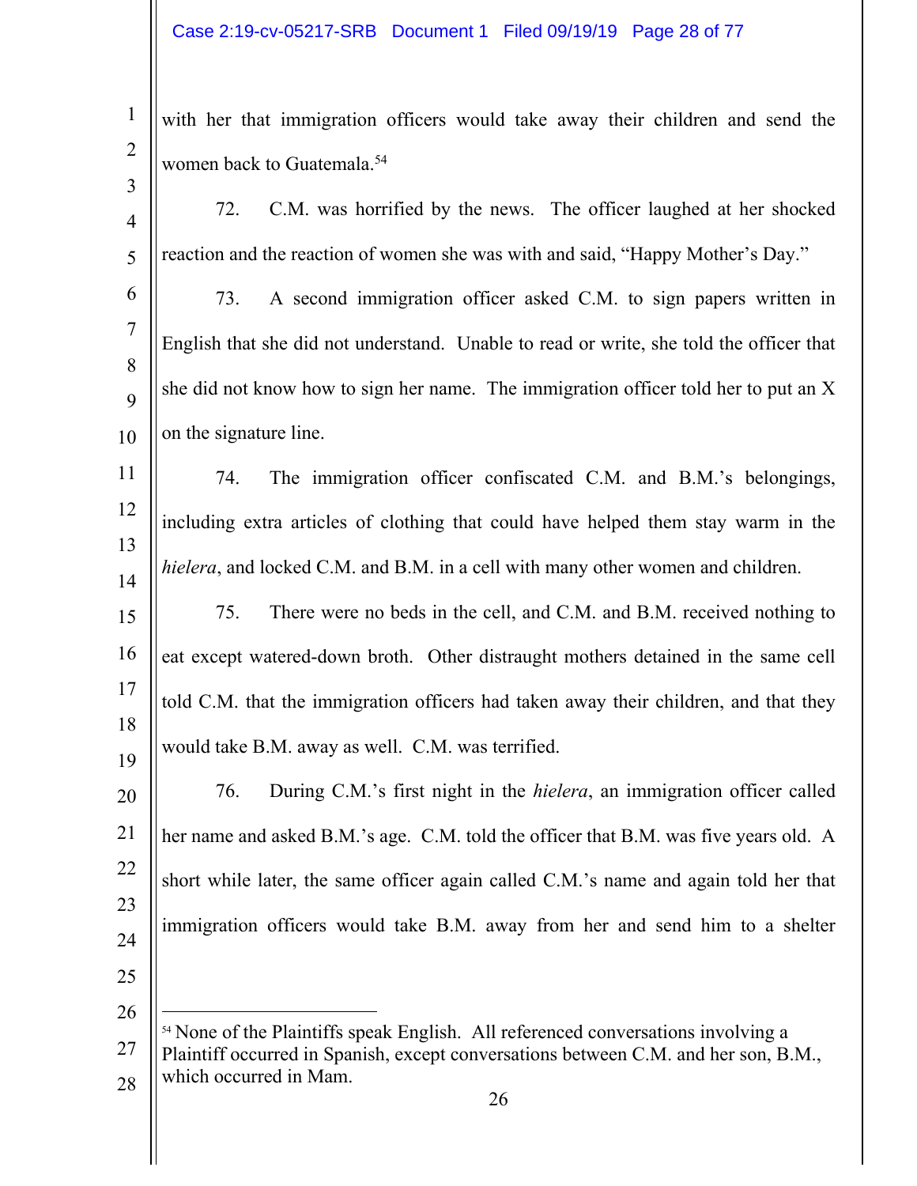with her that immigration officers would take away their children and send the women back to Guatemala.[54]

72. C.M. was horrified by the news. The officer laughed at her shocked reaction and the reaction of women she was with and said, "Happy Mother's Day."

73. A second immigration officer asked C.M. to sign papers written in English that she did not understand. Unable to read or write, she told the officer that she did not know how to sign her name. The immigration officer told her to put an X on the signature line.

74. The immigration officer confiscated C.M. and B.M.'s belongings, including extra articles of clothing that could have helped them stay warm in the *hielera*, and locked C.M. and B.M. in a cell with many other women and children.

75. There were no beds in the cell, and C.M. and B.M. received nothing to eat except watered-down broth. Other distraught mothers detained in the same cell told C.M. that the immigration officers had taken away their children, and that they would take B.M. away as well. C.M. was terrified.

76. During C.M.'s first night in the *hielera*, an immigration officer called her name and asked B.M.'s age. C.M. told the officer that B.M. was five years old. A short while later, the same officer again called C.M.'s name and again told her that immigration officers would take B.M. away from her and send him to a shelter

---

[54] None of the Plaintiffs speak English. All referenced conversations involving a Plaintiff occurred in Spanish, except conversations between C.M. and her son, B.M., which occurred in Mam.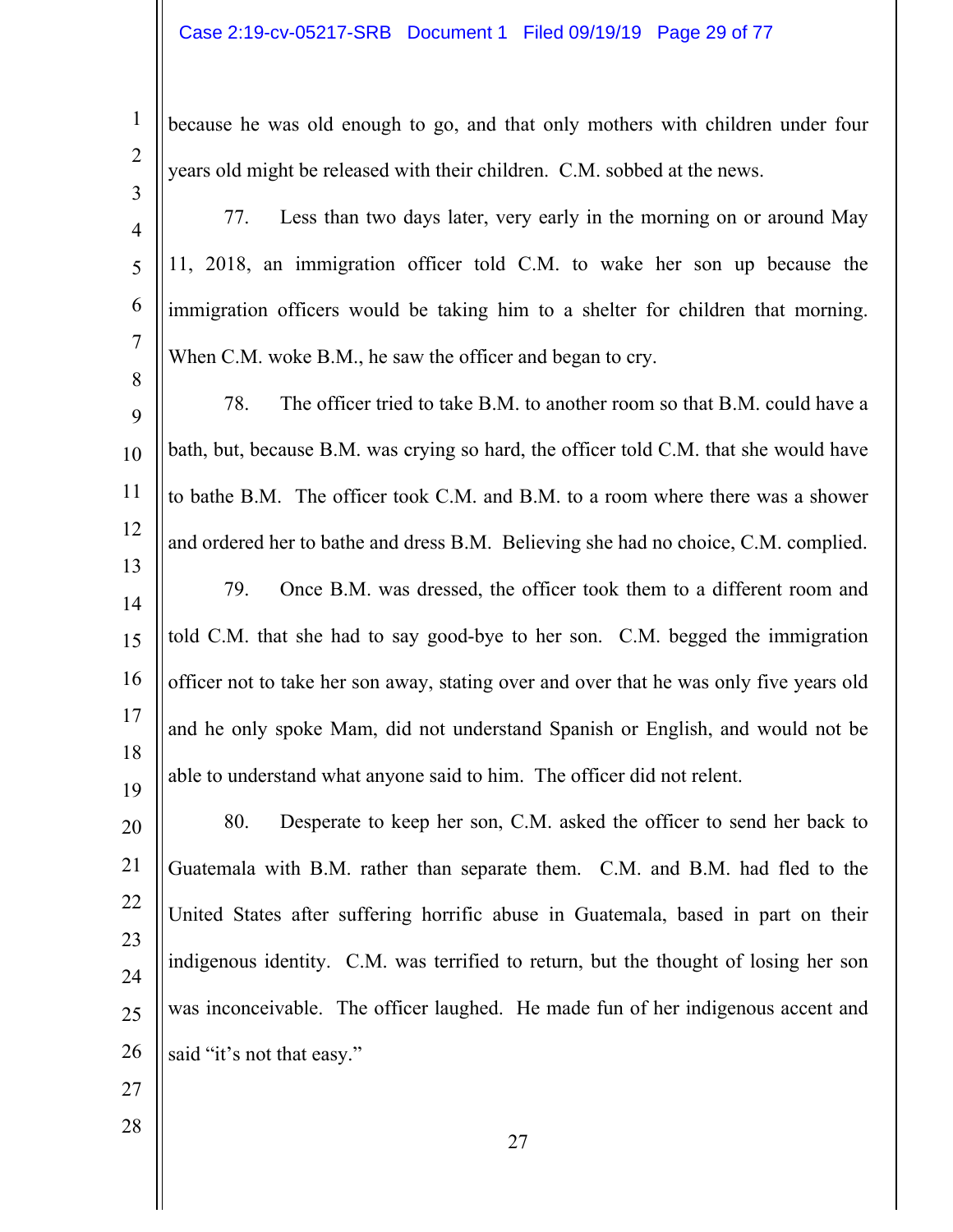because he was old enough to go, and that only mothers with children under four years old might be released with their children. C.M. sobbed at the news.

77. Less than two days later, very early in the morning on or around May 11, 2018, an immigration officer told C.M. to wake her son up because the immigration officers would be taking him to a shelter for children that morning. When C.M. woke B.M., he saw the officer and began to cry.

78. The officer tried to take B.M. to another room so that B.M. could have a bath, but, because B.M. was crying so hard, the officer told C.M. that she would have to bathe B.M. The officer took C.M. and B.M. to a room where there was a shower and ordered her to bathe and dress B.M. Believing she had no choice, C.M. complied.

79. Once B.M. was dressed, the officer took them to a different room and told C.M. that she had to say good-bye to her son. C.M. begged the immigration officer not to take her son away, stating over and over that he was only five years old and he only spoke Mam, did not understand Spanish or English, and would not be able to understand what anyone said to him. The officer did not relent.

80. Desperate to keep her son, C.M. asked the officer to send her back to Guatemala with B.M. rather than separate them. C.M. and B.M. had fled to the United States after suffering horrific abuse in Guatemala, based in part on their indigenous identity. C.M. was terrified to return, but the thought of losing her son was inconceivable. The officer laughed. He made fun of her indigenous accent and said "it's not that easy."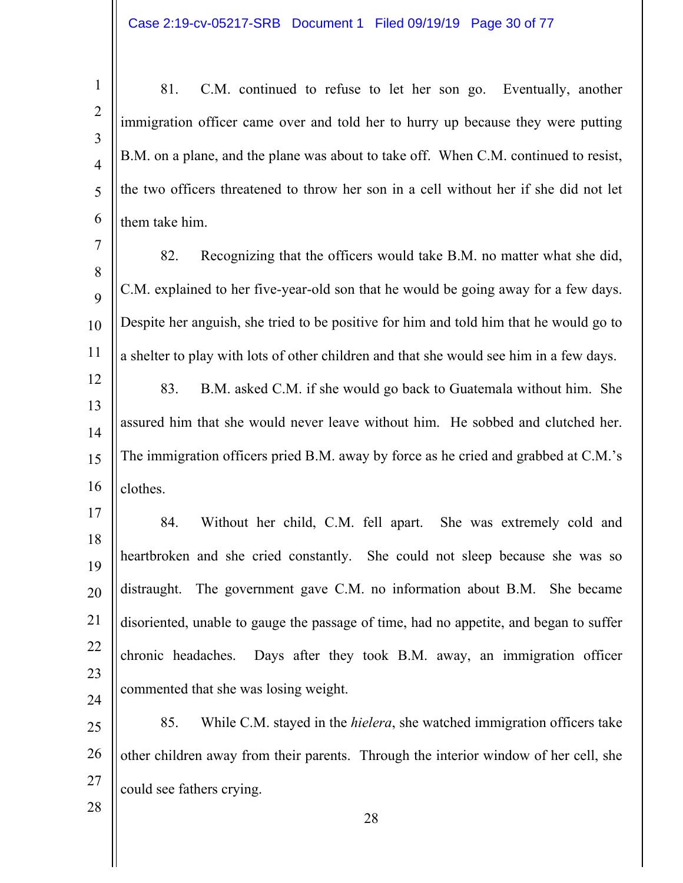81. C.M. continued to refuse to let her son go. Eventually, another immigration officer came over and told her to hurry up because they were putting B.M. on a plane, and the plane was about to take off. When C.M. continued to resist, the two officers threatened to throw her son in a cell without her if she did not let them take him.

82. Recognizing that the officers would take B.M. no matter what she did, C.M. explained to her five-year-old son that he would be going away for a few days. Despite her anguish, she tried to be positive for him and told him that he would go to a shelter to play with lots of other children and that she would see him in a few days.

83. B.M. asked C.M. if she would go back to Guatemala without him. She assured him that she would never leave without him. He sobbed and clutched her. The immigration officers pried B.M. away by force as he cried and grabbed at C.M.'s clothes.

84. Without her child, C.M. fell apart. She was extremely cold and heartbroken and she cried constantly. She could not sleep because she was so distraught. The government gave C.M. no information about B.M. She became disoriented, unable to gauge the passage of time, had no appetite, and began to suffer chronic headaches. Days after they took B.M. away, an immigration officer commented that she was losing weight.

85. While C.M. stayed in the *hielera*, she watched immigration officers take other children away from their parents. Through the interior window of her cell, she could see fathers crying.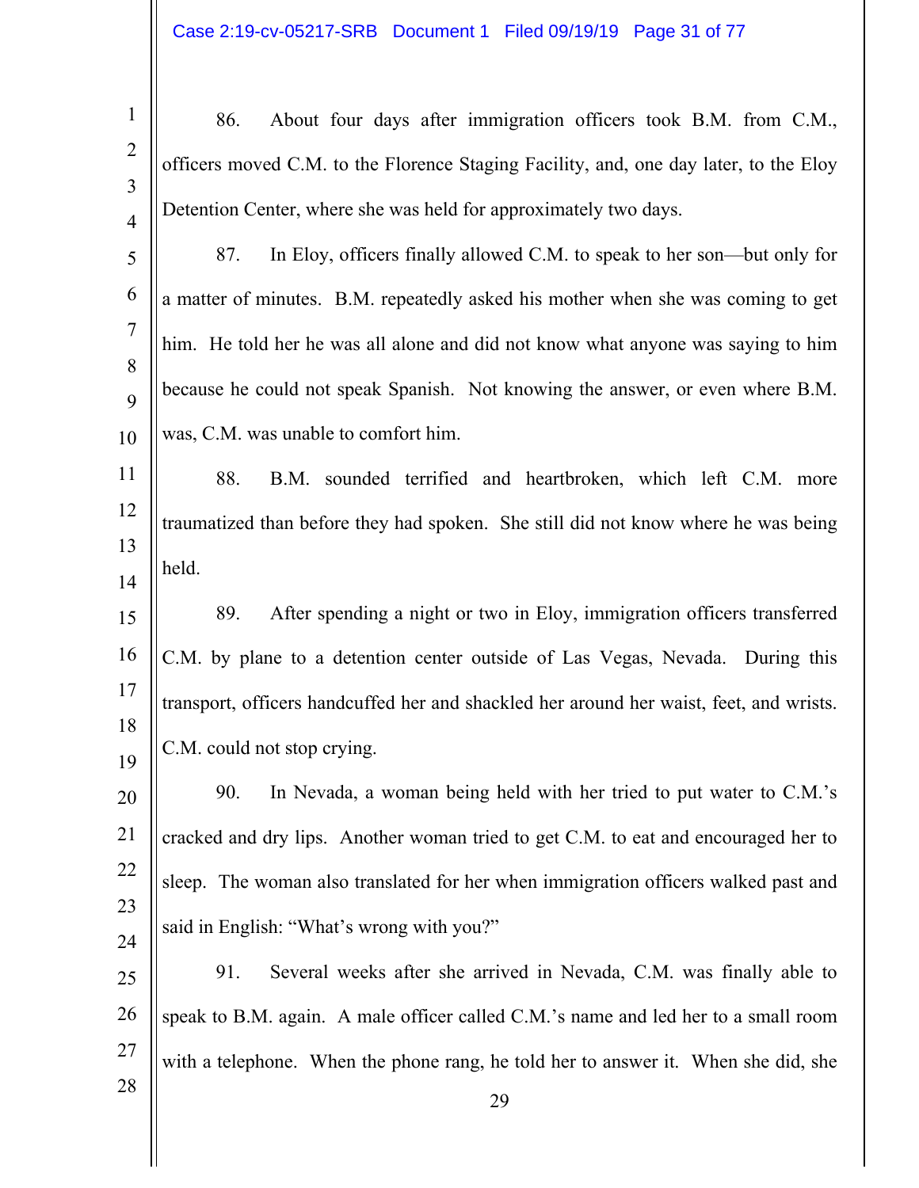86. About four days after immigration officers took B.M. from C.M., officers moved C.M. to the Florence Staging Facility, and, one day later, to the Eloy Detention Center, where she was held for approximately two days.

87. In Eloy, officers finally allowed C.M. to speak to her son—but only for a matter of minutes. B.M. repeatedly asked his mother when she was coming to get him. He told her he was all alone and did not know what anyone was saying to him because he could not speak Spanish. Not knowing the answer, or even where B.M. was, C.M. was unable to comfort him.

88. B.M. sounded terrified and heartbroken, which left C.M. more traumatized than before they had spoken. She still did not know where he was being held.

89. After spending a night or two in Eloy, immigration officers transferred C.M. by plane to a detention center outside of Las Vegas, Nevada. During this transport, officers handcuffed her and shackled her around her waist, feet, and wrists. C.M. could not stop crying.

90. In Nevada, a woman being held with her tried to put water to C.M.'s cracked and dry lips. Another woman tried to get C.M. to eat and encouraged her to sleep. The woman also translated for her when immigration officers walked past and said in English: "What's wrong with you?"

91. Several weeks after she arrived in Nevada, C.M. was finally able to speak to B.M. again. A male officer called C.M.'s name and led her to a small room with a telephone. When the phone rang, he told her to answer it. When she did, she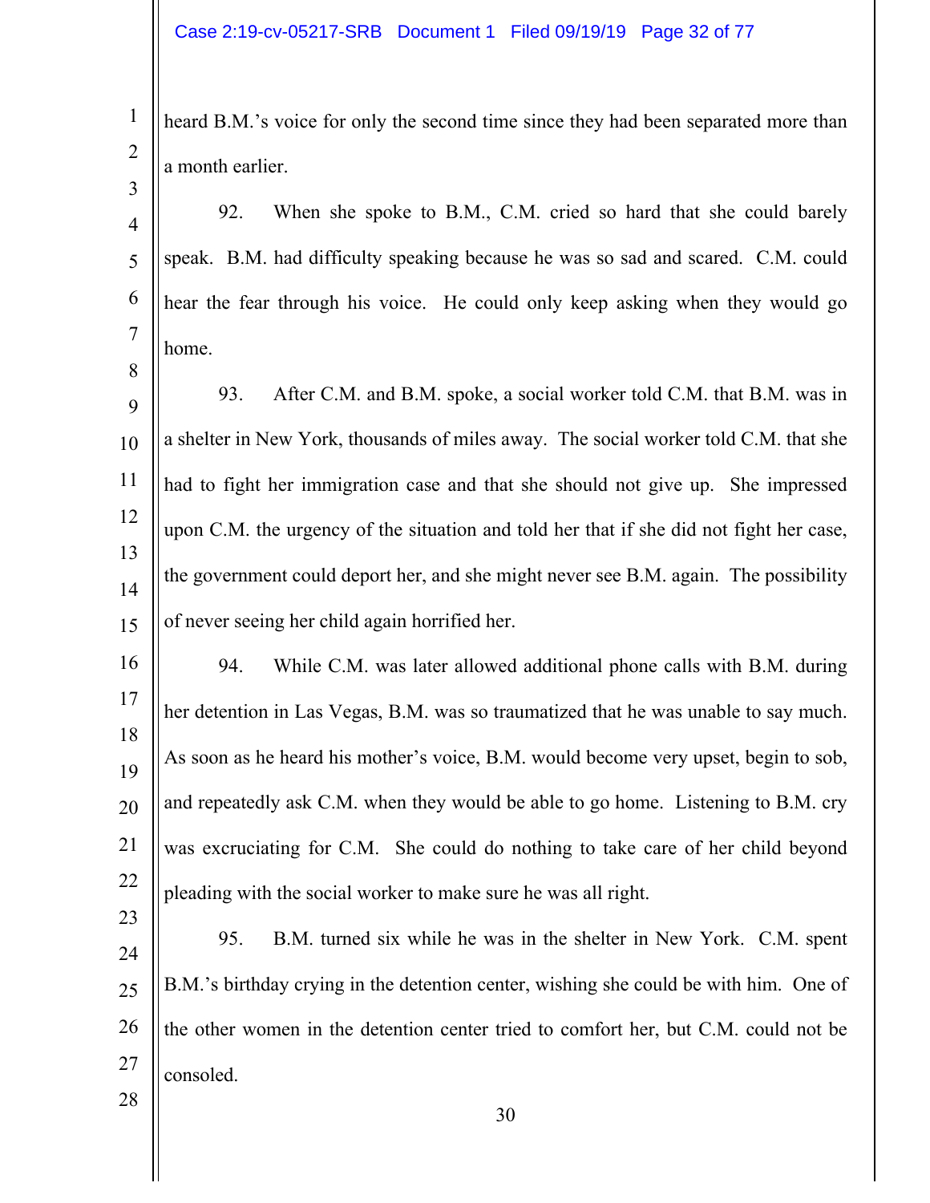heard B.M.'s voice for only the second time since they had been separated more than a month earlier.

92. When she spoke to B.M., C.M. cried so hard that she could barely speak. B.M. had difficulty speaking because he was so sad and scared. C.M. could hear the fear through his voice. He could only keep asking when they would go home.

93. After C.M. and B.M. spoke, a social worker told C.M. that B.M. was in a shelter in New York, thousands of miles away. The social worker told C.M. that she had to fight her immigration case and that she should not give up. She impressed upon C.M. the urgency of the situation and told her that if she did not fight her case, the government could deport her, and she might never see B.M. again. The possibility of never seeing her child again horrified her.

94. While C.M. was later allowed additional phone calls with B.M. during her detention in Las Vegas, B.M. was so traumatized that he was unable to say much. As soon as he heard his mother's voice, B.M. would become very upset, begin to sob, and repeatedly ask C.M. when they would be able to go home. Listening to B.M. cry was excruciating for C.M. She could do nothing to take care of her child beyond pleading with the social worker to make sure he was all right.

95. B.M. turned six while he was in the shelter in New York. C.M. spent B.M.'s birthday crying in the detention center, wishing she could be with him. One of the other women in the detention center tried to comfort her, but C.M. could not be consoled.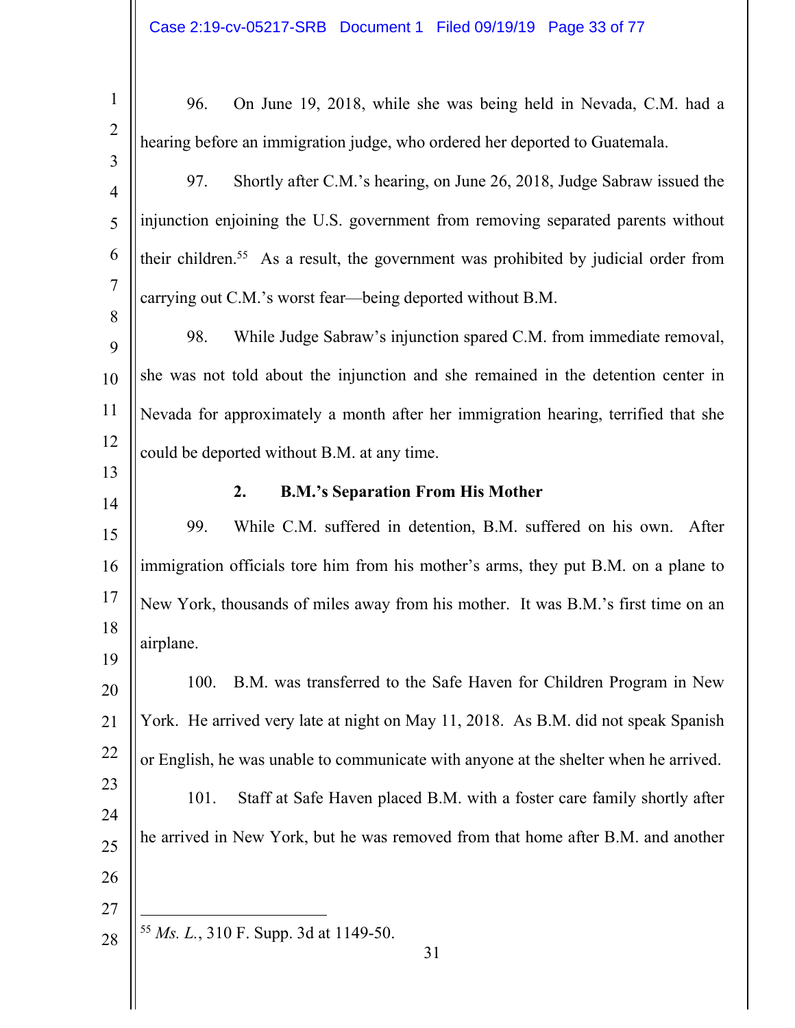96. On June 19, 2018, while she was being held in Nevada, C.M. had a hearing before an immigration judge, who ordered her deported to Guatemala.

97. Shortly after C.M.'s hearing, on June 26, 2018, Judge Sabraw issued the injunction enjoining the U.S. government from removing separated parents without their children.[55] As a result, the government was prohibited by judicial order from carrying out C.M.'s worst fear—being deported without B.M.

98. While Judge Sabraw's injunction spared C.M. from immediate removal, she was not told about the injunction and she remained in the detention center in Nevada for approximately a month after her immigration hearing, terrified that she could be deported without B.M. at any time.

### 2. B.M.'s Separation From His Mother

99. While C.M. suffered in detention, B.M. suffered on his own. After immigration officials tore him from his mother's arms, they put B.M. on a plane to New York, thousands of miles away from his mother. It was B.M.'s first time on an airplane.

100. B.M. was transferred to the Safe Haven for Children Program in New York. He arrived very late at night on May 11, 2018. As B.M. did not speak Spanish or English, he was unable to communicate with anyone at the shelter when he arrived.

101. Staff at Safe Haven placed B.M. with a foster care family shortly after he arrived in New York, but he was removed from that home after B.M. and another

---

[55] *Ms. L.*, 310 F. Supp. 3d at 1149-50.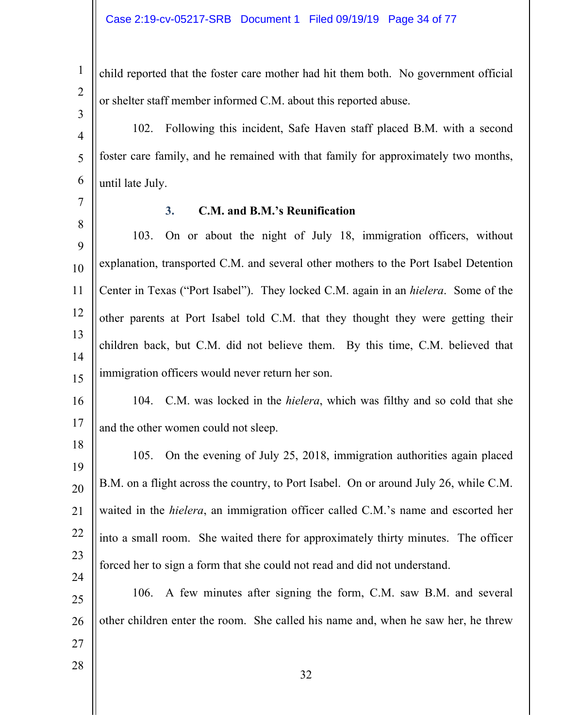child reported that the foster care mother had hit them both. No government official or shelter staff member informed C.M. about this reported abuse.

102. Following this incident, Safe Haven staff placed B.M. with a second foster care family, and he remained with that family for approximately two months, until late July.

### 3. C.M. and B.M.'s Reunification

103. On or about the night of July 18, immigration officers, without explanation, transported C.M. and several other mothers to the Port Isabel Detention Center in Texas ("Port Isabel"). They locked C.M. again in an *hielera*. Some of the other parents at Port Isabel told C.M. that they thought they were getting their children back, but C.M. did not believe them. By this time, C.M. believed that immigration officers would never return her son.

104. C.M. was locked in the *hielera*, which was filthy and so cold that she and the other women could not sleep.

105. On the evening of July 25, 2018, immigration authorities again placed B.M. on a flight across the country, to Port Isabel. On or around July 26, while C.M. waited in the *hielera*, an immigration officer called C.M.'s name and escorted her into a small room. She waited there for approximately thirty minutes. The officer forced her to sign a form that she could not read and did not understand.

106. A few minutes after signing the form, C.M. saw B.M. and several other children enter the room. She called his name and, when he saw her, he threw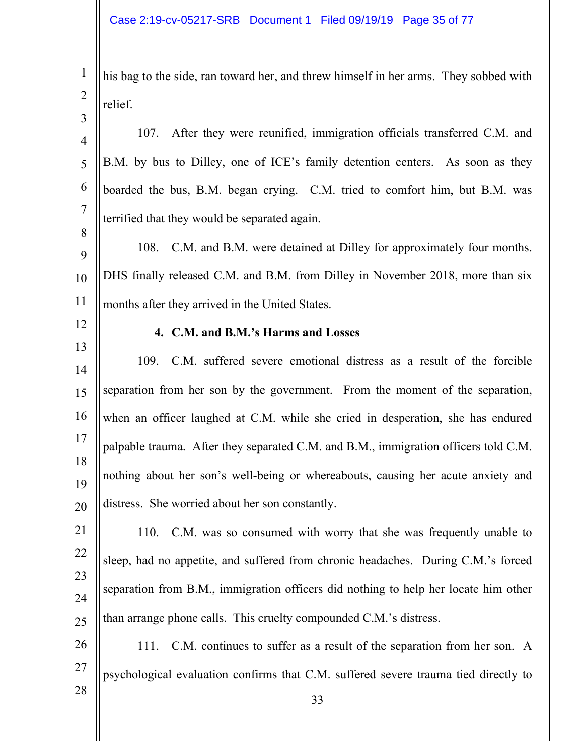his bag to the side, ran toward her, and threw himself in her arms. They sobbed with relief.

107. After they were reunified, immigration officials transferred C.M. and B.M. by bus to Dilley, one of ICE's family detention centers. As soon as they boarded the bus, B.M. began crying. C.M. tried to comfort him, but B.M. was terrified that they would be separated again.

108. C.M. and B.M. were detained at Dilley for approximately four months. DHS finally released C.M. and B.M. from Dilley in November 2018, more than six months after they arrived in the United States.

**4. C.M. and B.M.'s Harms and Losses**

109. C.M. suffered severe emotional distress as a result of the forcible separation from her son by the government. From the moment of the separation, when an officer laughed at C.M. while she cried in desperation, she has endured palpable trauma. After they separated C.M. and B.M., immigration officers told C.M. nothing about her son's well-being or whereabouts, causing her acute anxiety and distress. She worried about her son constantly.

110. C.M. was so consumed with worry that she was frequently unable to sleep, had no appetite, and suffered from chronic headaches. During C.M.'s forced separation from B.M., immigration officers did nothing to help her locate him other than arrange phone calls. This cruelty compounded C.M.'s distress.

111. C.M. continues to suffer as a result of the separation from her son. A psychological evaluation confirms that C.M. suffered severe trauma tied directly to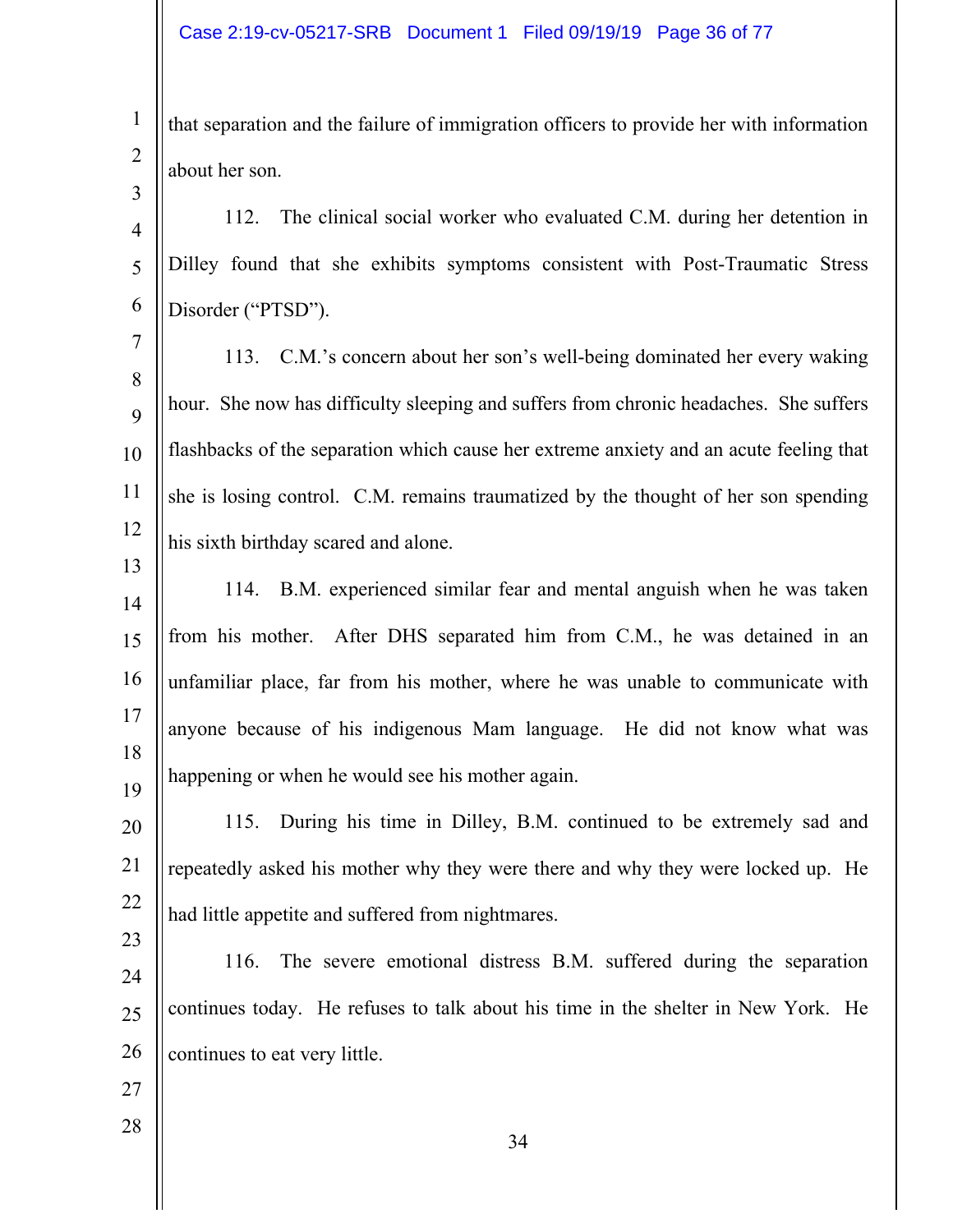that separation and the failure of immigration officers to provide her with information about her son.

112. The clinical social worker who evaluated C.M. during her detention in Dilley found that she exhibits symptoms consistent with Post-Traumatic Stress Disorder ("PTSD").

113. C.M.'s concern about her son's well-being dominated her every waking hour. She now has difficulty sleeping and suffers from chronic headaches. She suffers flashbacks of the separation which cause her extreme anxiety and an acute feeling that she is losing control. C.M. remains traumatized by the thought of her son spending his sixth birthday scared and alone.

114. B.M. experienced similar fear and mental anguish when he was taken from his mother. After DHS separated him from C.M., he was detained in an unfamiliar place, far from his mother, where he was unable to communicate with anyone because of his indigenous Mam language. He did not know what was happening or when he would see his mother again.

115. During his time in Dilley, B.M. continued to be extremely sad and repeatedly asked his mother why they were there and why they were locked up. He had little appetite and suffered from nightmares.

116. The severe emotional distress B.M. suffered during the separation continues today. He refuses to talk about his time in the shelter in New York. He continues to eat very little.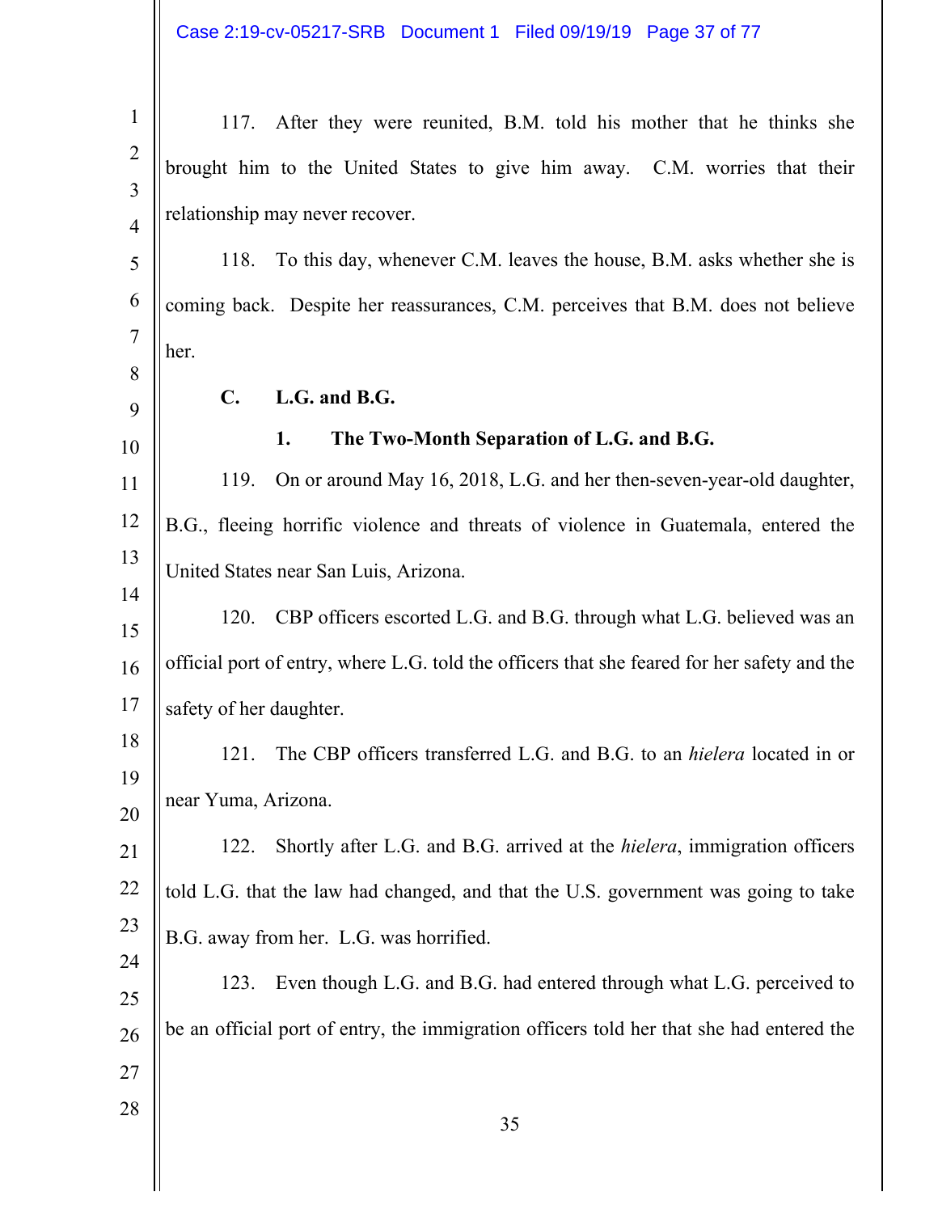117. After they were reunited, B.M. told his mother that he thinks she brought him to the United States to give him away. C.M. worries that their relationship may never recover.

118. To this day, whenever C.M. leaves the house, B.M. asks whether she is coming back. Despite her reassurances, C.M. perceives that B.M. does not believe her.

### C. L.G. and B.G.

#### 1. The Two-Month Separation of L.G. and B.G.

119. On or around May 16, 2018, L.G. and her then-seven-year-old daughter, B.G., fleeing horrific violence and threats of violence in Guatemala, entered the United States near San Luis, Arizona.

120. CBP officers escorted L.G. and B.G. through what L.G. believed was an official port of entry, where L.G. told the officers that she feared for her safety and the safety of her daughter.

121. The CBP officers transferred L.G. and B.G. to an *hielera* located in or near Yuma, Arizona.

122. Shortly after L.G. and B.G. arrived at the *hielera*, immigration officers told L.G. that the law had changed, and that the U.S. government was going to take B.G. away from her. L.G. was horrified.

123. Even though L.G. and B.G. had entered through what L.G. perceived to be an official port of entry, the immigration officers told her that she had entered the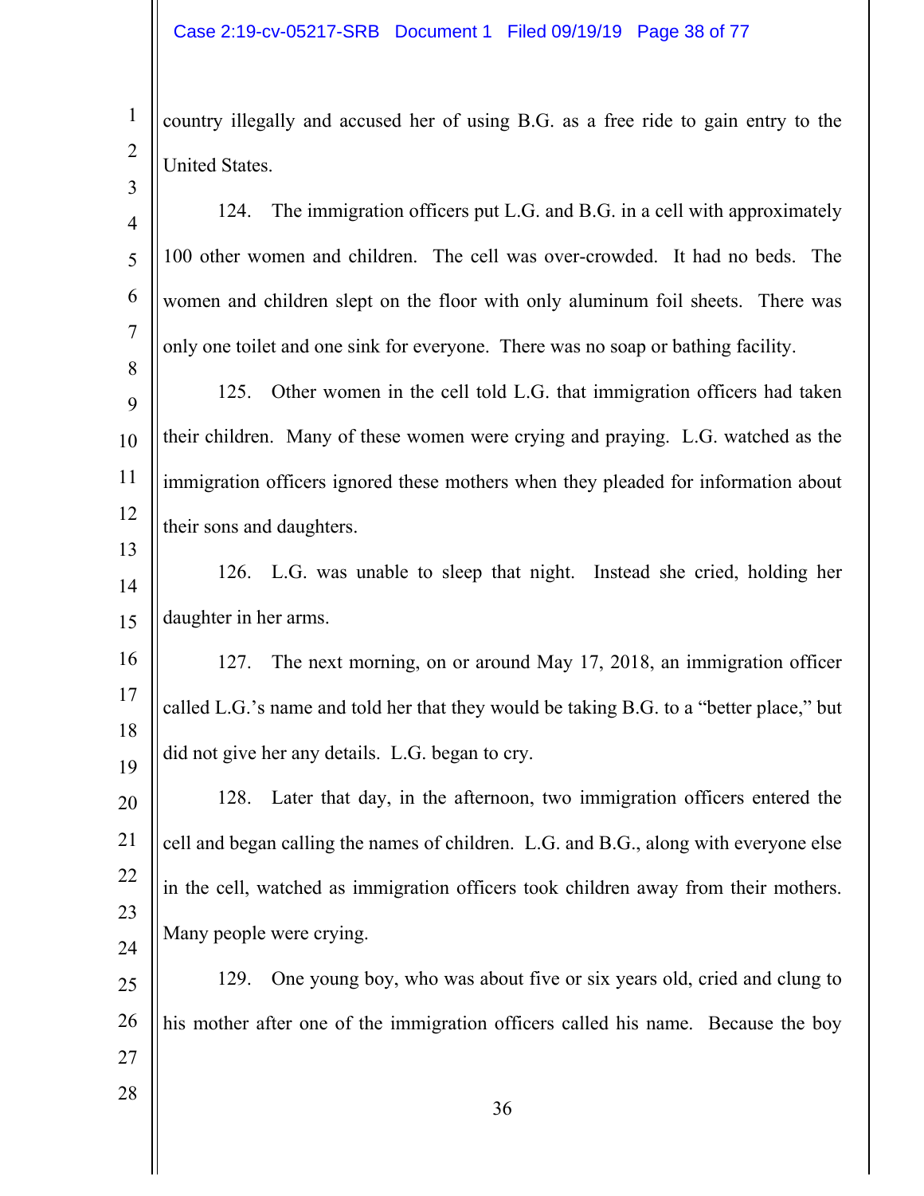country illegally and accused her of using B.G. as a free ride to gain entry to the United States.

124. The immigration officers put L.G. and B.G. in a cell with approximately 100 other women and children. The cell was over-crowded. It had no beds. The women and children slept on the floor with only aluminum foil sheets. There was only one toilet and one sink for everyone. There was no soap or bathing facility.

125. Other women in the cell told L.G. that immigration officers had taken their children. Many of these women were crying and praying. L.G. watched as the immigration officers ignored these mothers when they pleaded for information about their sons and daughters.

126. L.G. was unable to sleep that night. Instead she cried, holding her daughter in her arms.

127. The next morning, on or around May 17, 2018, an immigration officer called L.G.'s name and told her that they would be taking B.G. to a "better place," but did not give her any details. L.G. began to cry.

128. Later that day, in the afternoon, two immigration officers entered the cell and began calling the names of children. L.G. and B.G., along with everyone else in the cell, watched as immigration officers took children away from their mothers. Many people were crying.

129. One young boy, who was about five or six years old, cried and clung to his mother after one of the immigration officers called his name. Because the boy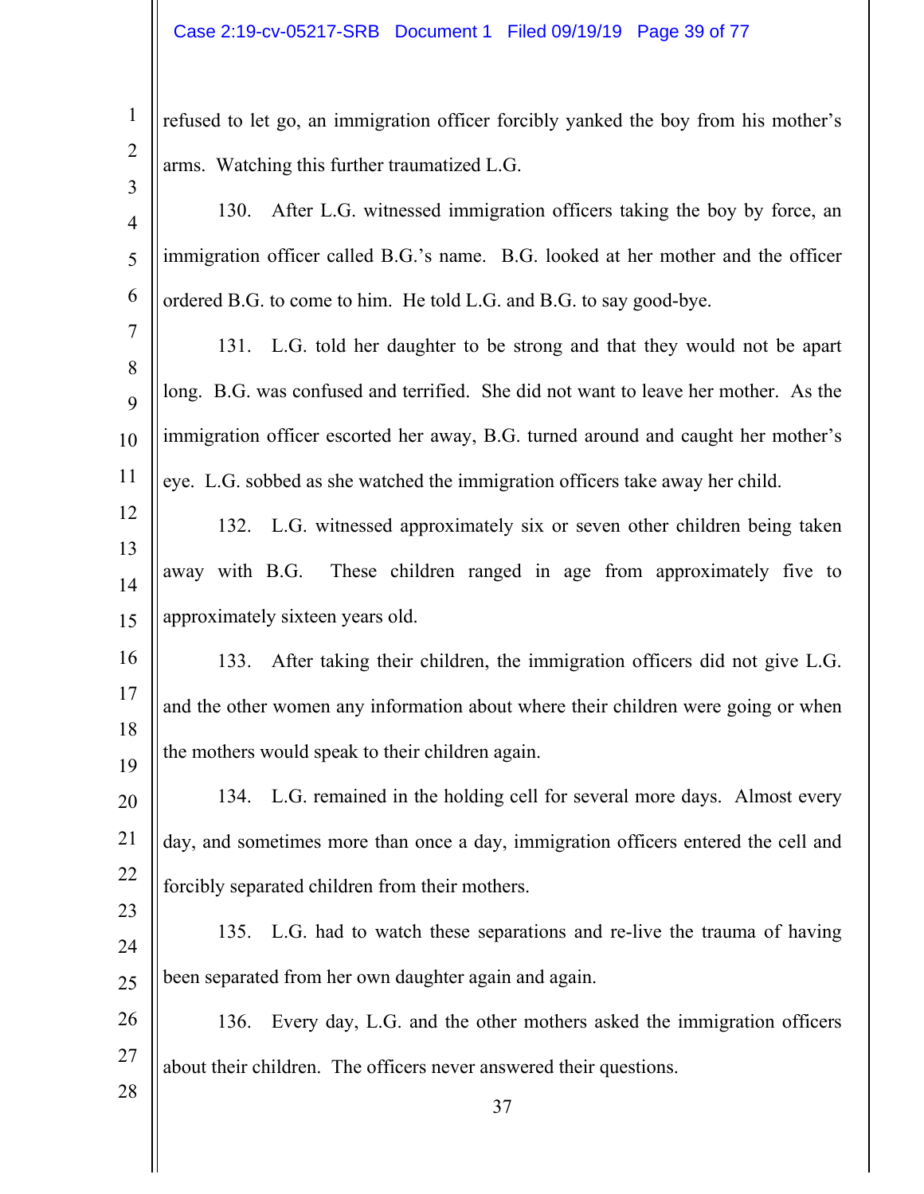refused to let go, an immigration officer forcibly yanked the boy from his mother's arms. Watching this further traumatized L.G.

130. After L.G. witnessed immigration officers taking the boy by force, an immigration officer called B.G.'s name. B.G. looked at her mother and the officer ordered B.G. to come to him. He told L.G. and B.G. to say good-bye.

131. L.G. told her daughter to be strong and that they would not be apart long. B.G. was confused and terrified. She did not want to leave her mother. As the immigration officer escorted her away, B.G. turned around and caught her mother's eye. L.G. sobbed as she watched the immigration officers take away her child.

132. L.G. witnessed approximately six or seven other children being taken away with B.G. These children ranged in age from approximately five to approximately sixteen years old.

133. After taking their children, the immigration officers did not give L.G. and the other women any information about where their children were going or when the mothers would speak to their children again.

134. L.G. remained in the holding cell for several more days. Almost every day, and sometimes more than once a day, immigration officers entered the cell and forcibly separated children from their mothers.

135. L.G. had to watch these separations and re-live the trauma of having been separated from her own daughter again and again.

136. Every day, L.G. and the other mothers asked the immigration officers about their children. The officers never answered their questions.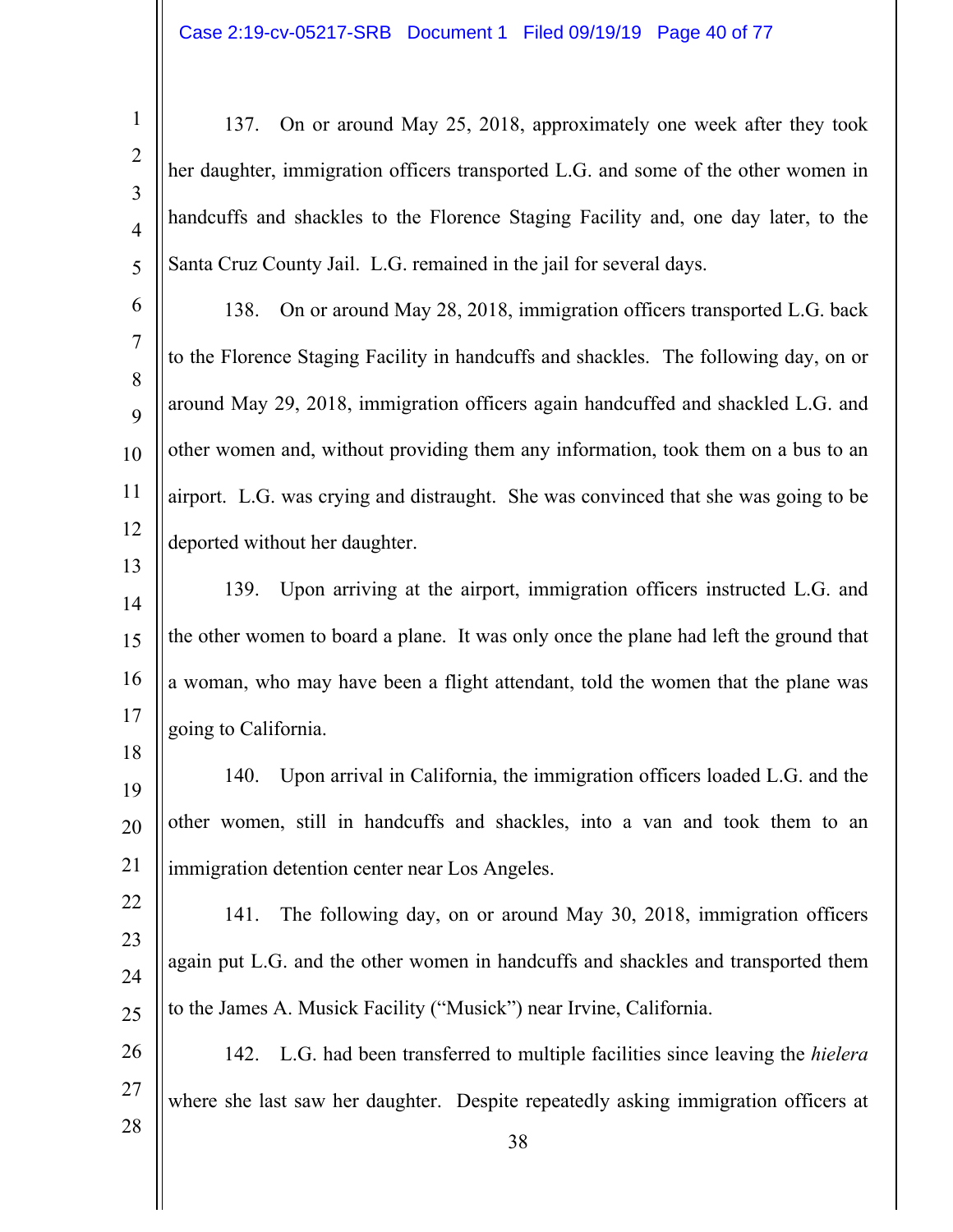137. On or around May 25, 2018, approximately one week after they took her daughter, immigration officers transported L.G. and some of the other women in handcuffs and shackles to the Florence Staging Facility and, one day later, to the Santa Cruz County Jail. L.G. remained in the jail for several days.

138. On or around May 28, 2018, immigration officers transported L.G. back to the Florence Staging Facility in handcuffs and shackles. The following day, on or around May 29, 2018, immigration officers again handcuffed and shackled L.G. and other women and, without providing them any information, took them on a bus to an airport. L.G. was crying and distraught. She was convinced that she was going to be deported without her daughter.

139. Upon arriving at the airport, immigration officers instructed L.G. and the other women to board a plane. It was only once the plane had left the ground that a woman, who may have been a flight attendant, told the women that the plane was going to California.

140. Upon arrival in California, the immigration officers loaded L.G. and the other women, still in handcuffs and shackles, into a van and took them to an immigration detention center near Los Angeles.

141. The following day, on or around May 30, 2018, immigration officers again put L.G. and the other women in handcuffs and shackles and transported them to the James A. Musick Facility ("Musick") near Irvine, California.

142. L.G. had been transferred to multiple facilities since leaving the *hielera* where she last saw her daughter. Despite repeatedly asking immigration officers at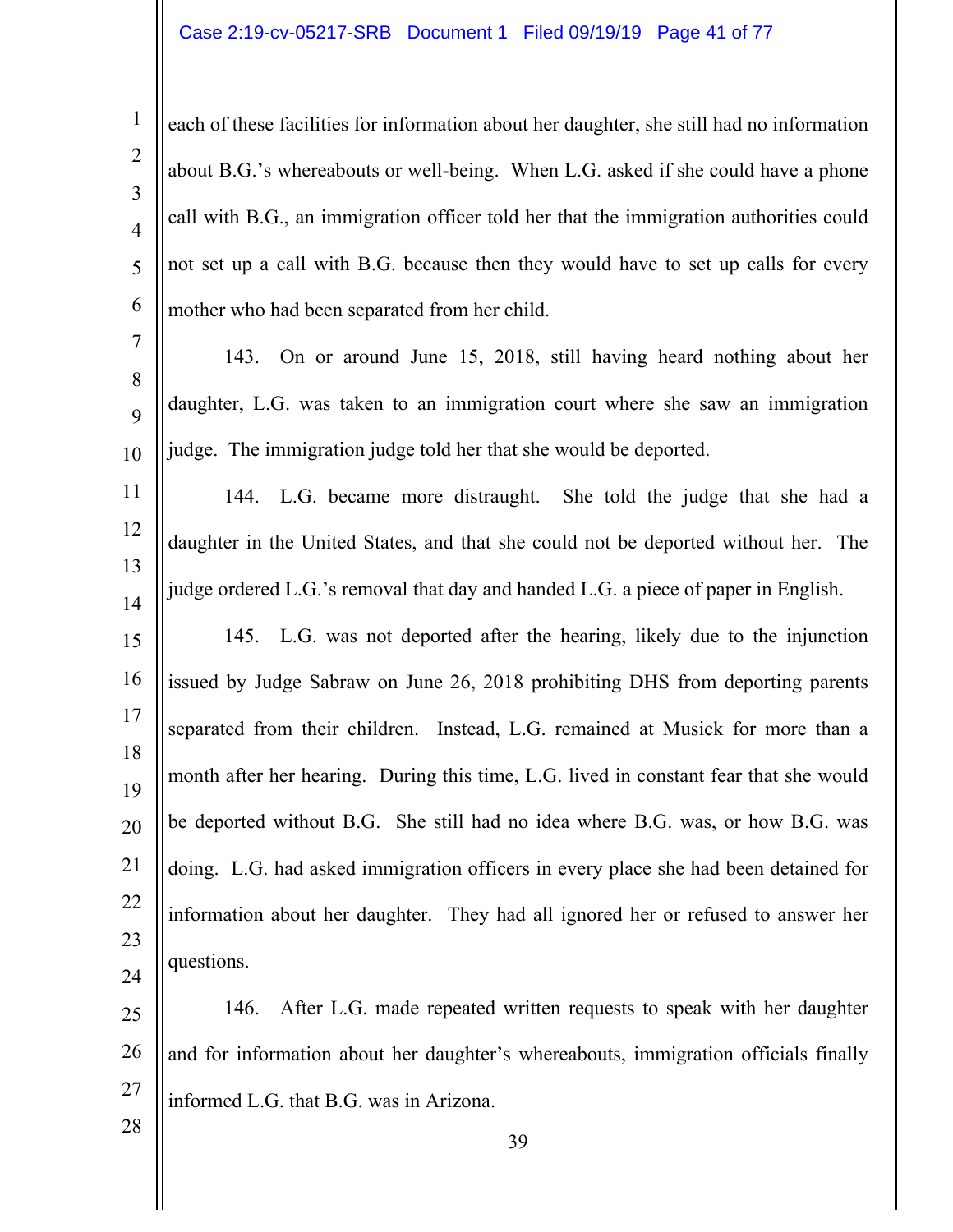each of these facilities for information about her daughter, she still had no information about B.G.'s whereabouts or well-being. When L.G. asked if she could have a phone call with B.G., an immigration officer told her that the immigration authorities could not set up a call with B.G. because then they would have to set up calls for every mother who had been separated from her child.

143. On or around June 15, 2018, still having heard nothing about her daughter, L.G. was taken to an immigration court where she saw an immigration judge. The immigration judge told her that she would be deported.

144. L.G. became more distraught. She told the judge that she had a daughter in the United States, and that she could not be deported without her. The judge ordered L.G.'s removal that day and handed L.G. a piece of paper in English.

145. L.G. was not deported after the hearing, likely due to the injunction issued by Judge Sabraw on June 26, 2018 prohibiting DHS from deporting parents separated from their children. Instead, L.G. remained at Musick for more than a month after her hearing. During this time, L.G. lived in constant fear that she would be deported without B.G. She still had no idea where B.G. was, or how B.G. was doing. L.G. had asked immigration officers in every place she had been detained for information about her daughter. They had all ignored her or refused to answer her questions.

146. After L.G. made repeated written requests to speak with her daughter and for information about her daughter's whereabouts, immigration officials finally informed L.G. that B.G. was in Arizona.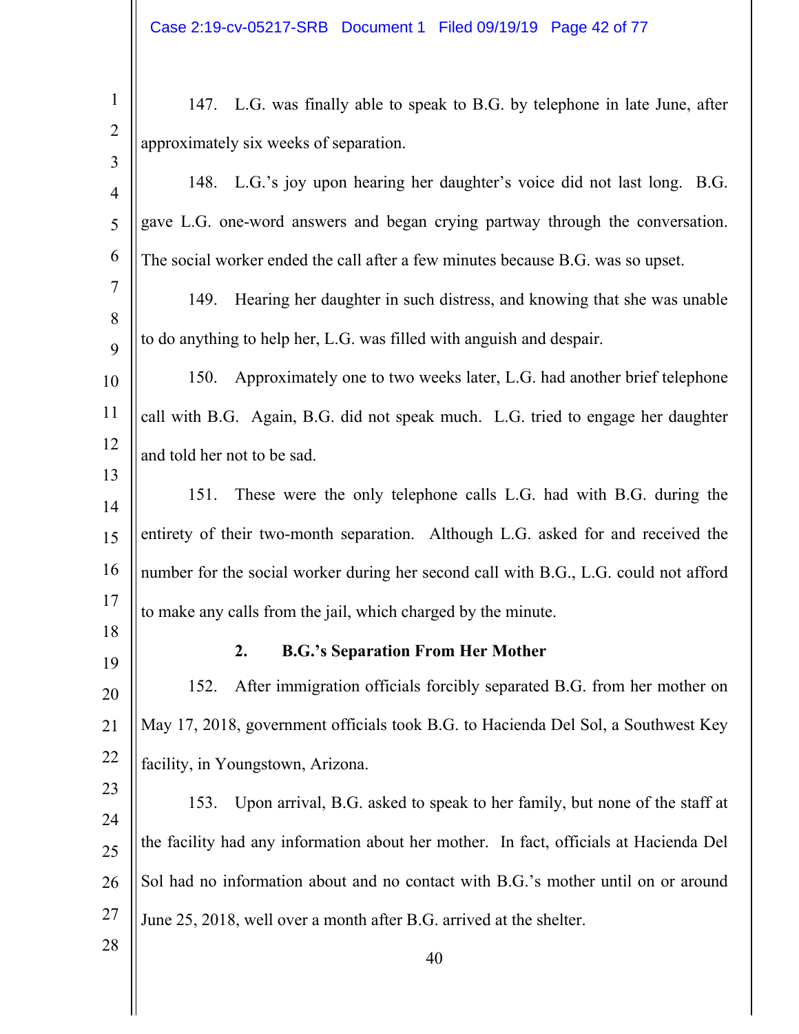147. L.G. was finally able to speak to B.G. by telephone in late June, after approximately six weeks of separation.

148. L.G.'s joy upon hearing her daughter's voice did not last long. B.G. gave L.G. one-word answers and began crying partway through the conversation. The social worker ended the call after a few minutes because B.G. was so upset.

149. Hearing her daughter in such distress, and knowing that she was unable to do anything to help her, L.G. was filled with anguish and despair.

150. Approximately one to two weeks later, L.G. had another brief telephone call with B.G. Again, B.G. did not speak much. L.G. tried to engage her daughter and told her not to be sad.

151. These were the only telephone calls L.G. had with B.G. during the entirety of their two-month separation. Although L.G. asked for and received the number for the social worker during her second call with B.G., L.G. could not afford to make any calls from the jail, which charged by the minute.

### 2. B.G.'s Separation From Her Mother

152. After immigration officials forcibly separated B.G. from her mother on May 17, 2018, government officials took B.G. to Hacienda Del Sol, a Southwest Key facility, in Youngstown, Arizona.

153. Upon arrival, B.G. asked to speak to her family, but none of the staff at the facility had any information about her mother. In fact, officials at Hacienda Del Sol had no information about and no contact with B.G.'s mother until on or around June 25, 2018, well over a month after B.G. arrived at the shelter.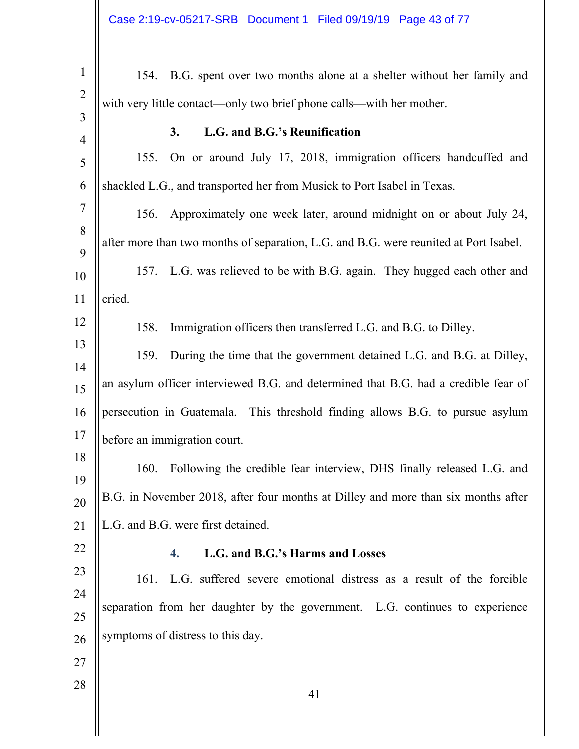154. B.G. spent over two months alone at a shelter without her family and with very little contact—only two brief phone calls—with her mother.

### 3. L.G. and B.G.'s Reunification

155. On or around July 17, 2018, immigration officers handcuffed and shackled L.G., and transported her from Musick to Port Isabel in Texas.

156. Approximately one week later, around midnight on or about July 24, after more than two months of separation, L.G. and B.G. were reunited at Port Isabel.

157. L.G. was relieved to be with B.G. again. They hugged each other and cried.

158. Immigration officers then transferred L.G. and B.G. to Dilley.

159. During the time that the government detained L.G. and B.G. at Dilley, an asylum officer interviewed B.G. and determined that B.G. had a credible fear of persecution in Guatemala. This threshold finding allows B.G. to pursue asylum before an immigration court.

160. Following the credible fear interview, DHS finally released L.G. and B.G. in November 2018, after four months at Dilley and more than six months after L.G. and B.G. were first detained.

### 4. L.G. and B.G.'s Harms and Losses

161. L.G. suffered severe emotional distress as a result of the forcible separation from her daughter by the government. L.G. continues to experience symptoms of distress to this day.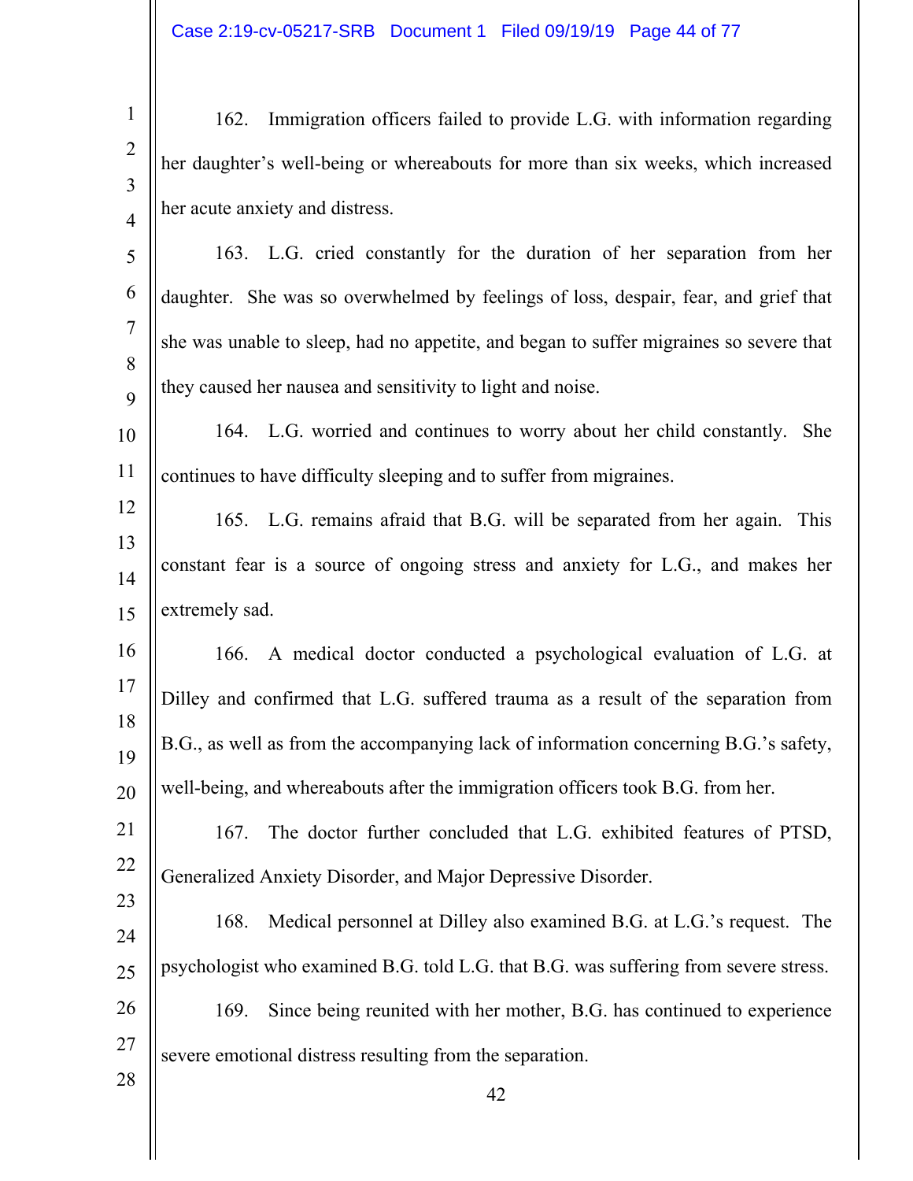162. Immigration officers failed to provide L.G. with information regarding her daughter's well-being or whereabouts for more than six weeks, which increased her acute anxiety and distress.

163. L.G. cried constantly for the duration of her separation from her daughter. She was so overwhelmed by feelings of loss, despair, fear, and grief that she was unable to sleep, had no appetite, and began to suffer migraines so severe that they caused her nausea and sensitivity to light and noise.

164. L.G. worried and continues to worry about her child constantly. She continues to have difficulty sleeping and to suffer from migraines.

165. L.G. remains afraid that B.G. will be separated from her again. This constant fear is a source of ongoing stress and anxiety for L.G., and makes her extremely sad.

166. A medical doctor conducted a psychological evaluation of L.G. at Dilley and confirmed that L.G. suffered trauma as a result of the separation from B.G., as well as from the accompanying lack of information concerning B.G.'s safety, well-being, and whereabouts after the immigration officers took B.G. from her.

167. The doctor further concluded that L.G. exhibited features of PTSD, Generalized Anxiety Disorder, and Major Depressive Disorder.

168. Medical personnel at Dilley also examined B.G. at L.G.'s request. The psychologist who examined B.G. told L.G. that B.G. was suffering from severe stress.

169. Since being reunited with her mother, B.G. has continued to experience severe emotional distress resulting from the separation.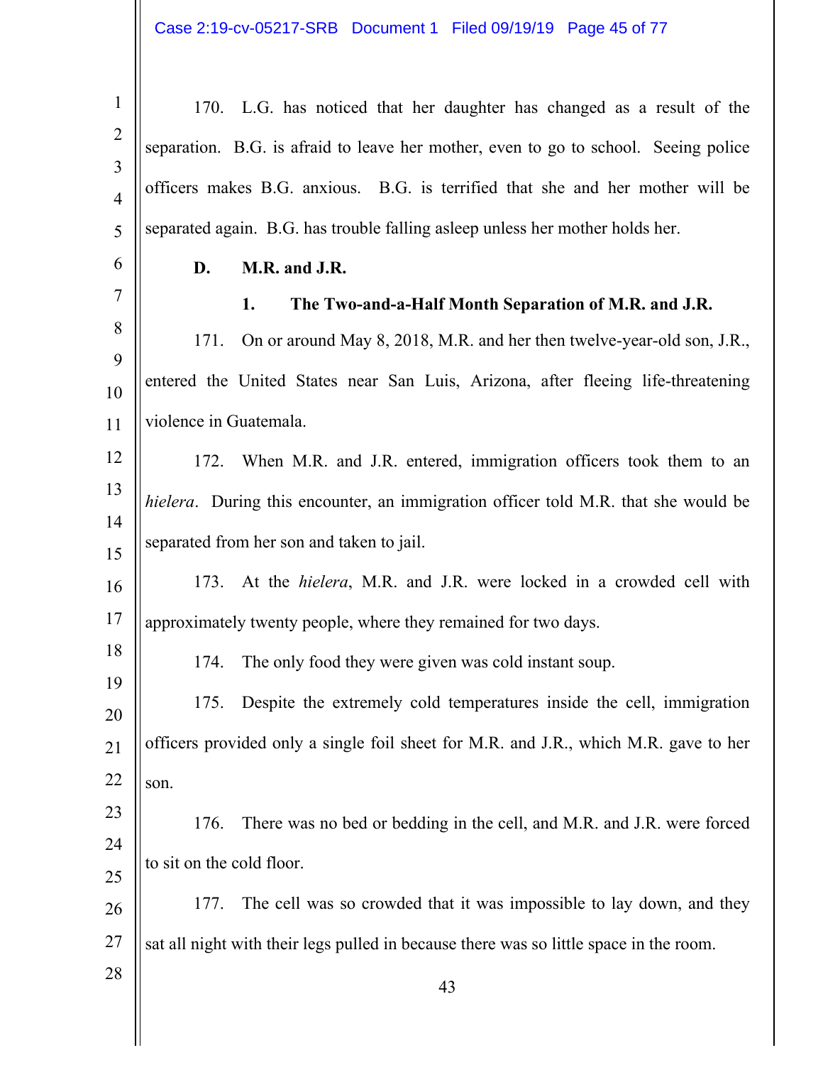170. L.G. has noticed that her daughter has changed as a result of the separation. B.G. is afraid to leave her mother, even to go to school. Seeing police officers makes B.G. anxious. B.G. is terrified that she and her mother will be separated again. B.G. has trouble falling asleep unless her mother holds her.

### D. M.R. and J.R.

#### 1. The Two-and-a-Half Month Separation of M.R. and J.R.

171. On or around May 8, 2018, M.R. and her then twelve-year-old son, J.R., entered the United States near San Luis, Arizona, after fleeing life-threatening violence in Guatemala.

172. When M.R. and J.R. entered, immigration officers took them to an *hielera*. During this encounter, an immigration officer told M.R. that she would be separated from her son and taken to jail.

173. At the *hielera*, M.R. and J.R. were locked in a crowded cell with approximately twenty people, where they remained for two days.

174. The only food they were given was cold instant soup.

175. Despite the extremely cold temperatures inside the cell, immigration officers provided only a single foil sheet for M.R. and J.R., which M.R. gave to her son.

176. There was no bed or bedding in the cell, and M.R. and J.R. were forced to sit on the cold floor.

177. The cell was so crowded that it was impossible to lay down, and they sat all night with their legs pulled in because there was so little space in the room.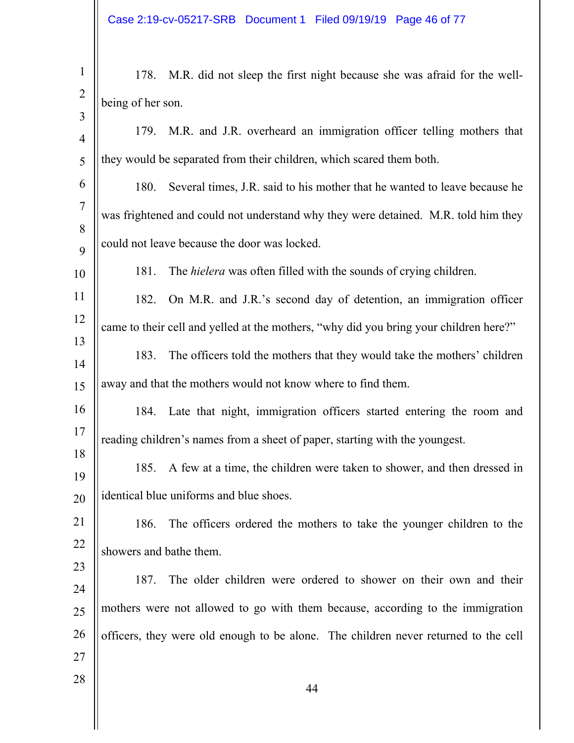178. M.R. did not sleep the first night because she was afraid for the well-being of her son.

179. M.R. and J.R. overheard an immigration officer telling mothers that they would be separated from their children, which scared them both.

180. Several times, J.R. said to his mother that he wanted to leave because he was frightened and could not understand why they were detained. M.R. told him they could not leave because the door was locked.

181. The *hielera* was often filled with the sounds of crying children.

182. On M.R. and J.R.'s second day of detention, an immigration officer came to their cell and yelled at the mothers, "why did you bring your children here?"

183. The officers told the mothers that they would take the mothers' children away and that the mothers would not know where to find them.

184. Late that night, immigration officers started entering the room and reading children's names from a sheet of paper, starting with the youngest.

185. A few at a time, the children were taken to shower, and then dressed in identical blue uniforms and blue shoes.

186. The officers ordered the mothers to take the younger children to the showers and bathe them.

187. The older children were ordered to shower on their own and their mothers were not allowed to go with them because, according to the immigration officers, they were old enough to be alone. The children never returned to the cell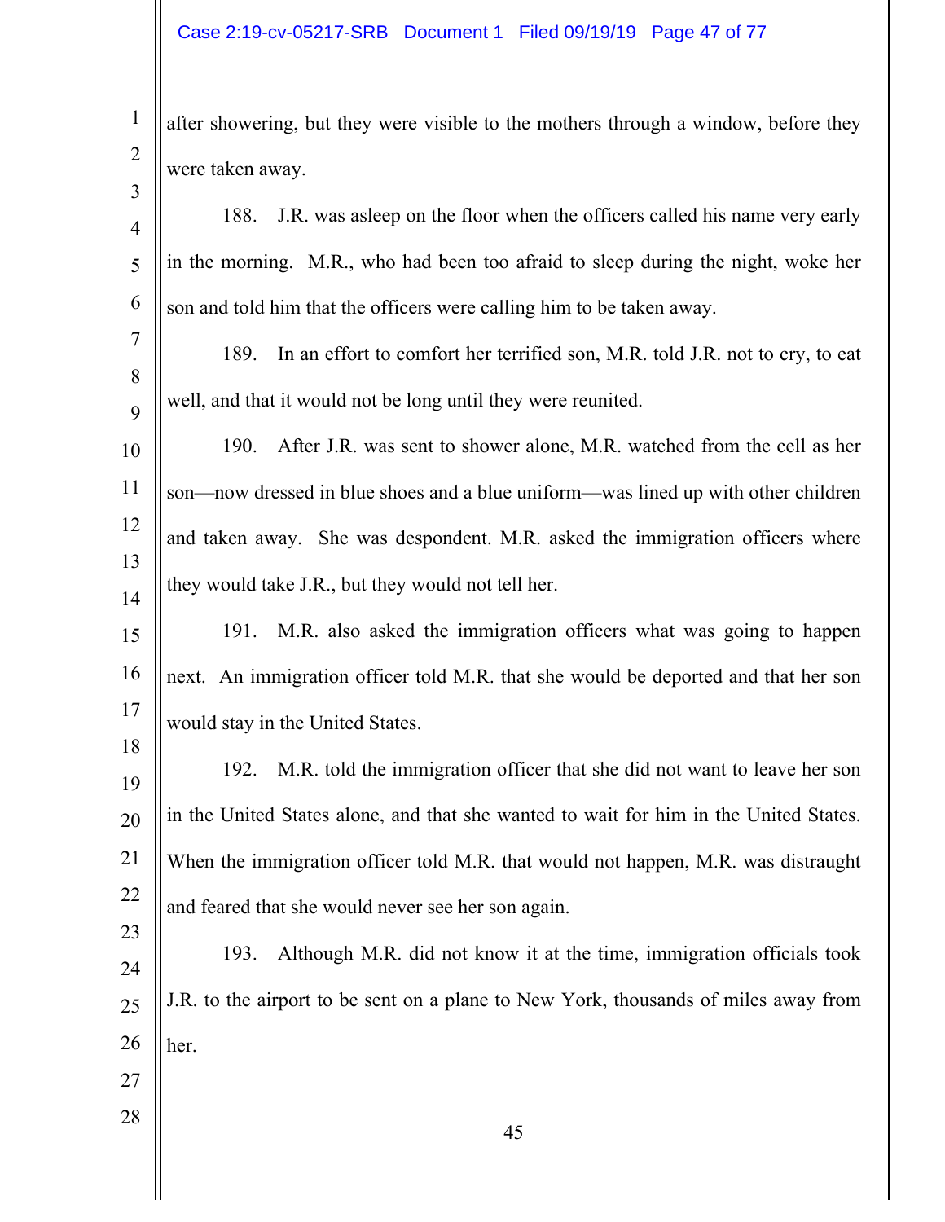after showering, but they were visible to the mothers through a window, before they were taken away.

188. J.R. was asleep on the floor when the officers called his name very early in the morning. M.R., who had been too afraid to sleep during the night, woke her son and told him that the officers were calling him to be taken away.

189. In an effort to comfort her terrified son, M.R. told J.R. not to cry, to eat well, and that it would not be long until they were reunited.

190. After J.R. was sent to shower alone, M.R. watched from the cell as her son—now dressed in blue shoes and a blue uniform—was lined up with other children and taken away. She was despondent. M.R. asked the immigration officers where they would take J.R., but they would not tell her.

191. M.R. also asked the immigration officers what was going to happen next. An immigration officer told M.R. that she would be deported and that her son would stay in the United States.

192. M.R. told the immigration officer that she did not want to leave her son in the United States alone, and that she wanted to wait for him in the United States. When the immigration officer told M.R. that would not happen, M.R. was distraught and feared that she would never see her son again.

193. Although M.R. did not know it at the time, immigration officials took J.R. to the airport to be sent on a plane to New York, thousands of miles away from her.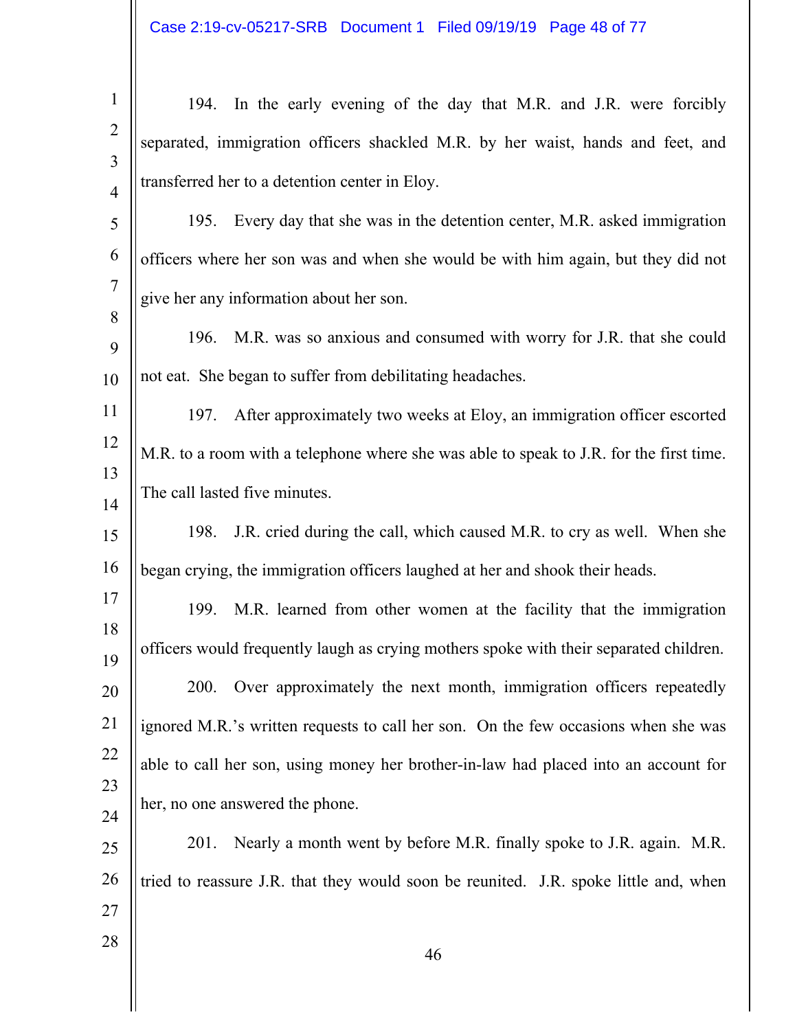194. In the early evening of the day that M.R. and J.R. were forcibly separated, immigration officers shackled M.R. by her waist, hands and feet, and transferred her to a detention center in Eloy.

195. Every day that she was in the detention center, M.R. asked immigration officers where her son was and when she would be with him again, but they did not give her any information about her son.

196. M.R. was so anxious and consumed with worry for J.R. that she could not eat. She began to suffer from debilitating headaches.

197. After approximately two weeks at Eloy, an immigration officer escorted M.R. to a room with a telephone where she was able to speak to J.R. for the first time. The call lasted five minutes.

198. J.R. cried during the call, which caused M.R. to cry as well. When she began crying, the immigration officers laughed at her and shook their heads.

199. M.R. learned from other women at the facility that the immigration officers would frequently laugh as crying mothers spoke with their separated children.

200. Over approximately the next month, immigration officers repeatedly ignored M.R.'s written requests to call her son. On the few occasions when she was able to call her son, using money her brother-in-law had placed into an account for her, no one answered the phone.

201. Nearly a month went by before M.R. finally spoke to J.R. again. M.R. tried to reassure J.R. that they would soon be reunited. J.R. spoke little and, when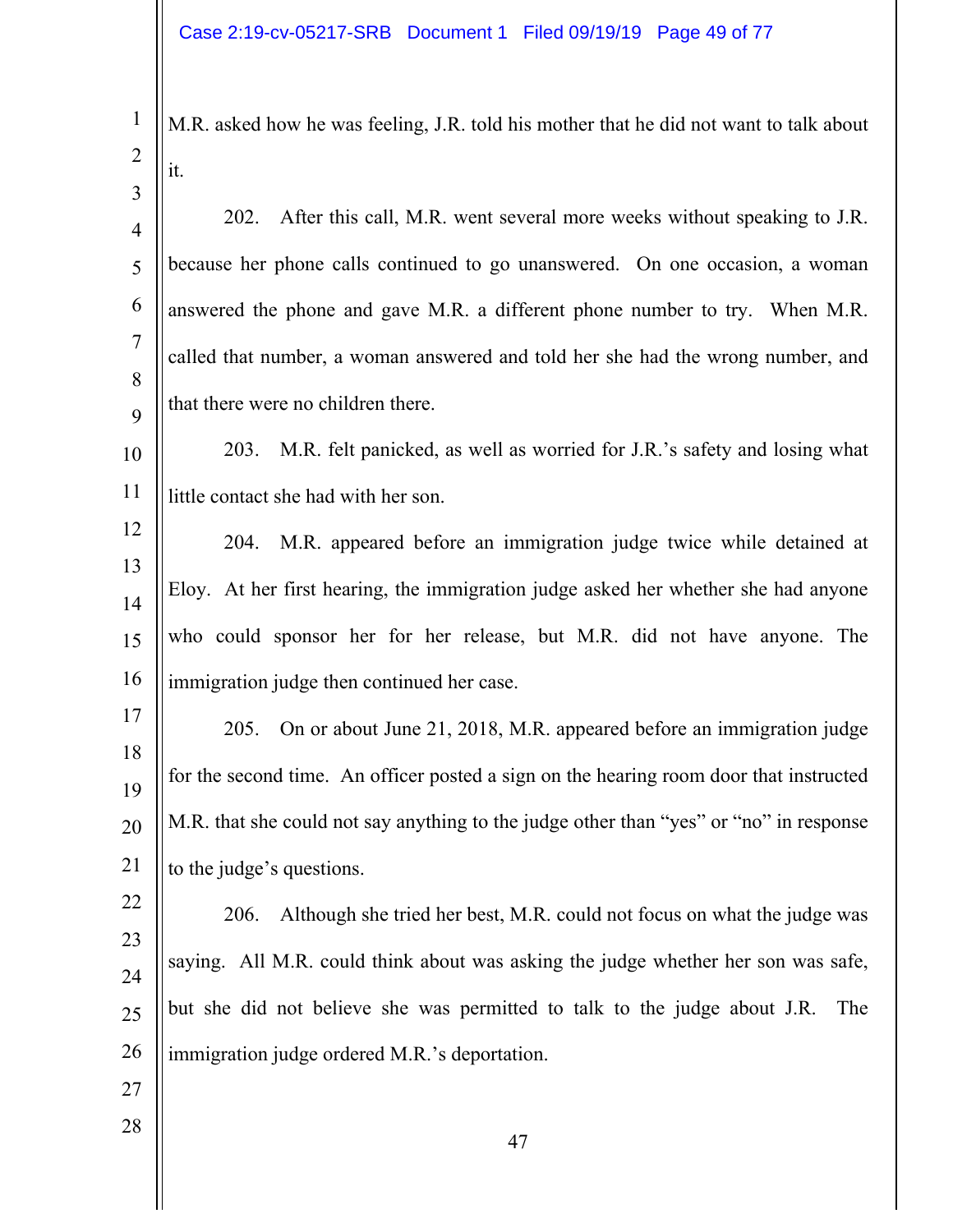M.R. asked how he was feeling, J.R. told his mother that he did not want to talk about it.

202. After this call, M.R. went several more weeks without speaking to J.R. because her phone calls continued to go unanswered. On one occasion, a woman answered the phone and gave M.R. a different phone number to try. When M.R. called that number, a woman answered and told her she had the wrong number, and that there were no children there.

203. M.R. felt panicked, as well as worried for J.R.'s safety and losing what little contact she had with her son.

204. M.R. appeared before an immigration judge twice while detained at Eloy. At her first hearing, the immigration judge asked her whether she had anyone who could sponsor her for her release, but M.R. did not have anyone. The immigration judge then continued her case.

205. On or about June 21, 2018, M.R. appeared before an immigration judge for the second time. An officer posted a sign on the hearing room door that instructed M.R. that she could not say anything to the judge other than "yes" or "no" in response to the judge's questions.

206. Although she tried her best, M.R. could not focus on what the judge was saying. All M.R. could think about was asking the judge whether her son was safe, but she did not believe she was permitted to talk to the judge about J.R. The immigration judge ordered M.R.'s deportation.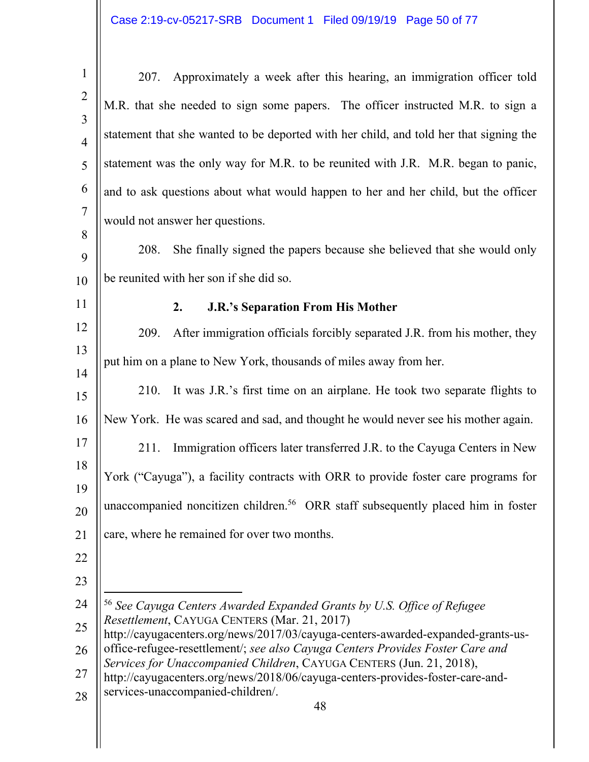207. Approximately a week after this hearing, an immigration officer told M.R. that she needed to sign some papers. The officer instructed M.R. to sign a statement that she wanted to be deported with her child, and told her that signing the statement was the only way for M.R. to be reunited with J.R. M.R. began to panic, and to ask questions about what would happen to her and her child, but the officer would not answer her questions.

208. She finally signed the papers because she believed that she would only be reunited with her son if she did so.

### 2. J.R.'s Separation From His Mother

209. After immigration officials forcibly separated J.R. from his mother, they put him on a plane to New York, thousands of miles away from her.

210. It was J.R.'s first time on an airplane. He took two separate flights to New York. He was scared and sad, and thought he would never see his mother again.

211. Immigration officers later transferred J.R. to the Cayuga Centers in New York ("Cayuga"), a facility contracts with ORR to provide foster care programs for unaccompanied noncitizen children.[56] ORR staff subsequently placed him in foster care, where he remained for over two months.

---

[56] *See Cayuga Centers Awarded Expanded Grants by U.S. Office of Refugee Resettlement*, CAYUGA CENTERS (Mar. 21, 2017) http://cayugacenters.org/news/2017/03/cayuga-centers-awarded-expanded-grants-us-office-refugee-resettlement/; *see also Cayuga Centers Provides Foster Care and Services for Unaccompanied Children*, CAYUGA CENTERS (Jun. 21, 2018), http://cayugacenters.org/news/2018/06/cayuga-centers-provides-foster-care-and-services-unaccompanied-children/.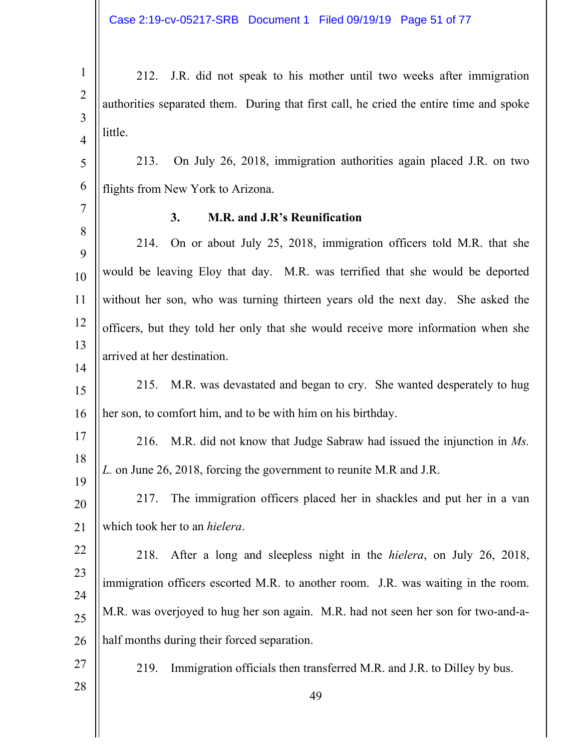212. J.R. did not speak to his mother until two weeks after immigration authorities separated them. During that first call, he cried the entire time and spoke little.

213. On July 26, 2018, immigration authorities again placed J.R. on two flights from New York to Arizona.

### 3. M.R. and J.R's Reunification

214. On or about July 25, 2018, immigration officers told M.R. that she would be leaving Eloy that day. M.R. was terrified that she would be deported without her son, who was turning thirteen years old the next day. She asked the officers, but they told her only that she would receive more information when she arrived at her destination.

215. M.R. was devastated and began to cry. She wanted desperately to hug her son, to comfort him, and to be with him on his birthday.

216. M.R. did not know that Judge Sabraw had issued the injunction in *Ms. L.* on June 26, 2018, forcing the government to reunite M.R and J.R.

217. The immigration officers placed her in shackles and put her in a van which took her to an *hielera*.

218. After a long and sleepless night in the *hielera*, on July 26, 2018, immigration officers escorted M.R. to another room. J.R. was waiting in the room. M.R. was overjoyed to hug her son again. M.R. had not seen her son for two-and-a-half months during their forced separation.

219. Immigration officials then transferred M.R. and J.R. to Dilley by bus.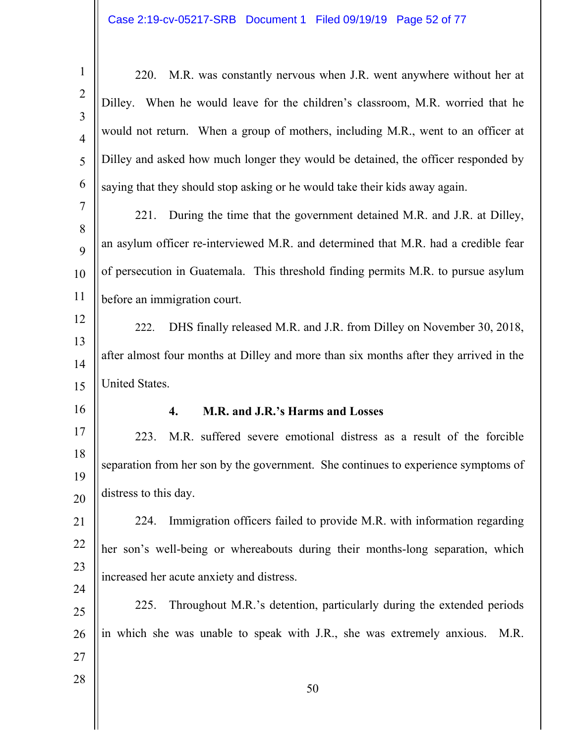220. M.R. was constantly nervous when J.R. went anywhere without her at Dilley. When he would leave for the children's classroom, M.R. worried that he would not return. When a group of mothers, including M.R., went to an officer at Dilley and asked how much longer they would be detained, the officer responded by saying that they should stop asking or he would take their kids away again.

221. During the time that the government detained M.R. and J.R. at Dilley, an asylum officer re-interviewed M.R. and determined that M.R. had a credible fear of persecution in Guatemala. This threshold finding permits M.R. to pursue asylum before an immigration court.

222. DHS finally released M.R. and J.R. from Dilley on November 30, 2018, after almost four months at Dilley and more than six months after they arrived in the United States.

#### 4. M.R. and J.R.'s Harms and Losses

223. M.R. suffered severe emotional distress as a result of the forcible separation from her son by the government. She continues to experience symptoms of distress to this day.

224. Immigration officers failed to provide M.R. with information regarding her son's well-being or whereabouts during their months-long separation, which increased her acute anxiety and distress.

225. Throughout M.R.'s detention, particularly during the extended periods in which she was unable to speak with J.R., she was extremely anxious. M.R.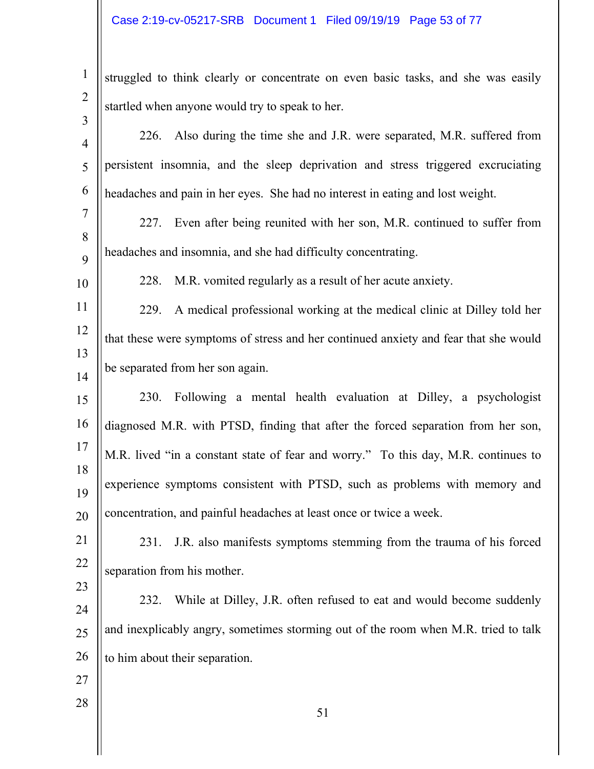struggled to think clearly or concentrate on even basic tasks, and she was easily startled when anyone would try to speak to her.

226. Also during the time she and J.R. were separated, M.R. suffered from persistent insomnia, and the sleep deprivation and stress triggered excruciating headaches and pain in her eyes. She had no interest in eating and lost weight.

227. Even after being reunited with her son, M.R. continued to suffer from headaches and insomnia, and she had difficulty concentrating.

228. M.R. vomited regularly as a result of her acute anxiety.

229. A medical professional working at the medical clinic at Dilley told her that these were symptoms of stress and her continued anxiety and fear that she would be separated from her son again.

230. Following a mental health evaluation at Dilley, a psychologist diagnosed M.R. with PTSD, finding that after the forced separation from her son, M.R. lived "in a constant state of fear and worry." To this day, M.R. continues to experience symptoms consistent with PTSD, such as problems with memory and concentration, and painful headaches at least once or twice a week.

231. J.R. also manifests symptoms stemming from the trauma of his forced separation from his mother.

232. While at Dilley, J.R. often refused to eat and would become suddenly and inexplicably angry, sometimes storming out of the room when M.R. tried to talk to him about their separation.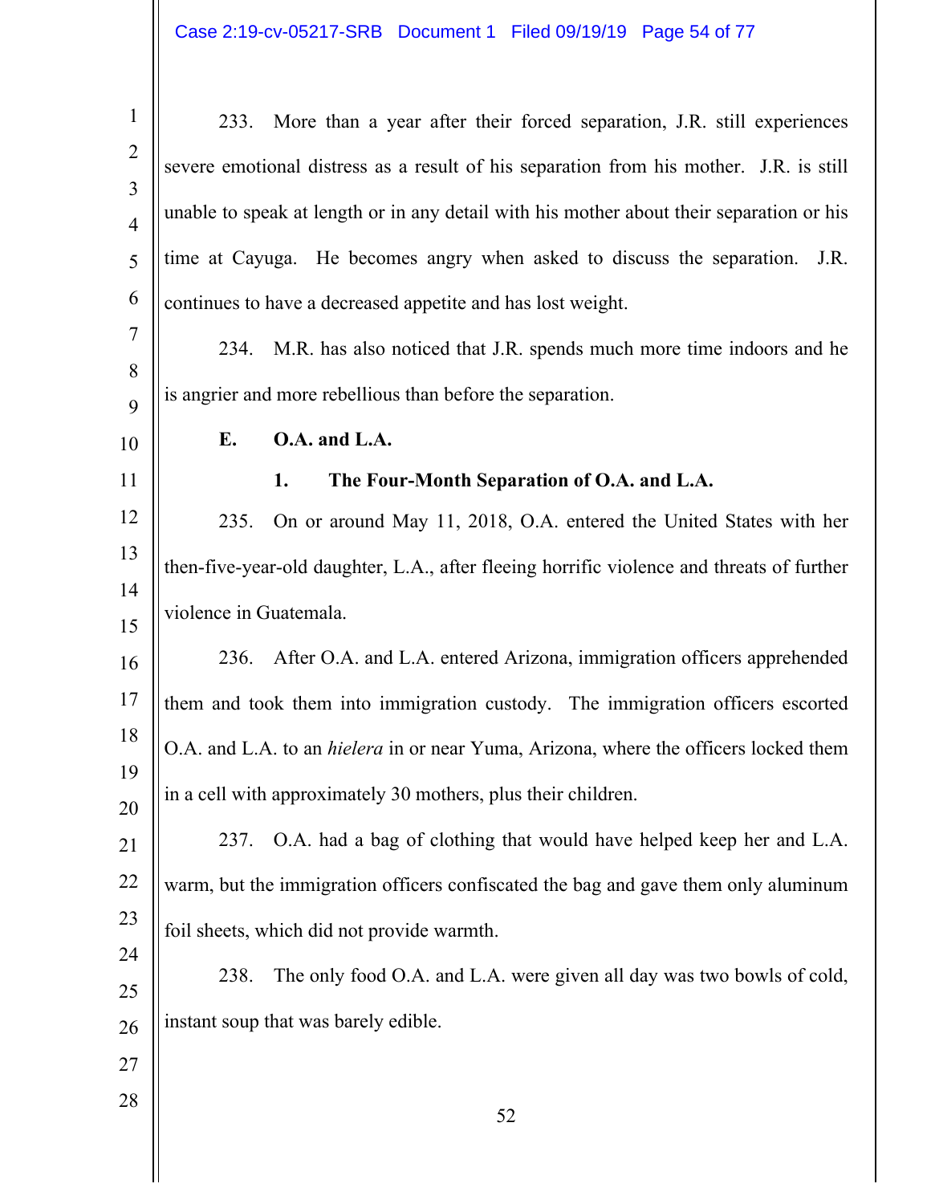233. More than a year after their forced separation, J.R. still experiences severe emotional distress as a result of his separation from his mother. J.R. is still unable to speak at length or in any detail with his mother about their separation or his time at Cayuga. He becomes angry when asked to discuss the separation. J.R. continues to have a decreased appetite and has lost weight.

234. M.R. has also noticed that J.R. spends much more time indoors and he is angrier and more rebellious than before the separation.

### E. O.A. and L.A.

#### 1. The Four-Month Separation of O.A. and L.A.

235. On or around May 11, 2018, O.A. entered the United States with her then-five-year-old daughter, L.A., after fleeing horrific violence and threats of further violence in Guatemala.

236. After O.A. and L.A. entered Arizona, immigration officers apprehended them and took them into immigration custody. The immigration officers escorted O.A. and L.A. to an *hielera* in or near Yuma, Arizona, where the officers locked them in a cell with approximately 30 mothers, plus their children.

237. O.A. had a bag of clothing that would have helped keep her and L.A. warm, but the immigration officers confiscated the bag and gave them only aluminum foil sheets, which did not provide warmth.

238. The only food O.A. and L.A. were given all day was two bowls of cold, instant soup that was barely edible.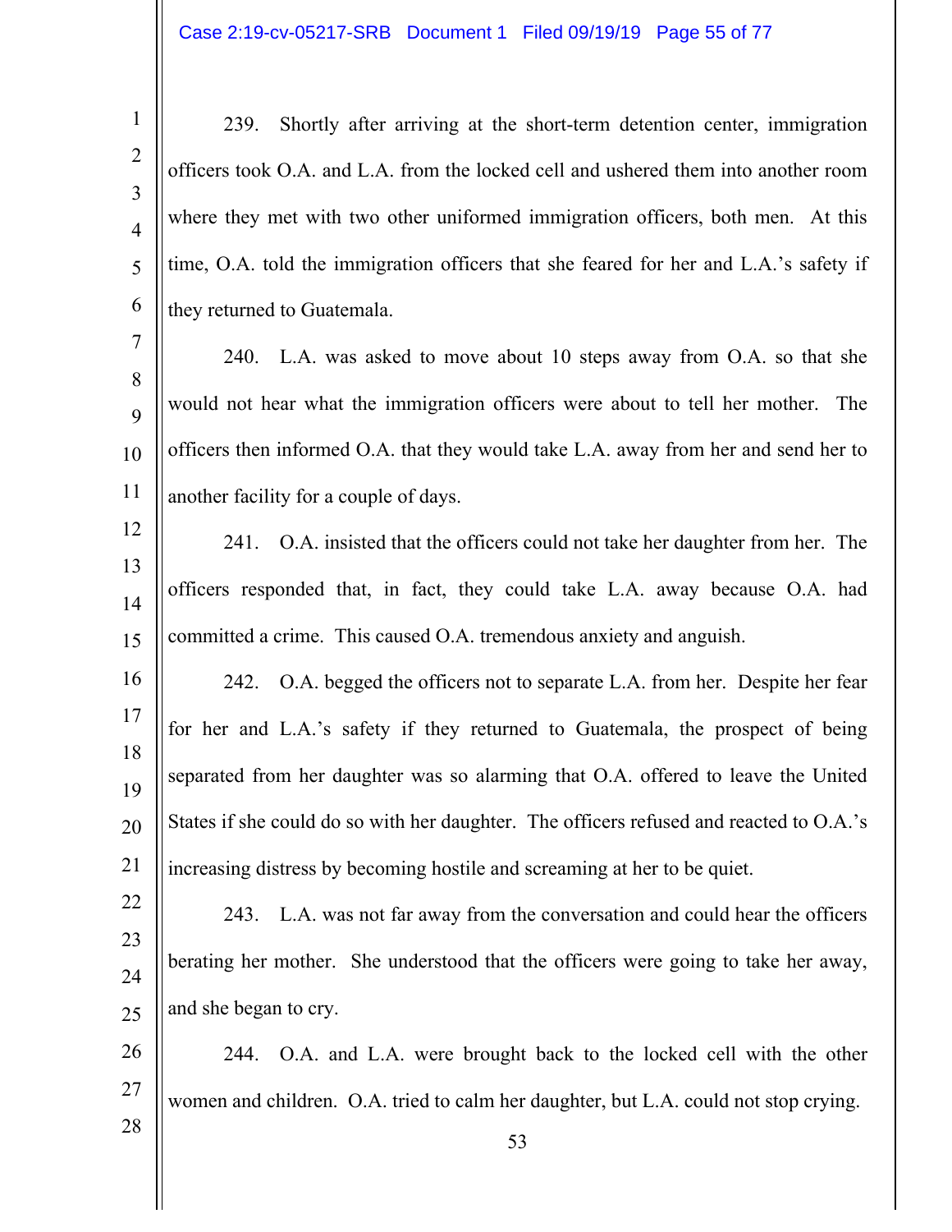239. Shortly after arriving at the short-term detention center, immigration officers took O.A. and L.A. from the locked cell and ushered them into another room where they met with two other uniformed immigration officers, both men. At this time, O.A. told the immigration officers that she feared for her and L.A.'s safety if they returned to Guatemala.

240. L.A. was asked to move about 10 steps away from O.A. so that she would not hear what the immigration officers were about to tell her mother. The officers then informed O.A. that they would take L.A. away from her and send her to another facility for a couple of days.

241. O.A. insisted that the officers could not take her daughter from her. The officers responded that, in fact, they could take L.A. away because O.A. had committed a crime. This caused O.A. tremendous anxiety and anguish.

242. O.A. begged the officers not to separate L.A. from her. Despite her fear for her and L.A.'s safety if they returned to Guatemala, the prospect of being separated from her daughter was so alarming that O.A. offered to leave the United States if she could do so with her daughter. The officers refused and reacted to O.A.'s increasing distress by becoming hostile and screaming at her to be quiet.

243. L.A. was not far away from the conversation and could hear the officers berating her mother. She understood that the officers were going to take her away, and she began to cry.

244. O.A. and L.A. were brought back to the locked cell with the other women and children. O.A. tried to calm her daughter, but L.A. could not stop crying.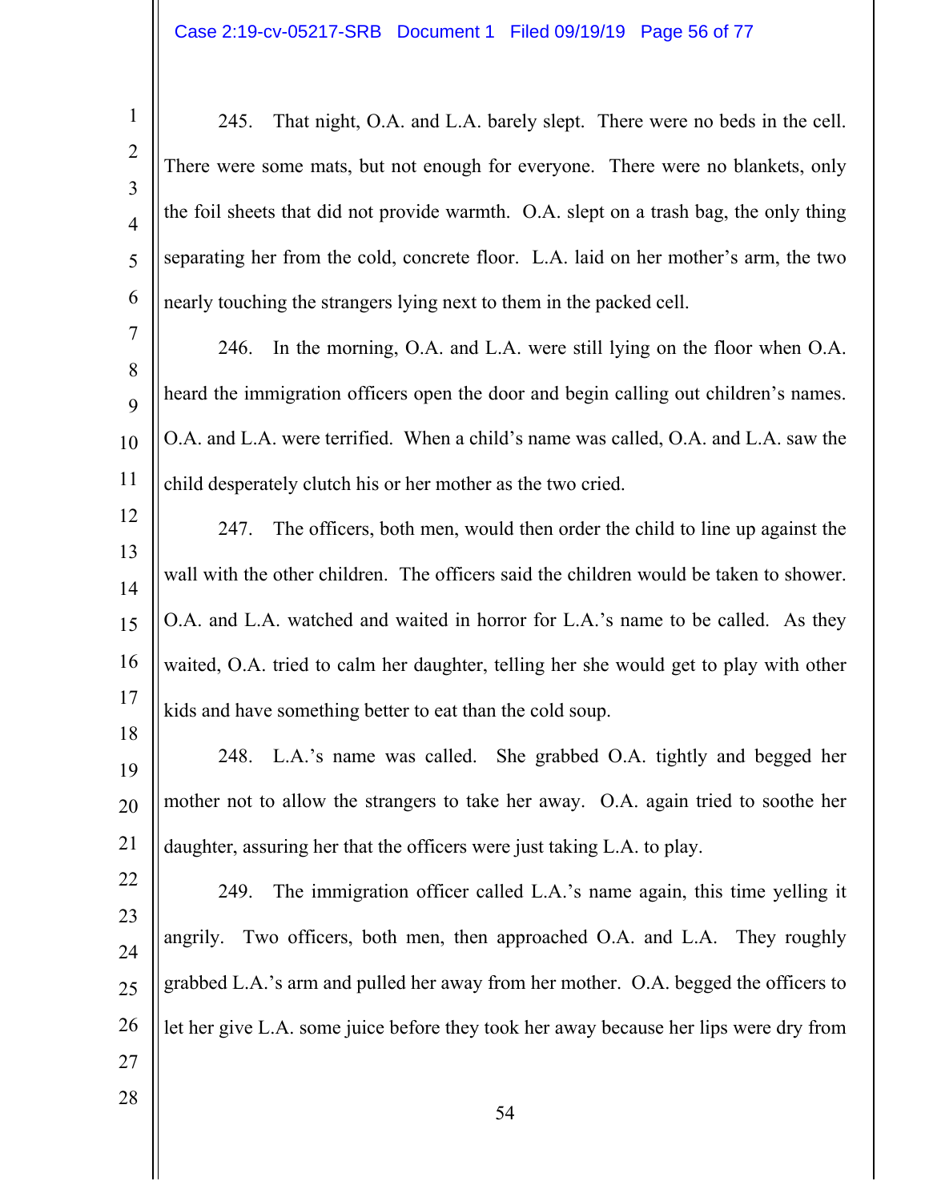245. That night, O.A. and L.A. barely slept. There were no beds in the cell. There were some mats, but not enough for everyone. There were no blankets, only the foil sheets that did not provide warmth. O.A. slept on a trash bag, the only thing separating her from the cold, concrete floor. L.A. laid on her mother's arm, the two nearly touching the strangers lying next to them in the packed cell.

246. In the morning, O.A. and L.A. were still lying on the floor when O.A. heard the immigration officers open the door and begin calling out children's names. O.A. and L.A. were terrified. When a child's name was called, O.A. and L.A. saw the child desperately clutch his or her mother as the two cried.

247. The officers, both men, would then order the child to line up against the wall with the other children. The officers said the children would be taken to shower. O.A. and L.A. watched and waited in horror for L.A.'s name to be called. As they waited, O.A. tried to calm her daughter, telling her she would get to play with other kids and have something better to eat than the cold soup.

248. L.A.'s name was called. She grabbed O.A. tightly and begged her mother not to allow the strangers to take her away. O.A. again tried to soothe her daughter, assuring her that the officers were just taking L.A. to play.

249. The immigration officer called L.A.'s name again, this time yelling it angrily. Two officers, both men, then approached O.A. and L.A. They roughly grabbed L.A.'s arm and pulled her away from her mother. O.A. begged the officers to let her give L.A. some juice before they took her away because her lips were dry from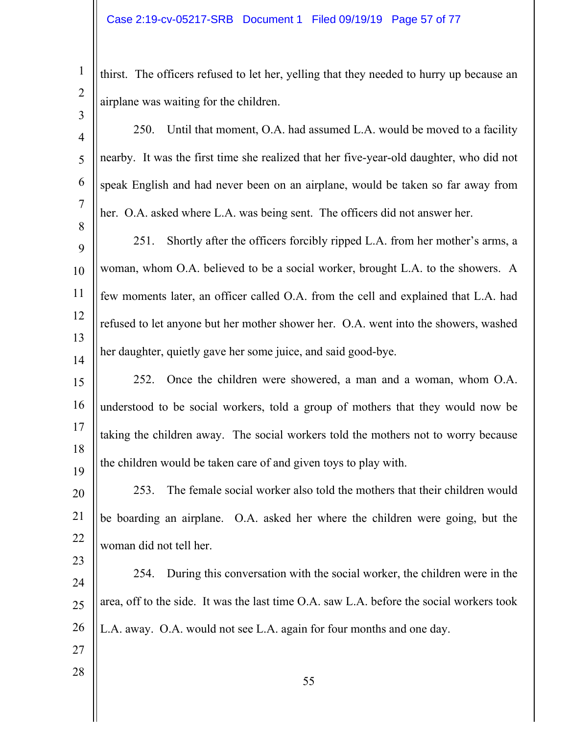thirst. The officers refused to let her, yelling that they needed to hurry up because an airplane was waiting for the children.

250. Until that moment, O.A. had assumed L.A. would be moved to a facility nearby. It was the first time she realized that her five-year-old daughter, who did not speak English and had never been on an airplane, would be taken so far away from her. O.A. asked where L.A. was being sent. The officers did not answer her.

251. Shortly after the officers forcibly ripped L.A. from her mother's arms, a woman, whom O.A. believed to be a social worker, brought L.A. to the showers. A few moments later, an officer called O.A. from the cell and explained that L.A. had refused to let anyone but her mother shower her. O.A. went into the showers, washed her daughter, quietly gave her some juice, and said good-bye.

252. Once the children were showered, a man and a woman, whom O.A. understood to be social workers, told a group of mothers that they would now be taking the children away. The social workers told the mothers not to worry because the children would be taken care of and given toys to play with.

253. The female social worker also told the mothers that their children would be boarding an airplane. O.A. asked her where the children were going, but the woman did not tell her.

254. During this conversation with the social worker, the children were in the area, off to the side. It was the last time O.A. saw L.A. before the social workers took L.A. away. O.A. would not see L.A. again for four months and one day.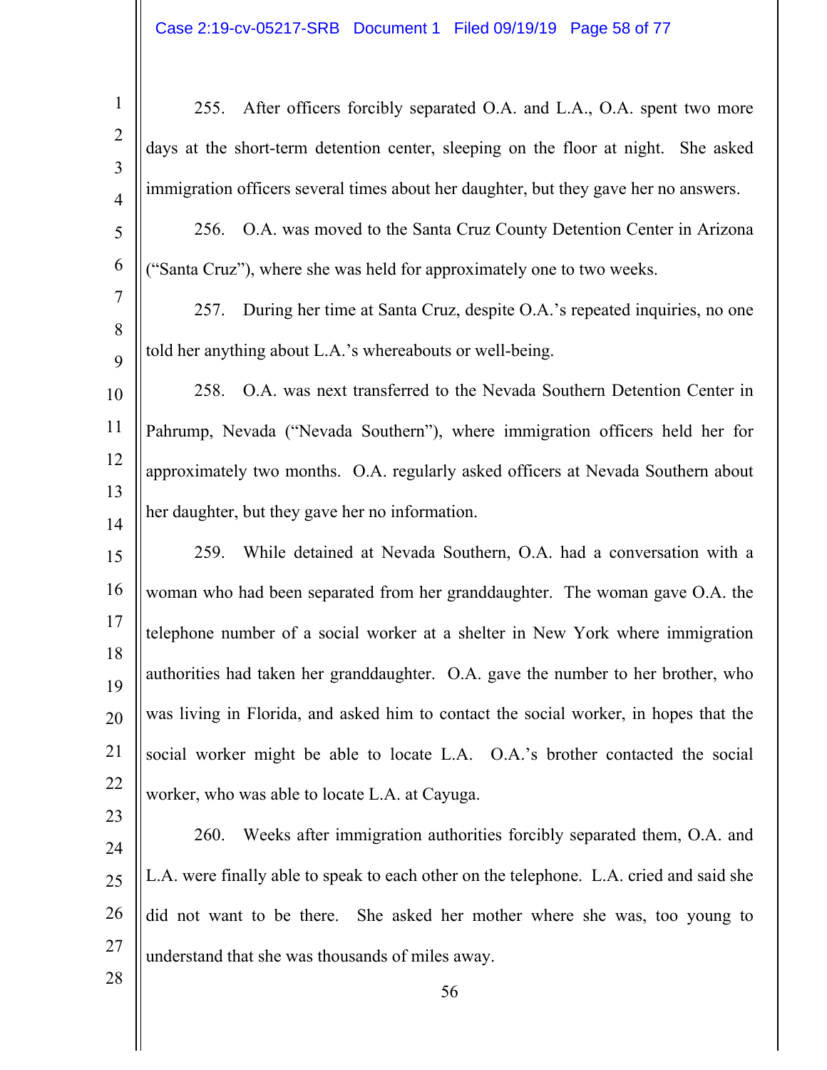255. After officers forcibly separated O.A. and L.A., O.A. spent two more days at the short-term detention center, sleeping on the floor at night. She asked immigration officers several times about her daughter, but they gave her no answers.

256. O.A. was moved to the Santa Cruz County Detention Center in Arizona ("Santa Cruz"), where she was held for approximately one to two weeks.

257. During her time at Santa Cruz, despite O.A.'s repeated inquiries, no one told her anything about L.A.'s whereabouts or well-being.

258. O.A. was next transferred to the Nevada Southern Detention Center in Pahrump, Nevada ("Nevada Southern"), where immigration officers held her for approximately two months. O.A. regularly asked officers at Nevada Southern about her daughter, but they gave her no information.

259. While detained at Nevada Southern, O.A. had a conversation with a woman who had been separated from her granddaughter. The woman gave O.A. the telephone number of a social worker at a shelter in New York where immigration authorities had taken her granddaughter. O.A. gave the number to her brother, who was living in Florida, and asked him to contact the social worker, in hopes that the social worker might be able to locate L.A. O.A.'s brother contacted the social worker, who was able to locate L.A. at Cayuga.

260. Weeks after immigration authorities forcibly separated them, O.A. and L.A. were finally able to speak to each other on the telephone. L.A. cried and said she did not want to be there. She asked her mother where she was, too young to understand that she was thousands of miles away.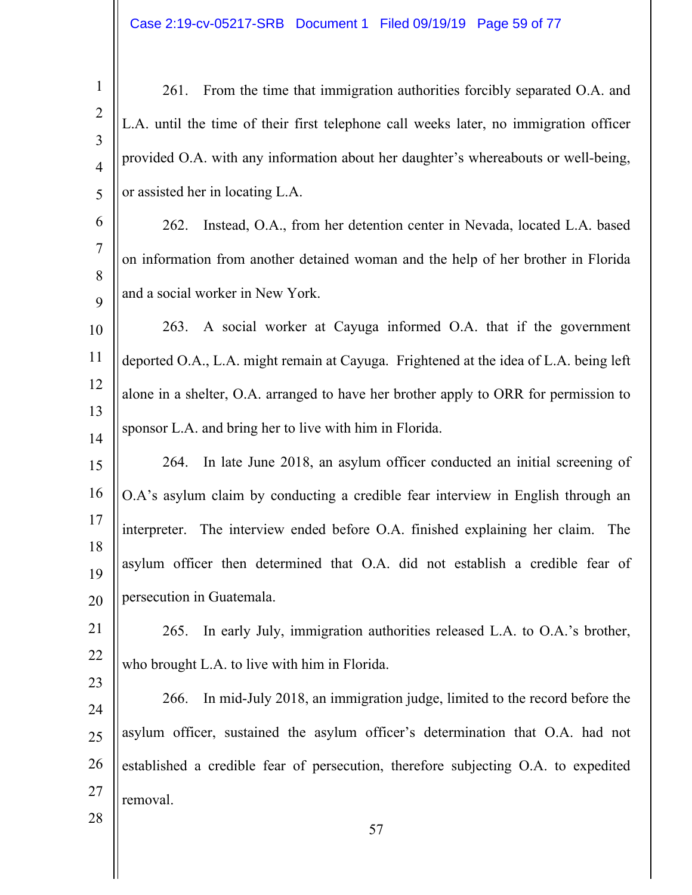261. From the time that immigration authorities forcibly separated O.A. and L.A. until the time of their first telephone call weeks later, no immigration officer provided O.A. with any information about her daughter's whereabouts or well-being, or assisted her in locating L.A.

262. Instead, O.A., from her detention center in Nevada, located L.A. based on information from another detained woman and the help of her brother in Florida and a social worker in New York.

263. A social worker at Cayuga informed O.A. that if the government deported O.A., L.A. might remain at Cayuga. Frightened at the idea of L.A. being left alone in a shelter, O.A. arranged to have her brother apply to ORR for permission to sponsor L.A. and bring her to live with him in Florida.

264. In late June 2018, an asylum officer conducted an initial screening of O.A's asylum claim by conducting a credible fear interview in English through an interpreter. The interview ended before O.A. finished explaining her claim. The asylum officer then determined that O.A. did not establish a credible fear of persecution in Guatemala.

265. In early July, immigration authorities released L.A. to O.A.'s brother, who brought L.A. to live with him in Florida.

266. In mid-July 2018, an immigration judge, limited to the record before the asylum officer, sustained the asylum officer's determination that O.A. had not established a credible fear of persecution, therefore subjecting O.A. to expedited removal.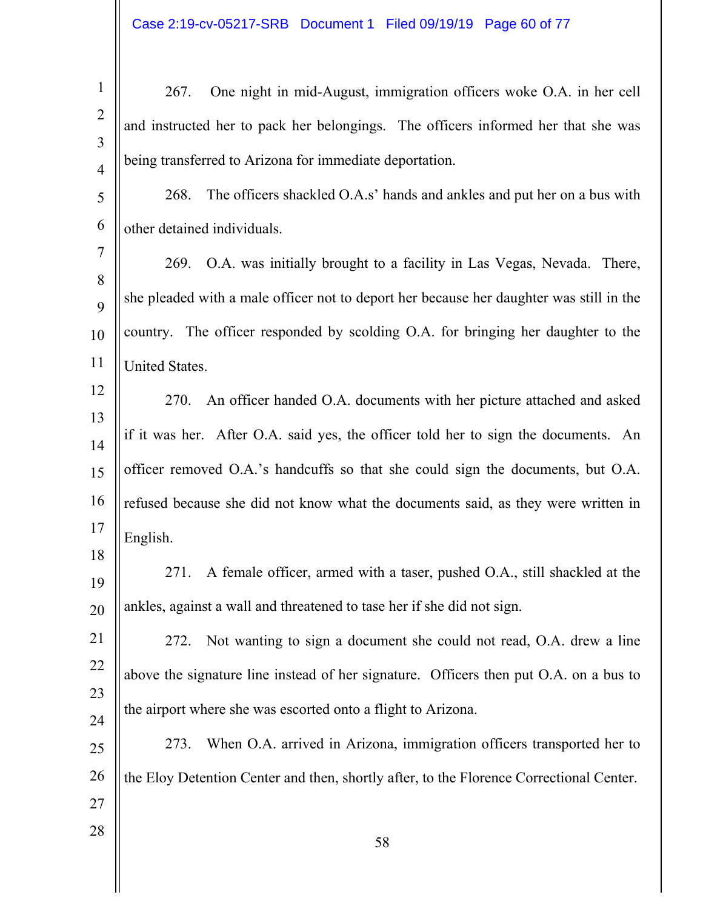267. One night in mid-August, immigration officers woke O.A. in her cell and instructed her to pack her belongings. The officers informed her that she was being transferred to Arizona for immediate deportation.

268. The officers shackled O.A.s' hands and ankles and put her on a bus with other detained individuals.

269. O.A. was initially brought to a facility in Las Vegas, Nevada. There, she pleaded with a male officer not to deport her because her daughter was still in the country. The officer responded by scolding O.A. for bringing her daughter to the United States.

270. An officer handed O.A. documents with her picture attached and asked if it was her. After O.A. said yes, the officer told her to sign the documents. An officer removed O.A.'s handcuffs so that she could sign the documents, but O.A. refused because she did not know what the documents said, as they were written in English.

271. A female officer, armed with a taser, pushed O.A., still shackled at the ankles, against a wall and threatened to tase her if she did not sign.

272. Not wanting to sign a document she could not read, O.A. drew a line above the signature line instead of her signature. Officers then put O.A. on a bus to the airport where she was escorted onto a flight to Arizona.

273. When O.A. arrived in Arizona, immigration officers transported her to the Eloy Detention Center and then, shortly after, to the Florence Correctional Center.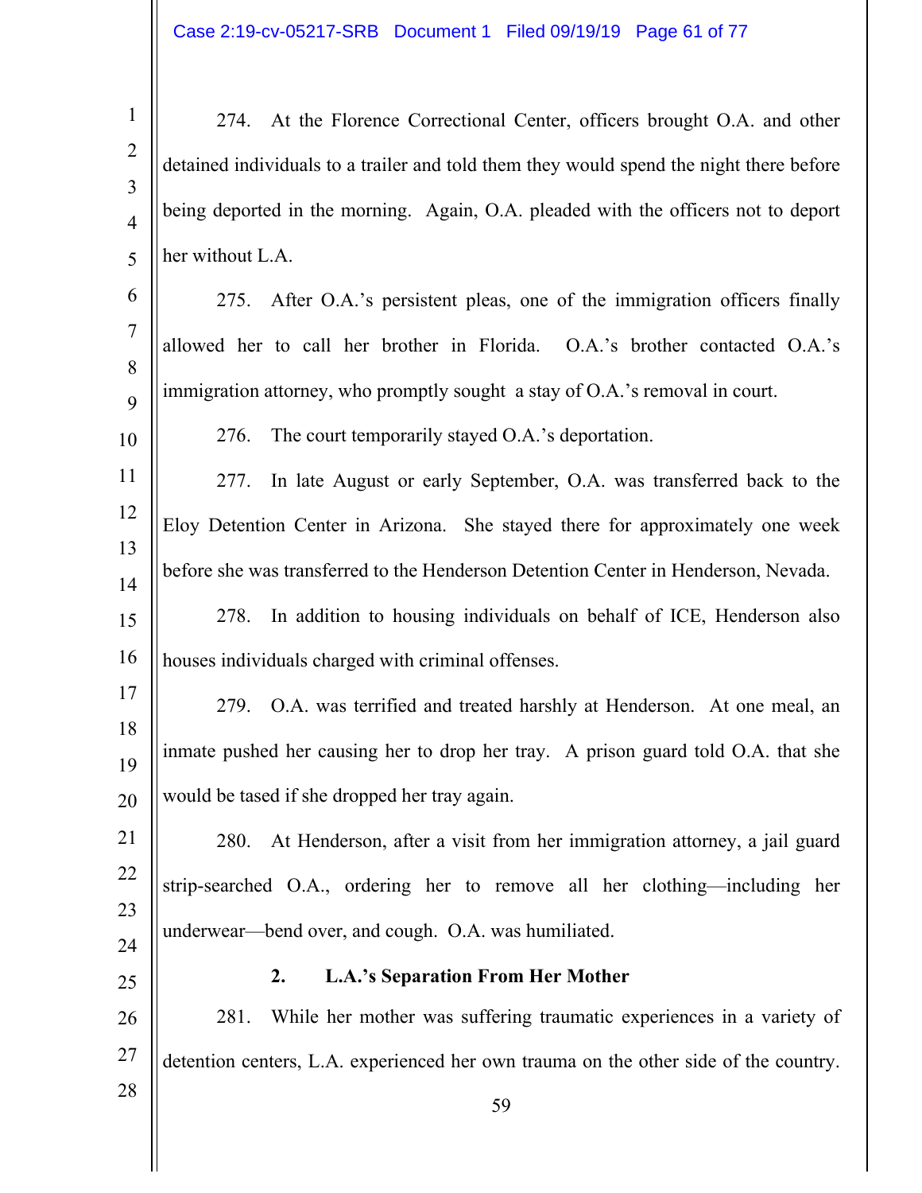274. At the Florence Correctional Center, officers brought O.A. and other detained individuals to a trailer and told them they would spend the night there before being deported in the morning. Again, O.A. pleaded with the officers not to deport her without L.A.

275. After O.A.'s persistent pleas, one of the immigration officers finally allowed her to call her brother in Florida. O.A.'s brother contacted O.A.'s immigration attorney, who promptly sought a stay of O.A.'s removal in court.

276. The court temporarily stayed O.A.'s deportation.

277. In late August or early September, O.A. was transferred back to the Eloy Detention Center in Arizona. She stayed there for approximately one week before she was transferred to the Henderson Detention Center in Henderson, Nevada.

278. In addition to housing individuals on behalf of ICE, Henderson also houses individuals charged with criminal offenses.

279. O.A. was terrified and treated harshly at Henderson. At one meal, an inmate pushed her causing her to drop her tray. A prison guard told O.A. that she would be tased if she dropped her tray again.

280. At Henderson, after a visit from her immigration attorney, a jail guard strip-searched O.A., ordering her to remove all her clothing—including her underwear—bend over, and cough. O.A. was humiliated.

### 2. L.A.'s Separation From Her Mother

281. While her mother was suffering traumatic experiences in a variety of detention centers, L.A. experienced her own trauma on the other side of the country.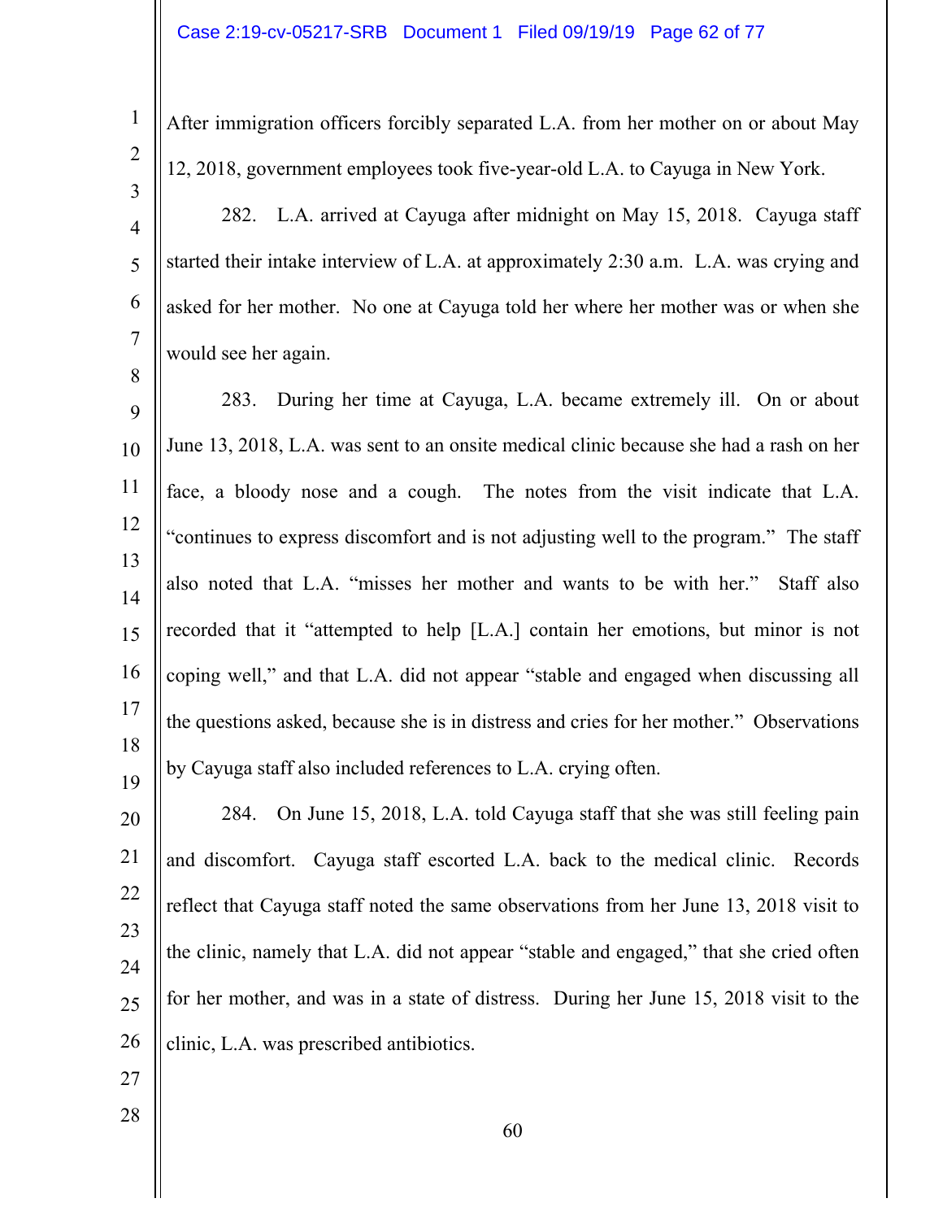After immigration officers forcibly separated L.A. from her mother on or about May 12, 2018, government employees took five-year-old L.A. to Cayuga in New York.

282. L.A. arrived at Cayuga after midnight on May 15, 2018. Cayuga staff started their intake interview of L.A. at approximately 2:30 a.m. L.A. was crying and asked for her mother. No one at Cayuga told her where her mother was or when she would see her again.

283. During her time at Cayuga, L.A. became extremely ill. On or about June 13, 2018, L.A. was sent to an onsite medical clinic because she had a rash on her face, a bloody nose and a cough. The notes from the visit indicate that L.A. "continues to express discomfort and is not adjusting well to the program." The staff also noted that L.A. "misses her mother and wants to be with her." Staff also recorded that it "attempted to help [L.A.] contain her emotions, but minor is not coping well," and that L.A. did not appear "stable and engaged when discussing all the questions asked, because she is in distress and cries for her mother." Observations by Cayuga staff also included references to L.A. crying often.

284. On June 15, 2018, L.A. told Cayuga staff that she was still feeling pain and discomfort. Cayuga staff escorted L.A. back to the medical clinic. Records reflect that Cayuga staff noted the same observations from her June 13, 2018 visit to the clinic, namely that L.A. did not appear "stable and engaged," that she cried often for her mother, and was in a state of distress. During her June 15, 2018 visit to the clinic, L.A. was prescribed antibiotics.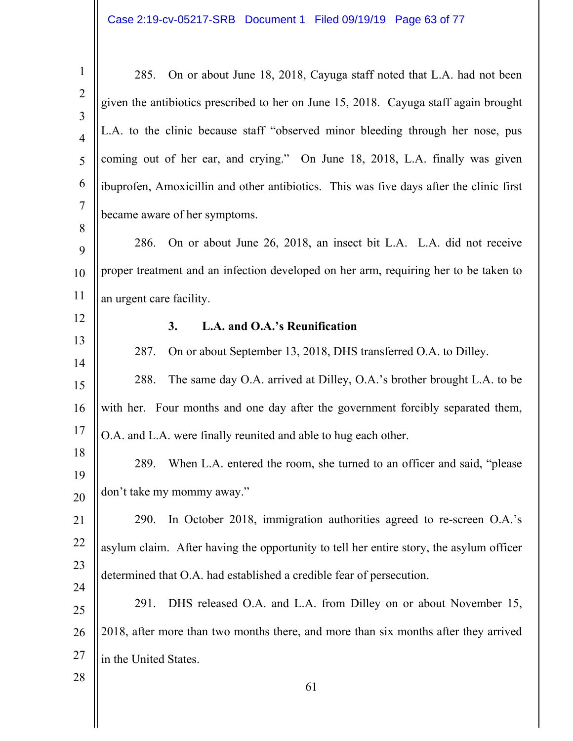285. On or about June 18, 2018, Cayuga staff noted that L.A. had not been given the antibiotics prescribed to her on June 15, 2018. Cayuga staff again brought L.A. to the clinic because staff "observed minor bleeding through her nose, pus coming out of her ear, and crying." On June 18, 2018, L.A. finally was given ibuprofen, Amoxicillin and other antibiotics. This was five days after the clinic first became aware of her symptoms.

286. On or about June 26, 2018, an insect bit L.A. L.A. did not receive proper treatment and an infection developed on her arm, requiring her to be taken to an urgent care facility.

### 3. L.A. and O.A.'s Reunification

287. On or about September 13, 2018, DHS transferred O.A. to Dilley.

288. The same day O.A. arrived at Dilley, O.A.'s brother brought L.A. to be with her. Four months and one day after the government forcibly separated them, O.A. and L.A. were finally reunited and able to hug each other.

289. When L.A. entered the room, she turned to an officer and said, "please don't take my mommy away."

290. In October 2018, immigration authorities agreed to re-screen O.A.'s asylum claim. After having the opportunity to tell her entire story, the asylum officer determined that O.A. had established a credible fear of persecution.

291. DHS released O.A. and L.A. from Dilley on or about November 15, 2018, after more than two months there, and more than six months after they arrived in the United States.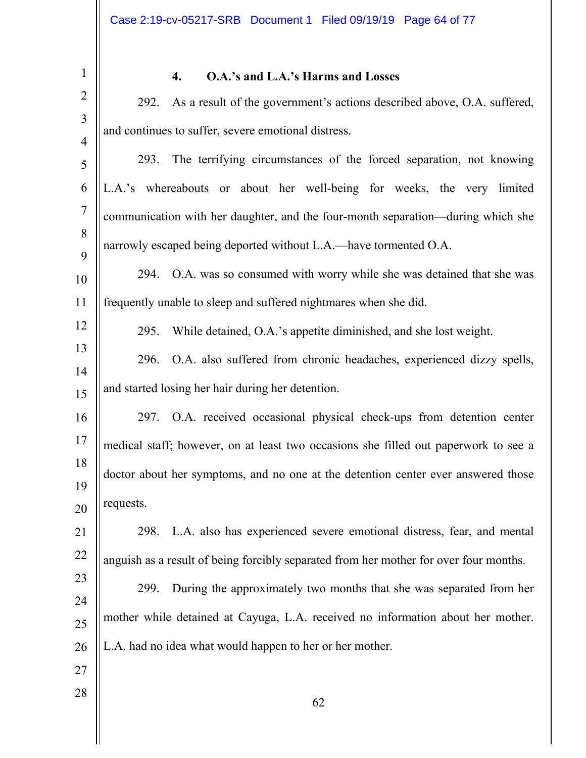#### 4. O.A.'s and L.A.'s Harms and Losses

292. As a result of the government's actions described above, O.A. suffered, and continues to suffer, severe emotional distress.

293. The terrifying circumstances of the forced separation, not knowing L.A.'s whereabouts or about her well-being for weeks, the very limited communication with her daughter, and the four-month separation—during which she narrowly escaped being deported without L.A.—have tormented O.A.

294. O.A. was so consumed with worry while she was detained that she was frequently unable to sleep and suffered nightmares when she did.

295. While detained, O.A.'s appetite diminished, and she lost weight.

296. O.A. also suffered from chronic headaches, experienced dizzy spells, and started losing her hair during her detention.

297. O.A. received occasional physical check-ups from detention center medical staff; however, on at least two occasions she filled out paperwork to see a doctor about her symptoms, and no one at the detention center ever answered those requests.

298. L.A. also has experienced severe emotional distress, fear, and mental anguish as a result of being forcibly separated from her mother for over four months.

299. During the approximately two months that she was separated from her mother while detained at Cayuga, L.A. received no information about her mother. L.A. had no idea what would happen to her or her mother.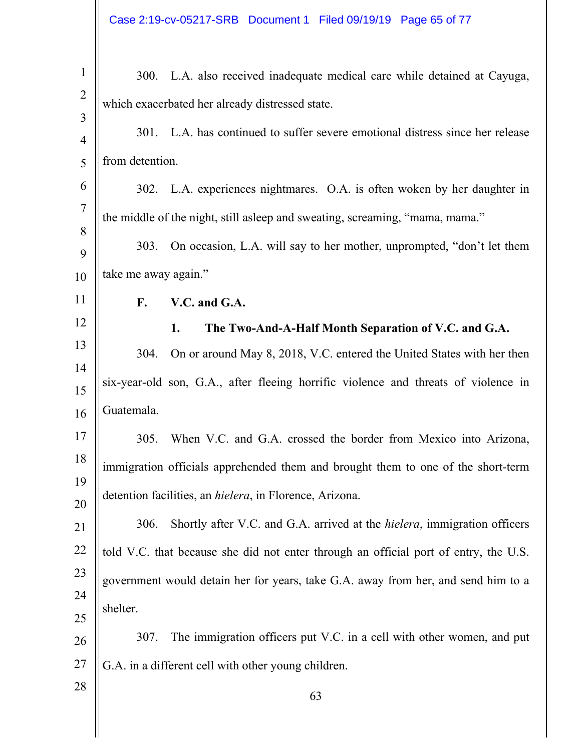300. L.A. also received inadequate medical care while detained at Cayuga, which exacerbated her already distressed state.

301. L.A. has continued to suffer severe emotional distress since her release from detention.

302. L.A. experiences nightmares. O.A. is often woken by her daughter in the middle of the night, still asleep and sweating, screaming, "mama, mama."

303. On occasion, L.A. will say to her mother, unprompted, "don't let them take me away again."

### F. V.C. and G.A.

#### 1. The Two-And-A-Half Month Separation of V.C. and G.A.

304. On or around May 8, 2018, V.C. entered the United States with her then six-year-old son, G.A., after fleeing horrific violence and threats of violence in Guatemala.

305. When V.C. and G.A. crossed the border from Mexico into Arizona, immigration officials apprehended them and brought them to one of the short-term detention facilities, an *hielera*, in Florence, Arizona.

306. Shortly after V.C. and G.A. arrived at the *hielera*, immigration officers told V.C. that because she did not enter through an official port of entry, the U.S. government would detain her for years, take G.A. away from her, and send him to a shelter.

307. The immigration officers put V.C. in a cell with other women, and put G.A. in a different cell with other young children.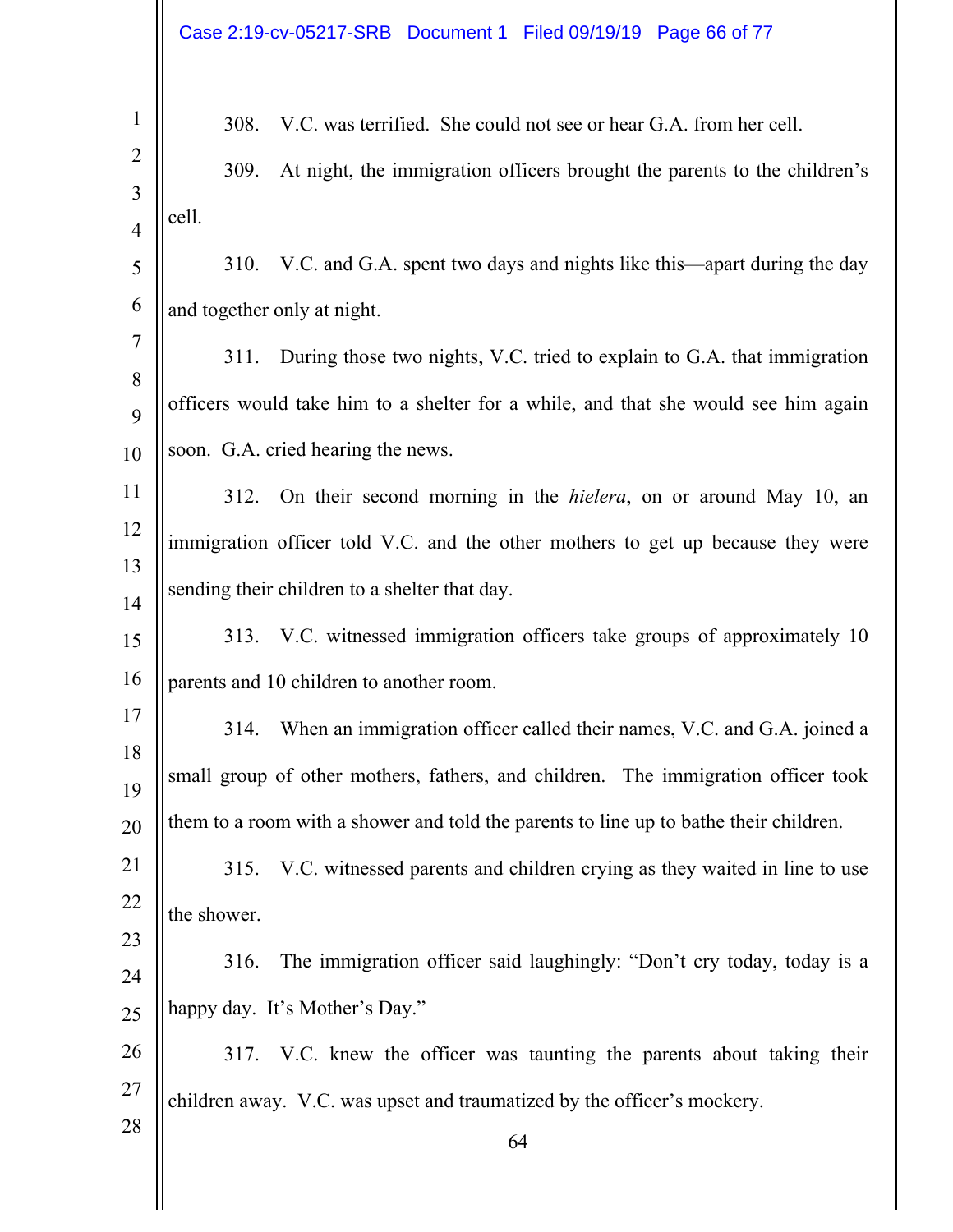308. V.C. was terrified. She could not see or hear G.A. from her cell.

309. At night, the immigration officers brought the parents to the children's cell.

310. V.C. and G.A. spent two days and nights like this—apart during the day and together only at night.

311. During those two nights, V.C. tried to explain to G.A. that immigration officers would take him to a shelter for a while, and that she would see him again soon. G.A. cried hearing the news.

312. On their second morning in the *hielera*, on or around May 10, an immigration officer told V.C. and the other mothers to get up because they were sending their children to a shelter that day.

313. V.C. witnessed immigration officers take groups of approximately 10 parents and 10 children to another room.

314. When an immigration officer called their names, V.C. and G.A. joined a small group of other mothers, fathers, and children. The immigration officer took them to a room with a shower and told the parents to line up to bathe their children.

315. V.C. witnessed parents and children crying as they waited in line to use the shower.

316. The immigration officer said laughingly: "Don't cry today, today is a happy day. It's Mother's Day."

317. V.C. knew the officer was taunting the parents about taking their children away. V.C. was upset and traumatized by the officer's mockery.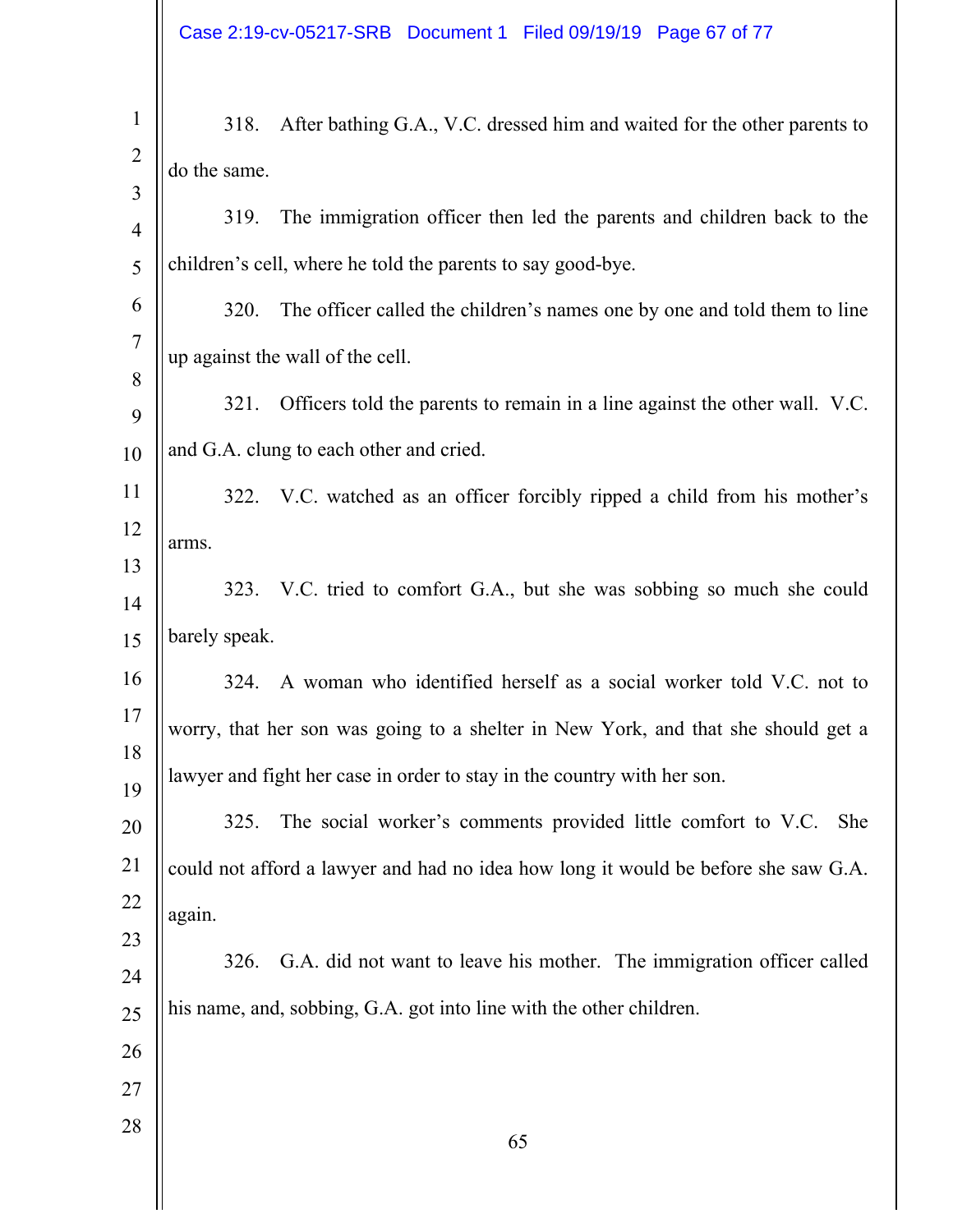318. After bathing G.A., V.C. dressed him and waited for the other parents to do the same.

319. The immigration officer then led the parents and children back to the children's cell, where he told the parents to say good-bye.

320. The officer called the children's names one by one and told them to line up against the wall of the cell.

321. Officers told the parents to remain in a line against the other wall. V.C. and G.A. clung to each other and cried.

322. V.C. watched as an officer forcibly ripped a child from his mother's arms.

323. V.C. tried to comfort G.A., but she was sobbing so much she could barely speak.

324. A woman who identified herself as a social worker told V.C. not to worry, that her son was going to a shelter in New York, and that she should get a lawyer and fight her case in order to stay in the country with her son.

325. The social worker's comments provided little comfort to V.C. She could not afford a lawyer and had no idea how long it would be before she saw G.A. again.

326. G.A. did not want to leave his mother. The immigration officer called his name, and, sobbing, G.A. got into line with the other children.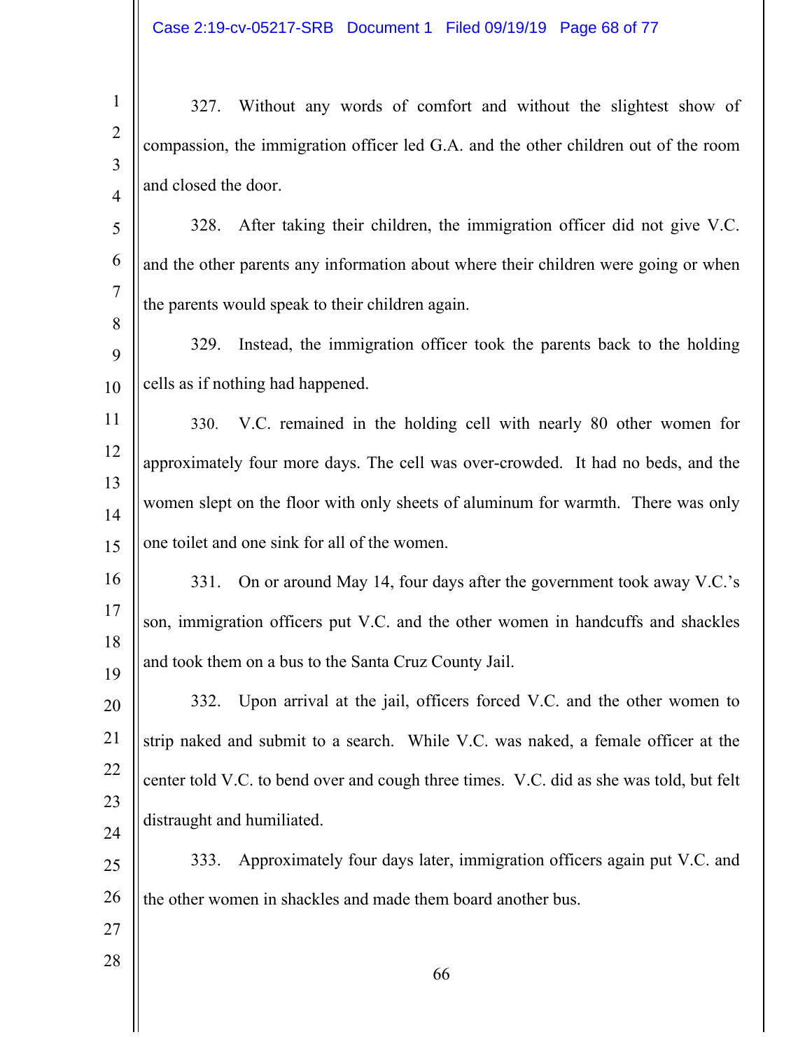327. Without any words of comfort and without the slightest show of compassion, the immigration officer led G.A. and the other children out of the room and closed the door.

328. After taking their children, the immigration officer did not give V.C. and the other parents any information about where their children were going or when the parents would speak to their children again.

329. Instead, the immigration officer took the parents back to the holding cells as if nothing had happened.

330. V.C. remained in the holding cell with nearly 80 other women for approximately four more days. The cell was over-crowded. It had no beds, and the women slept on the floor with only sheets of aluminum for warmth. There was only one toilet and one sink for all of the women.

331. On or around May 14, four days after the government took away V.C.'s son, immigration officers put V.C. and the other women in handcuffs and shackles and took them on a bus to the Santa Cruz County Jail.

332. Upon arrival at the jail, officers forced V.C. and the other women to strip naked and submit to a search. While V.C. was naked, a female officer at the center told V.C. to bend over and cough three times. V.C. did as she was told, but felt distraught and humiliated.

333. Approximately four days later, immigration officers again put V.C. and the other women in shackles and made them board another bus.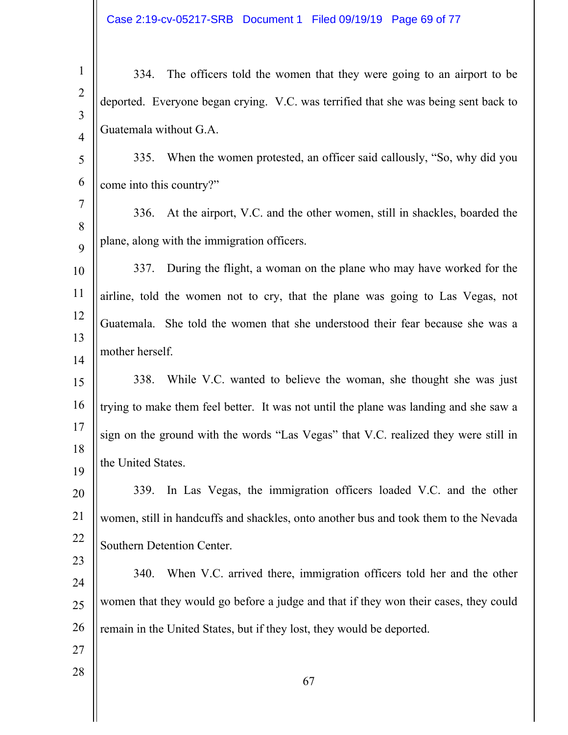334. The officers told the women that they were going to an airport to be deported. Everyone began crying. V.C. was terrified that she was being sent back to Guatemala without G.A.

335. When the women protested, an officer said callously, "So, why did you come into this country?"

336. At the airport, V.C. and the other women, still in shackles, boarded the plane, along with the immigration officers.

337. During the flight, a woman on the plane who may have worked for the airline, told the women not to cry, that the plane was going to Las Vegas, not Guatemala. She told the women that she understood their fear because she was a mother herself.

338. While V.C. wanted to believe the woman, she thought she was just trying to make them feel better. It was not until the plane was landing and she saw a sign on the ground with the words "Las Vegas" that V.C. realized they were still in the United States.

339. In Las Vegas, the immigration officers loaded V.C. and the other women, still in handcuffs and shackles, onto another bus and took them to the Nevada Southern Detention Center.

340. When V.C. arrived there, immigration officers told her and the other women that they would go before a judge and that if they won their cases, they could remain in the United States, but if they lost, they would be deported.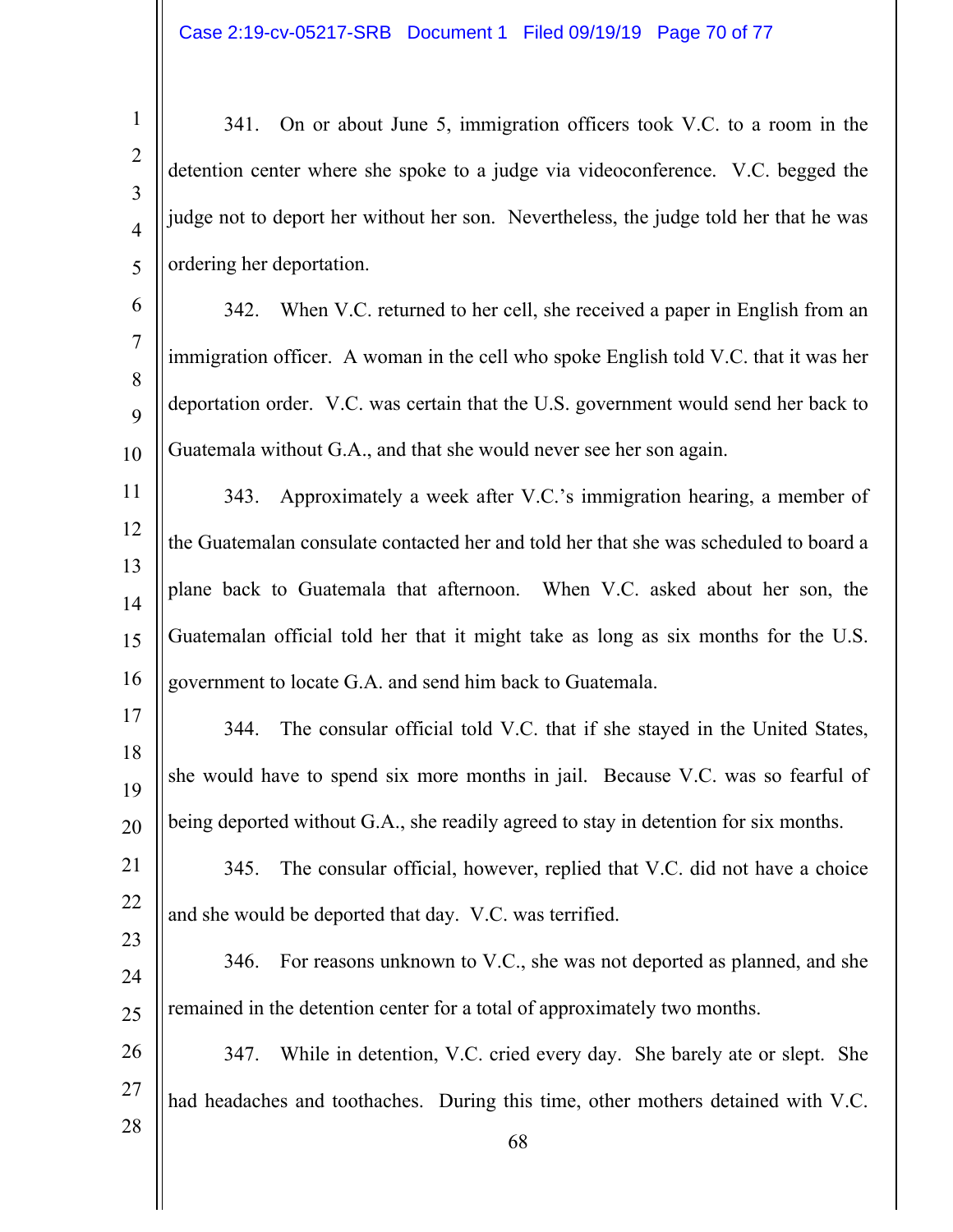341. On or about June 5, immigration officers took V.C. to a room in the detention center where she spoke to a judge via videoconference. V.C. begged the judge not to deport her without her son. Nevertheless, the judge told her that he was ordering her deportation.

342. When V.C. returned to her cell, she received a paper in English from an immigration officer. A woman in the cell who spoke English told V.C. that it was her deportation order. V.C. was certain that the U.S. government would send her back to Guatemala without G.A., and that she would never see her son again.

343. Approximately a week after V.C.'s immigration hearing, a member of the Guatemalan consulate contacted her and told her that she was scheduled to board a plane back to Guatemala that afternoon. When V.C. asked about her son, the Guatemalan official told her that it might take as long as six months for the U.S. government to locate G.A. and send him back to Guatemala.

344. The consular official told V.C. that if she stayed in the United States, she would have to spend six more months in jail. Because V.C. was so fearful of being deported without G.A., she readily agreed to stay in detention for six months.

345. The consular official, however, replied that V.C. did not have a choice and she would be deported that day. V.C. was terrified.

346. For reasons unknown to V.C., she was not deported as planned, and she remained in the detention center for a total of approximately two months.

347. While in detention, V.C. cried every day. She barely ate or slept. She had headaches and toothaches. During this time, other mothers detained with V.C.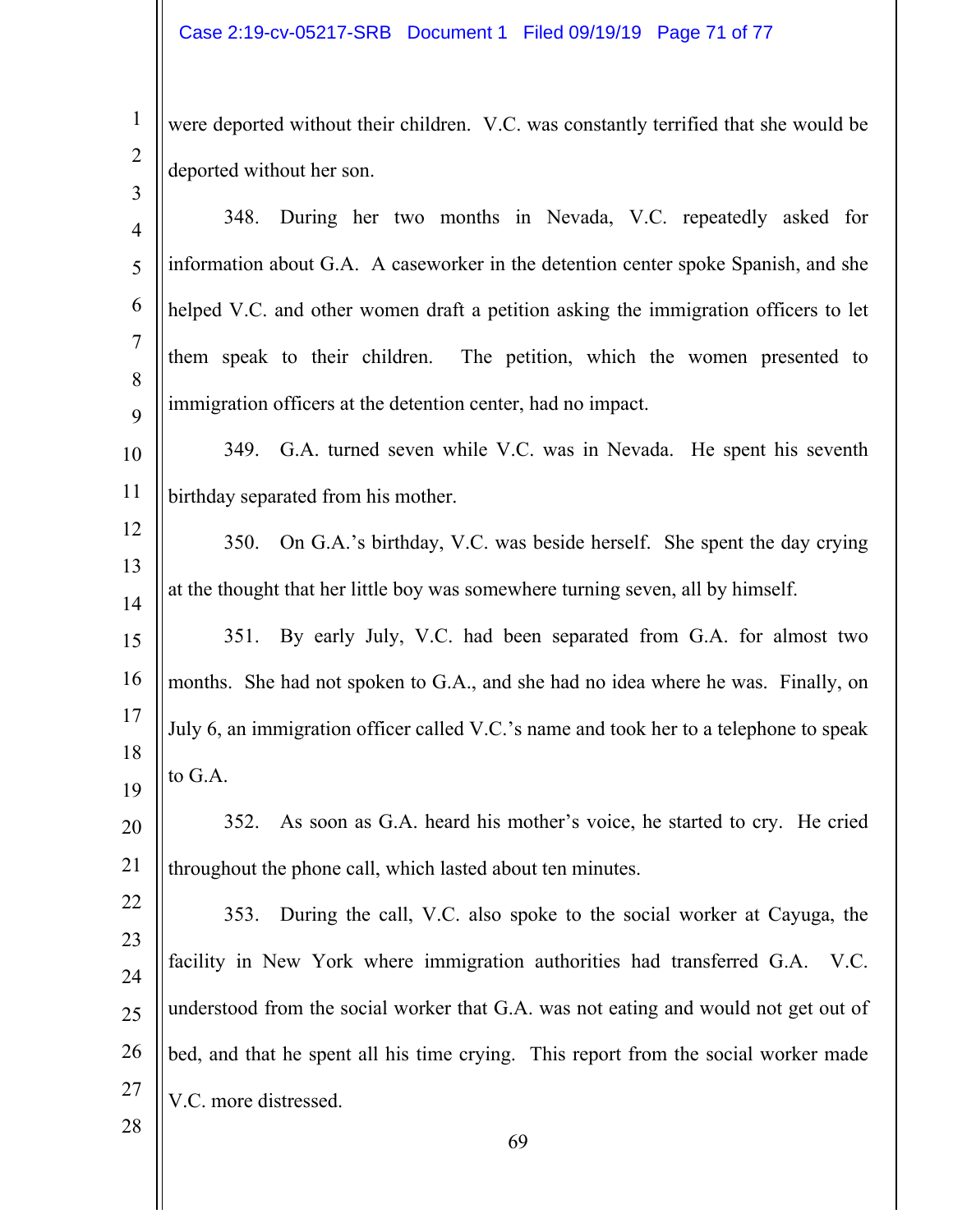were deported without their children. V.C. was constantly terrified that she would be deported without her son.

348. During her two months in Nevada, V.C. repeatedly asked for information about G.A. A caseworker in the detention center spoke Spanish, and she helped V.C. and other women draft a petition asking the immigration officers to let them speak to their children. The petition, which the women presented to immigration officers at the detention center, had no impact.

349. G.A. turned seven while V.C. was in Nevada. He spent his seventh birthday separated from his mother.

350. On G.A.'s birthday, V.C. was beside herself. She spent the day crying at the thought that her little boy was somewhere turning seven, all by himself.

351. By early July, V.C. had been separated from G.A. for almost two months. She had not spoken to G.A., and she had no idea where he was. Finally, on July 6, an immigration officer called V.C.'s name and took her to a telephone to speak to G.A.

352. As soon as G.A. heard his mother's voice, he started to cry. He cried throughout the phone call, which lasted about ten minutes.

353. During the call, V.C. also spoke to the social worker at Cayuga, the facility in New York where immigration authorities had transferred G.A. V.C. understood from the social worker that G.A. was not eating and would not get out of bed, and that he spent all his time crying. This report from the social worker made V.C. more distressed.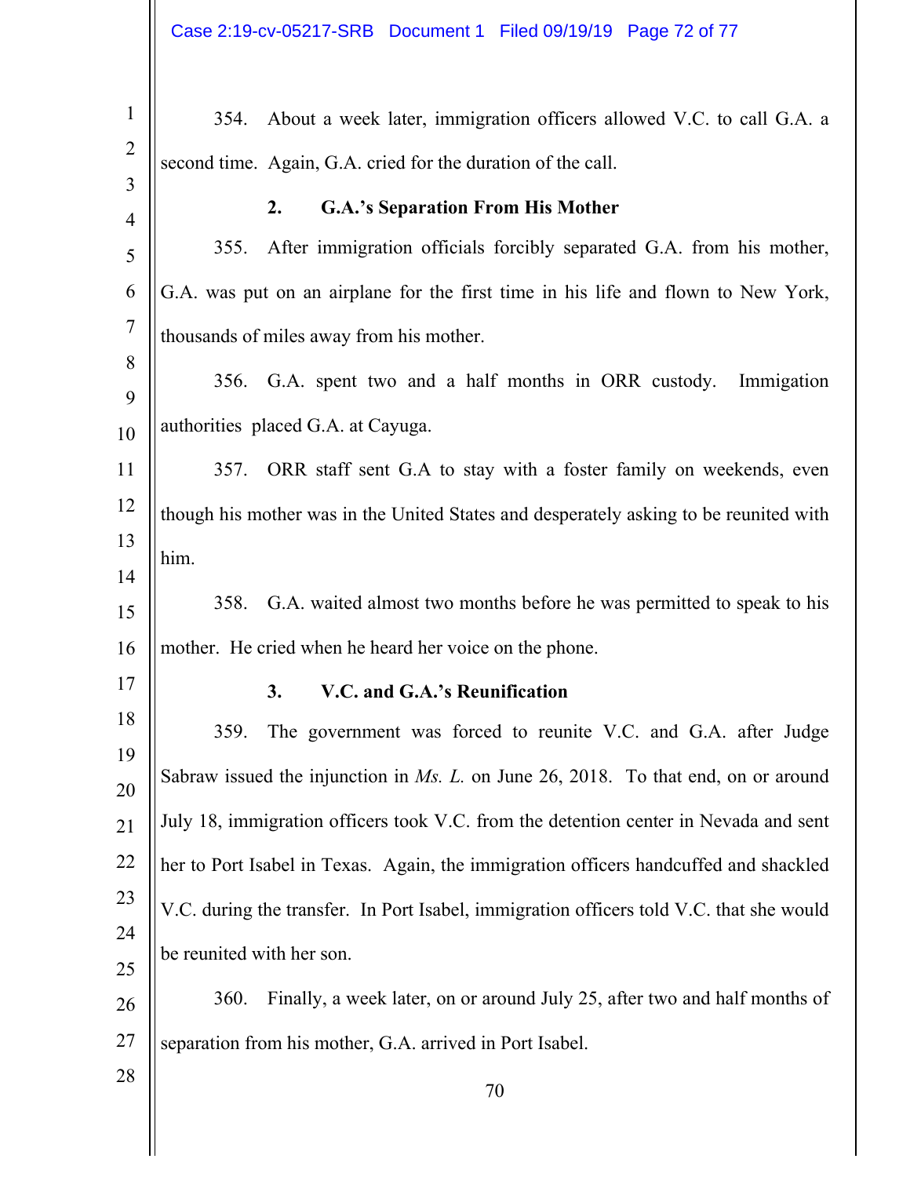354. About a week later, immigration officers allowed V.C. to call G.A. a second time. Again, G.A. cried for the duration of the call.

**2. G.A.'s Separation From His Mother**

355. After immigration officials forcibly separated G.A. from his mother, G.A. was put on an airplane for the first time in his life and flown to New York, thousands of miles away from his mother.

356. G.A. spent two and a half months in ORR custody. Immigation authorities placed G.A. at Cayuga.

357. ORR staff sent G.A to stay with a foster family on weekends, even though his mother was in the United States and desperately asking to be reunited with him.

358. G.A. waited almost two months before he was permitted to speak to his mother. He cried when he heard her voice on the phone.

**3. V.C. and G.A.'s Reunification**

359. The government was forced to reunite V.C. and G.A. after Judge Sabraw issued the injunction in *Ms. L.* on June 26, 2018. To that end, on or around July 18, immigration officers took V.C. from the detention center in Nevada and sent her to Port Isabel in Texas. Again, the immigration officers handcuffed and shackled V.C. during the transfer. In Port Isabel, immigration officers told V.C. that she would be reunited with her son.

360. Finally, a week later, on or around July 25, after two and half months of separation from his mother, G.A. arrived in Port Isabel.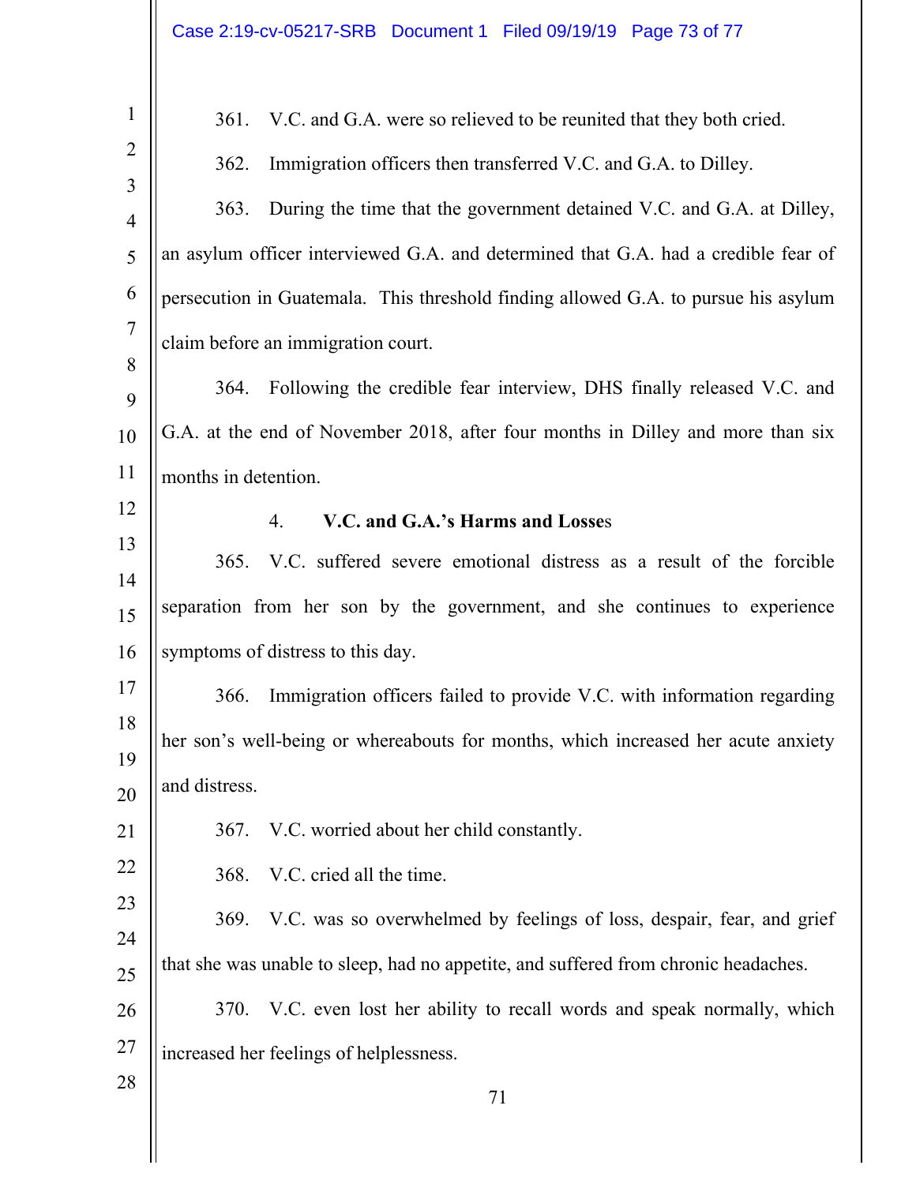361. V.C. and G.A. were so relieved to be reunited that they both cried.

362. Immigration officers then transferred V.C. and G.A. to Dilley.

363. During the time that the government detained V.C. and G.A. at Dilley, an asylum officer interviewed G.A. and determined that G.A. had a credible fear of persecution in Guatemala. This threshold finding allowed G.A. to pursue his asylum claim before an immigration court.

364. Following the credible fear interview, DHS finally released V.C. and G.A. at the end of November 2018, after four months in Dilley and more than six months in detention.

#### 4. V.C. and G.A.'s Harms and Losses

365. V.C. suffered severe emotional distress as a result of the forcible separation from her son by the government, and she continues to experience symptoms of distress to this day.

366. Immigration officers failed to provide V.C. with information regarding her son's well-being or whereabouts for months, which increased her acute anxiety and distress.

367. V.C. worried about her child constantly.

368. V.C. cried all the time.

369. V.C. was so overwhelmed by feelings of loss, despair, fear, and grief that she was unable to sleep, had no appetite, and suffered from chronic headaches.

370. V.C. even lost her ability to recall words and speak normally, which increased her feelings of helplessness.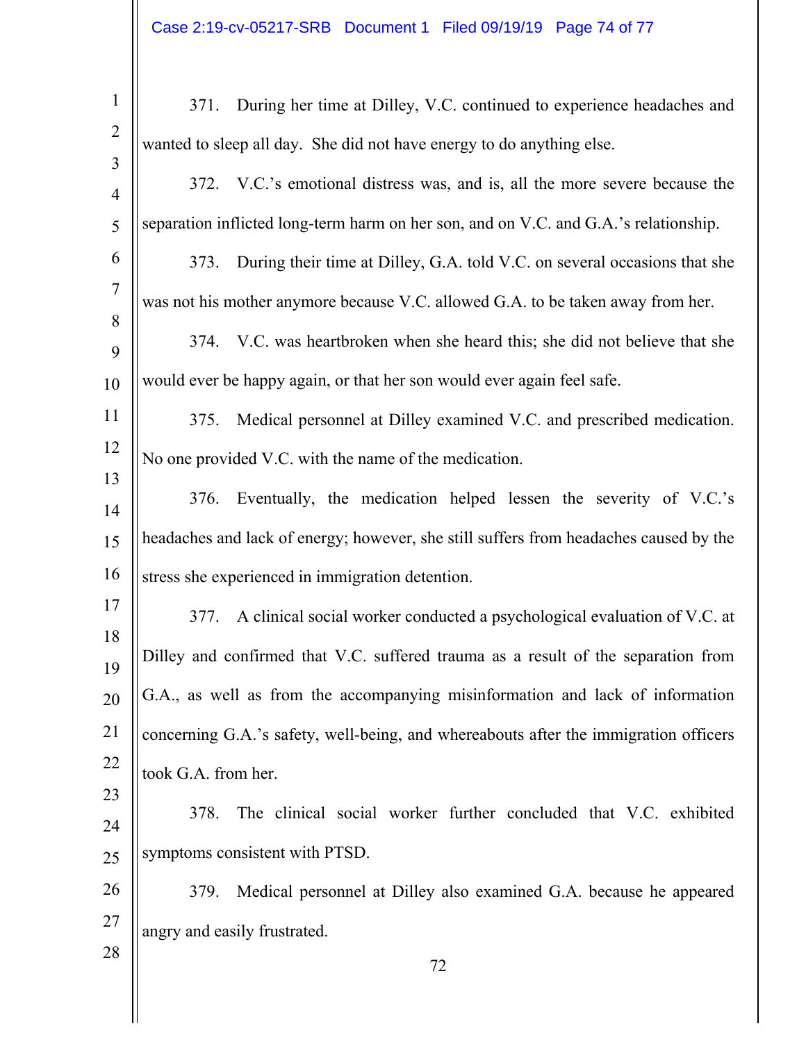371. During her time at Dilley, V.C. continued to experience headaches and wanted to sleep all day. She did not have energy to do anything else.

372. V.C.'s emotional distress was, and is, all the more severe because the separation inflicted long-term harm on her son, and on V.C. and G.A.'s relationship.

373. During their time at Dilley, G.A. told V.C. on several occasions that she was not his mother anymore because V.C. allowed G.A. to be taken away from her.

374. V.C. was heartbroken when she heard this; she did not believe that she would ever be happy again, or that her son would ever again feel safe.

375. Medical personnel at Dilley examined V.C. and prescribed medication. No one provided V.C. with the name of the medication.

376. Eventually, the medication helped lessen the severity of V.C.'s headaches and lack of energy; however, she still suffers from headaches caused by the stress she experienced in immigration detention.

377. A clinical social worker conducted a psychological evaluation of V.C. at Dilley and confirmed that V.C. suffered trauma as a result of the separation from G.A., as well as from the accompanying misinformation and lack of information concerning G.A.'s safety, well-being, and whereabouts after the immigration officers took G.A. from her.

378. The clinical social worker further concluded that V.C. exhibited symptoms consistent with PTSD.

379. Medical personnel at Dilley also examined G.A. because he appeared angry and easily frustrated.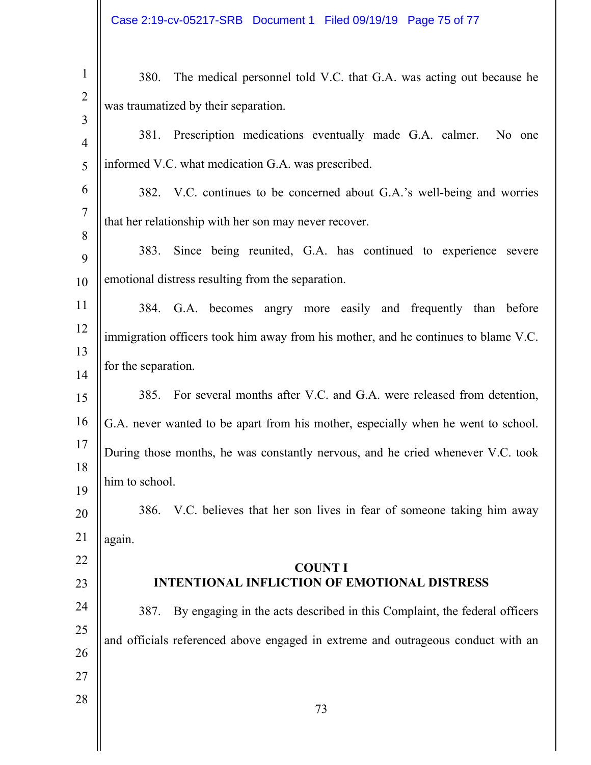380. The medical personnel told V.C. that G.A. was acting out because he was traumatized by their separation.

381. Prescription medications eventually made G.A. calmer. No one informed V.C. what medication G.A. was prescribed.

382. V.C. continues to be concerned about G.A.'s well-being and worries that her relationship with her son may never recover.

383. Since being reunited, G.A. has continued to experience severe emotional distress resulting from the separation.

384. G.A. becomes angry more easily and frequently than before immigration officers took him away from his mother, and he continues to blame V.C. for the separation.

385. For several months after V.C. and G.A. were released from detention, G.A. never wanted to be apart from his mother, especially when he went to school. During those months, he was constantly nervous, and he cried whenever V.C. took him to school.

386. V.C. believes that her son lives in fear of someone taking him away again.

**COUNT I**
**INTENTIONAL INFLICTION OF EMOTIONAL DISTRESS**

387. By engaging in the acts described in this Complaint, the federal officers and officials referenced above engaged in extreme and outrageous conduct with an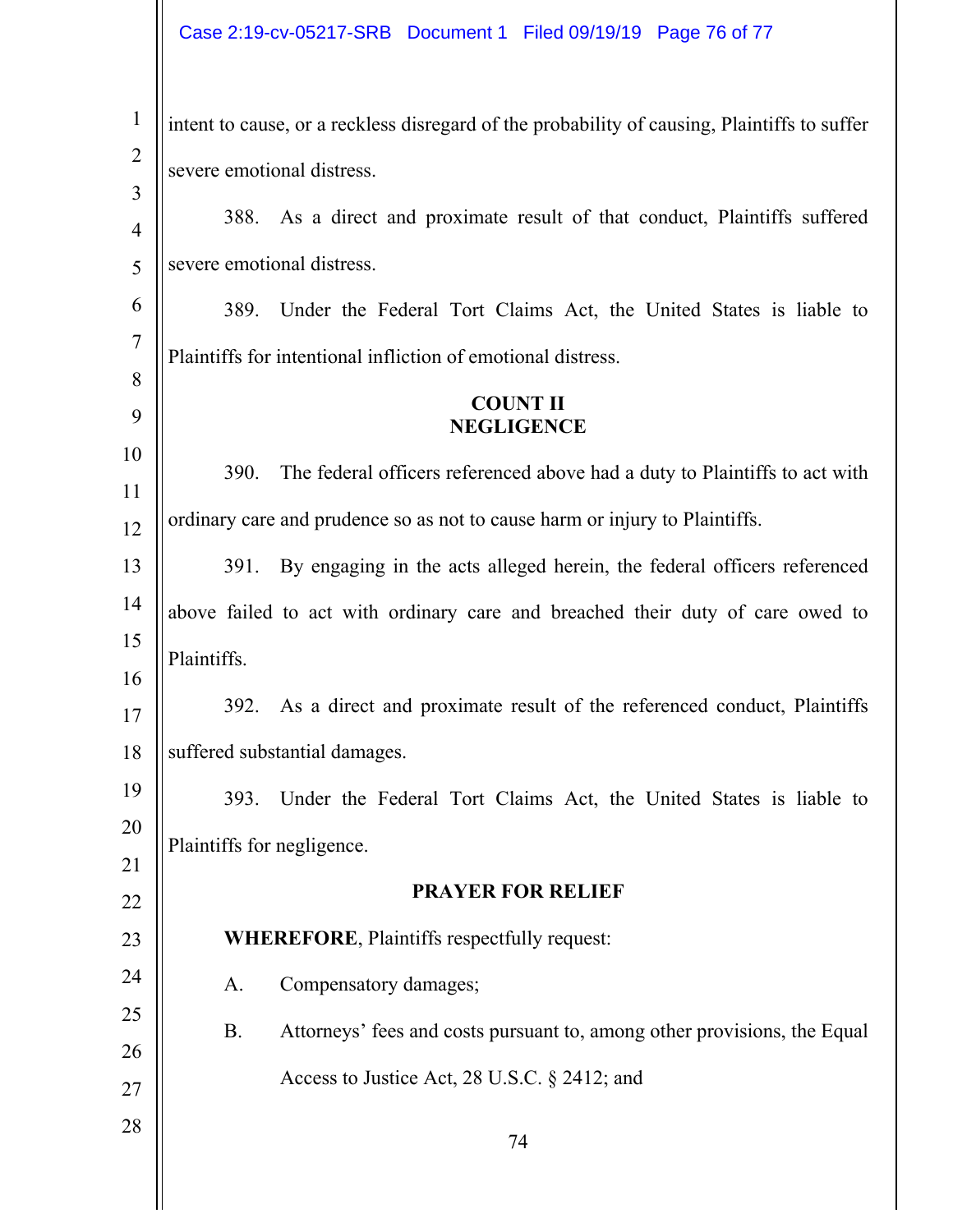intent to cause, or a reckless disregard of the probability of causing, Plaintiffs to suffer severe emotional distress.

388. As a direct and proximate result of that conduct, Plaintiffs suffered severe emotional distress.

389. Under the Federal Tort Claims Act, the United States is liable to Plaintiffs for intentional infliction of emotional distress.

**COUNT II**
**NEGLIGENCE**

390. The federal officers referenced above had a duty to Plaintiffs to act with ordinary care and prudence so as not to cause harm or injury to Plaintiffs.

391. By engaging in the acts alleged herein, the federal officers referenced above failed to act with ordinary care and breached their duty of care owed to Plaintiffs.

392. As a direct and proximate result of the referenced conduct, Plaintiffs suffered substantial damages.

393. Under the Federal Tort Claims Act, the United States is liable to Plaintiffs for negligence.

**PRAYER FOR RELIEF**

**WHEREFORE**, Plaintiffs respectfully request:

A. Compensatory damages;

B. Attorneys' fees and costs pursuant to, among other provisions, the Equal Access to Justice Act, 28 U.S.C. § 2412; and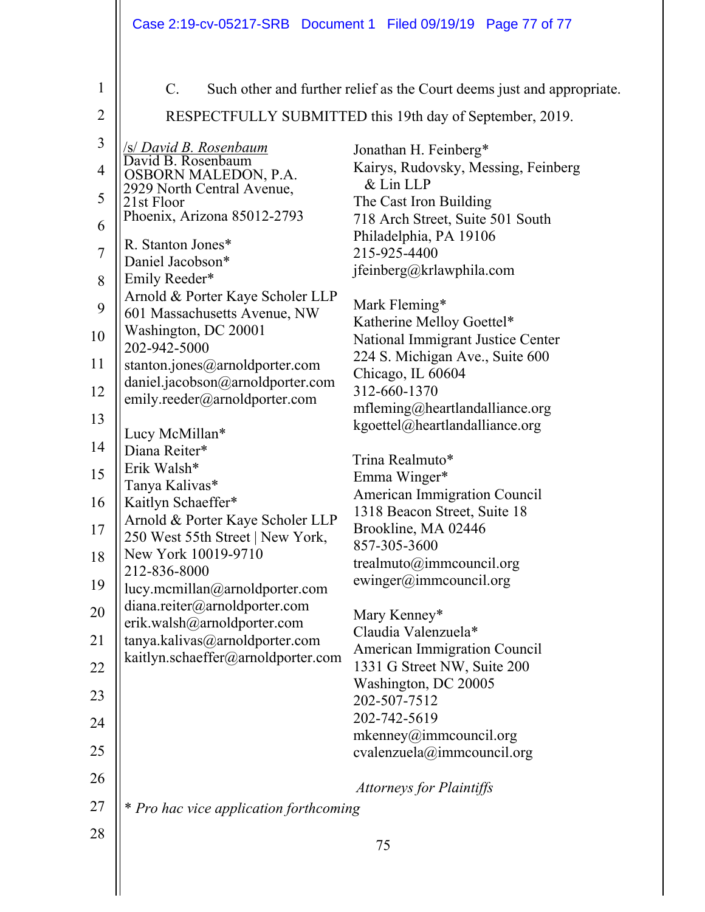C. Such other and further relief as the Court deems just and appropriate.

RESPECTFULLY SUBMITTED this 19th day of September, 2019.

/s/ *David B. Rosenbaum*
David B. Rosenbaum
OSBORN MALEDON, P.A.
2929 North Central Avenue,
21st Floor
Phoenix, Arizona 85012-2793

R. Stanton Jones*
Daniel Jacobson*
Emily Reeder*
Arnold & Porter Kaye Scholer LLP
601 Massachusetts Avenue, NW
Washington, DC 20001
202-942-5000
stanton.jones@arnoldporter.com
daniel.jacobson@arnoldporter.com
emily.reeder@arnoldporter.com

Lucy McMillan*
Diana Reiter*
Erik Walsh*
Tanya Kalivas*
Kaitlyn Schaeffer*
Arnold & Porter Kaye Scholer LLP
250 West 55th Street | New York,
New York 10019-9710
212-836-8000
lucy.mcmillan@arnoldporter.com
diana.reiter@arnoldporter.com
erik.walsh@arnoldporter.com
tanya.kalivas@arnoldporter.com
kaitlyn.schaeffer@arnoldporter.com

Jonathan H. Feinberg*
Kairys, Rudovsky, Messing, Feinberg
& Lin LLP
The Cast Iron Building
718 Arch Street, Suite 501 South
Philadelphia, PA 19106
215-925-4400
jfeinberg@krlawphila.com

Mark Fleming*
Katherine Melloy Goettel*
National Immigrant Justice Center
224 S. Michigan Ave., Suite 600
Chicago, IL 60604
312-660-1370
mfleming@heartlandalliance.org
kgoettel@heartlandalliance.org

Trina Realmuto*
Emma Winger*
American Immigration Council
1318 Beacon Street, Suite 18
Brookline, MA 02446
857-305-3600
trealmuto@immcouncil.org
ewinger@immcouncil.org

Mary Kenney*
Claudia Valenzuela*
American Immigration Council
1331 G Street NW, Suite 200
Washington, DC 20005
202-507-7512
202-742-5619
mkenney@immcouncil.org
cvalenzuela@immcouncil.org

*Attorneys for Plaintiffs*

\* *Pro hac vice application forthcoming*